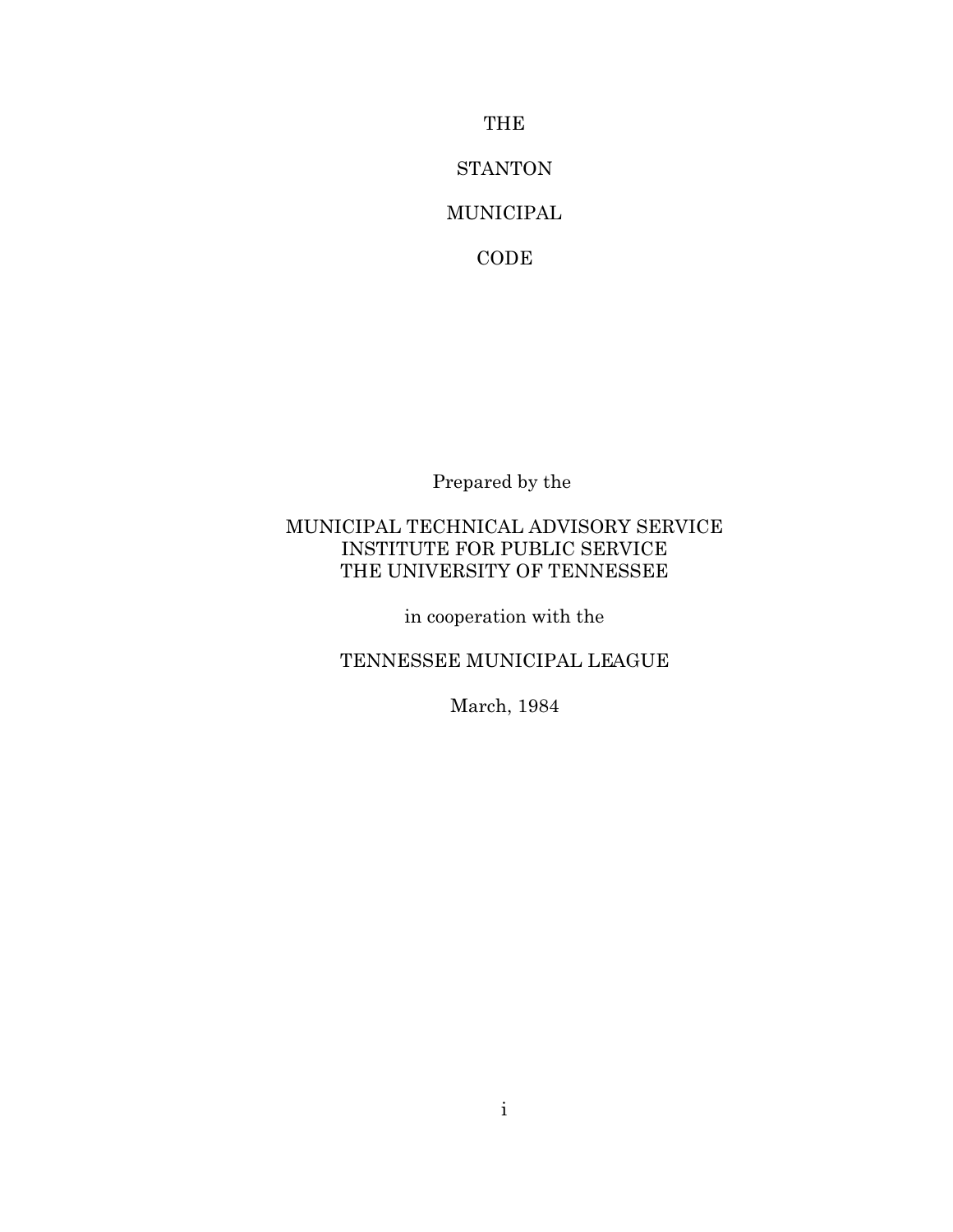# THE

# STANTON

# MUNICIPAL

# CODE

Prepared by the

MUNICIPAL TECHNICAL ADVISORY SERVICE
INSTITUTE FOR PUBLIC SERVICE
THE UNIVERSITY OF TENNESSEE

in cooperation with the

TENNESSEE MUNICIPAL LEAGUE

March, 1984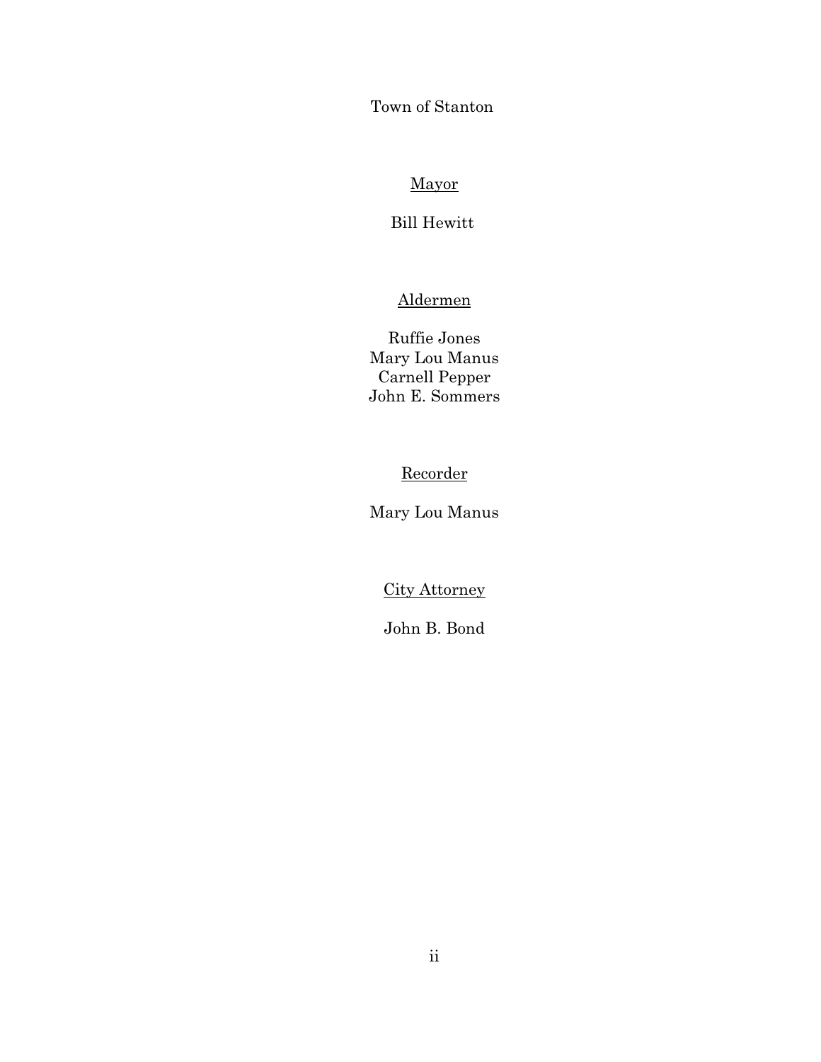Town of Stanton

Mayor

Bill Hewitt

Aldermen

Ruffie Jones
Mary Lou Manus
Carnell Pepper
John E. Sommers

Recorder

Mary Lou Manus

City Attorney

John B. Bond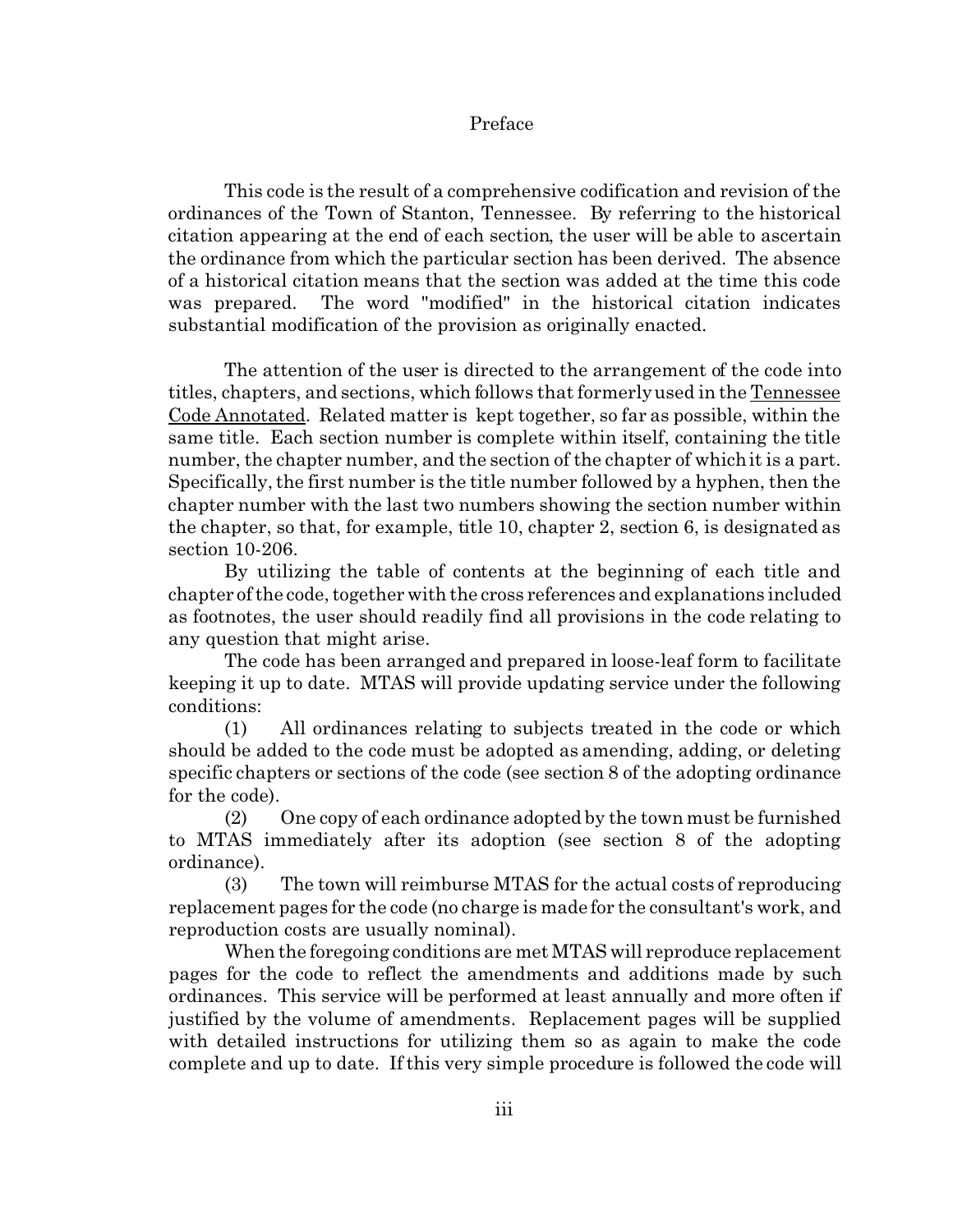# Preface

This code is the result of a comprehensive codification and revision of the ordinances of the Town of Stanton, Tennessee. By referring to the historical citation appearing at the end of each section, the user will be able to ascertain the ordinance from which the particular section has been derived. The absence of a historical citation means that the section was added at the time this code was prepared. The word "modified" in the historical citation indicates substantial modification of the provision as originally enacted.

The attention of the user is directed to the arrangement of the code into titles, chapters, and sections, which follows that formerly used in the Tennessee Code Annotated. Related matter is kept together, so far as possible, within the same title. Each section number is complete within itself, containing the title number, the chapter number, and the section of the chapter of which it is a part. Specifically, the first number is the title number followed by a hyphen, then the chapter number with the last two numbers showing the section number within the chapter, so that, for example, title 10, chapter 2, section 6, is designated as section 10-206.

By utilizing the table of contents at the beginning of each title and chapter of the code, together with the cross references and explanations included as footnotes, the user should readily find all provisions in the code relating to any question that might arise.

The code has been arranged and prepared in loose-leaf form to facilitate keeping it up to date. MTAS will provide updating service under the following conditions:

(1) All ordinances relating to subjects treated in the code or which should be added to the code must be adopted as amending, adding, or deleting specific chapters or sections of the code (see section 8 of the adopting ordinance for the code).

(2) One copy of each ordinance adopted by the town must be furnished to MTAS immediately after its adoption (see section 8 of the adopting ordinance).

(3) The town will reimburse MTAS for the actual costs of reproducing replacement pages for the code (no charge is made for the consultant's work, and reproduction costs are usually nominal).

When the foregoing conditions are met MTAS will reproduce replacement pages for the code to reflect the amendments and additions made by such ordinances. This service will be performed at least annually and more often if justified by the volume of amendments. Replacement pages will be supplied with detailed instructions for utilizing them so as again to make the code complete and up to date. If this very simple procedure is followed the code will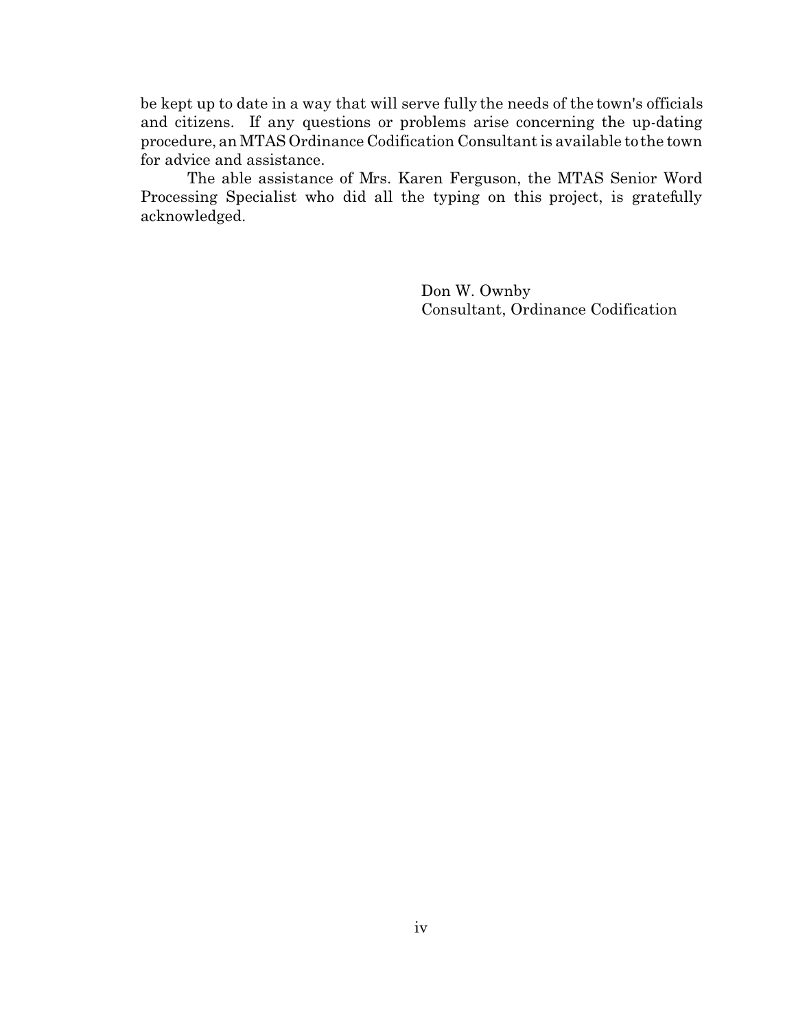be kept up to date in a way that will serve fully the needs of the town's officials and citizens. If any questions or problems arise concerning the up-dating procedure, an MTAS Ordinance Codification Consultant is available to the town for advice and assistance.

The able assistance of Mrs. Karen Ferguson, the MTAS Senior Word Processing Specialist who did all the typing on this project, is gratefully acknowledged.

Don W. Ownby
Consultant, Ordinance Codification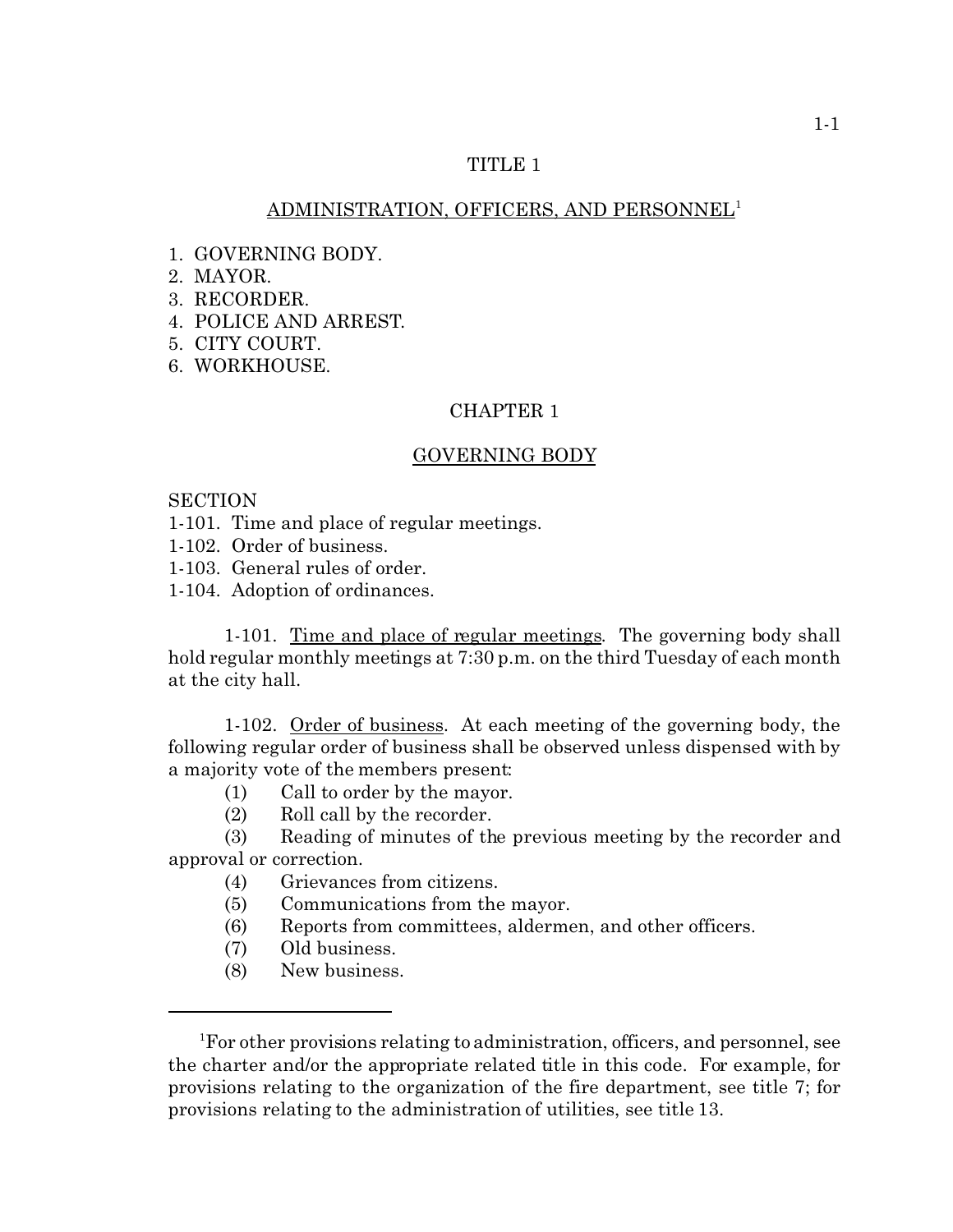# TITLE 1

## ADMINISTRATION, OFFICERS, AND PERSONNEL[1]

1. GOVERNING BODY.
2. MAYOR.
3. RECORDER.
4. POLICE AND ARREST.
5. CITY COURT.
6. WORKHOUSE.

## CHAPTER 1

## GOVERNING BODY

SECTION

1-101. Time and place of regular meetings.
1-102. Order of business.
1-103. General rules of order.
1-104. Adoption of ordinances.

1-101. Time and place of regular meetings. The governing body shall hold regular monthly meetings at 7:30 p.m. on the third Tuesday of each month at the city hall.

1-102. Order of business. At each meeting of the governing body, the following regular order of business shall be observed unless dispensed with by a majority vote of the members present:

(1) Call to order by the mayor.
(2) Roll call by the recorder.
(3) Reading of minutes of the previous meeting by the recorder and approval or correction.
(4) Grievances from citizens.
(5) Communications from the mayor.
(6) Reports from committees, aldermen, and other officers.
(7) Old business.
(8) New business.

---

[1]For other provisions relating to administration, officers, and personnel, see the charter and/or the appropriate related title in this code. For example, for provisions relating to the organization of the fire department, see title 7; for provisions relating to the administration of utilities, see title 13.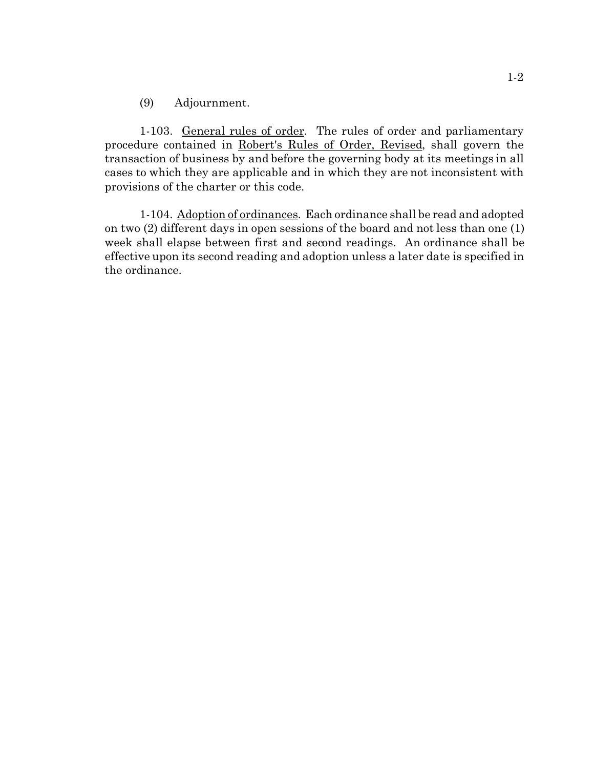(9) Adjournment.

1-103. General rules of order. The rules of order and parliamentary procedure contained in Robert's Rules of Order, Revised, shall govern the transaction of business by and before the governing body at its meetings in all cases to which they are applicable and in which they are not inconsistent with provisions of the charter or this code.

1-104. Adoption of ordinances. Each ordinance shall be read and adopted on two (2) different days in open sessions of the board and not less than one (1) week shall elapse between first and second readings. An ordinance shall be effective upon its second reading and adoption unless a later date is specified in the ordinance.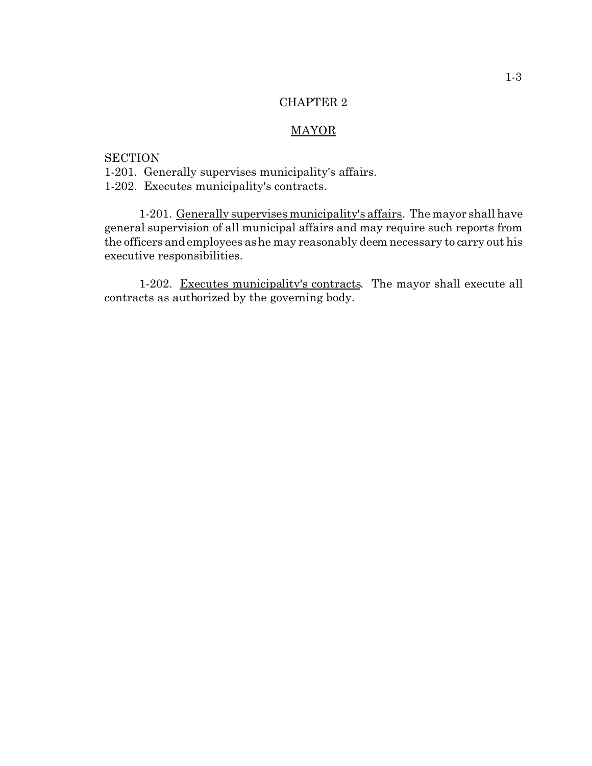# CHAPTER 2

## MAYOR

SECTION
1-201. Generally supervises municipality's affairs.
1-202. Executes municipality's contracts.

1-201. Generally supervises municipality's affairs. The mayor shall have general supervision of all municipal affairs and may require such reports from the officers and employees as he may reasonably deem necessary to carry out his executive responsibilities.

1-202. Executes municipality's contracts. The mayor shall execute all contracts as authorized by the governing body.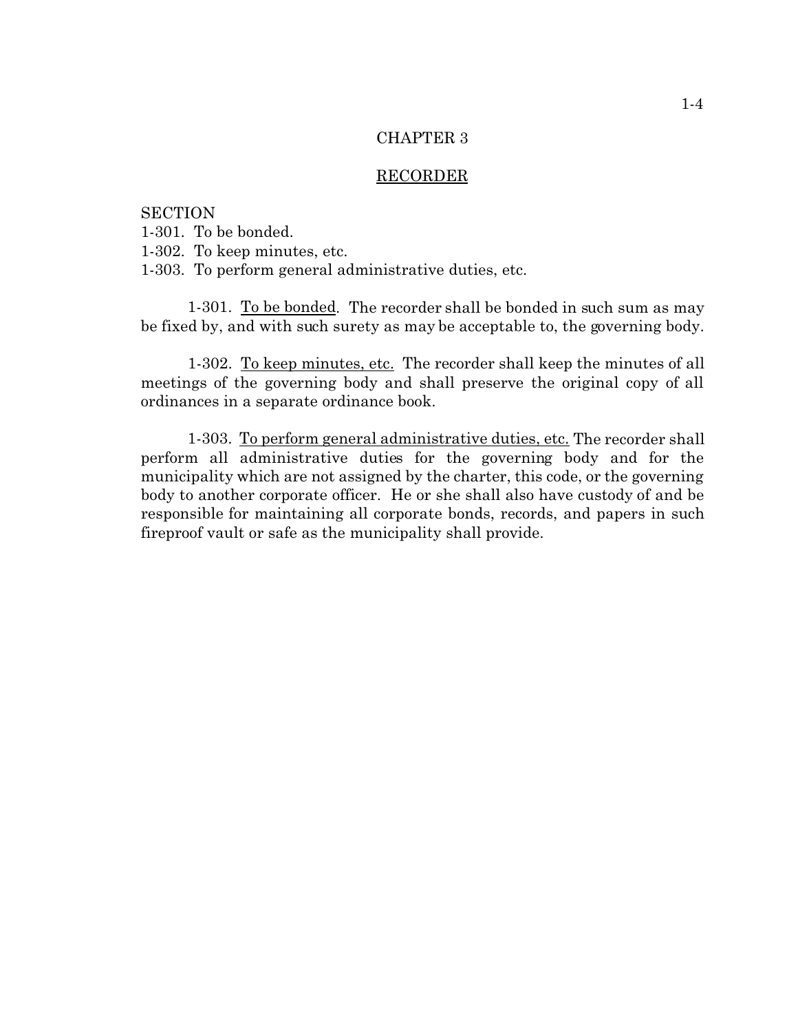# CHAPTER 3

## RECORDER

SECTION
1-301. To be bonded.
1-302. To keep minutes, etc.
1-303. To perform general administrative duties, etc.

1-301. To be bonded. The recorder shall be bonded in such sum as may be fixed by, and with such surety as may be acceptable to, the governing body.

1-302. To keep minutes, etc. The recorder shall keep the minutes of all meetings of the governing body and shall preserve the original copy of all ordinances in a separate ordinance book.

1-303. To perform general administrative duties, etc. The recorder shall perform all administrative duties for the governing body and for the municipality which are not assigned by the charter, this code, or the governing body to another corporate officer. He or she shall also have custody of and be responsible for maintaining all corporate bonds, records, and papers in such fireproof vault or safe as the municipality shall provide.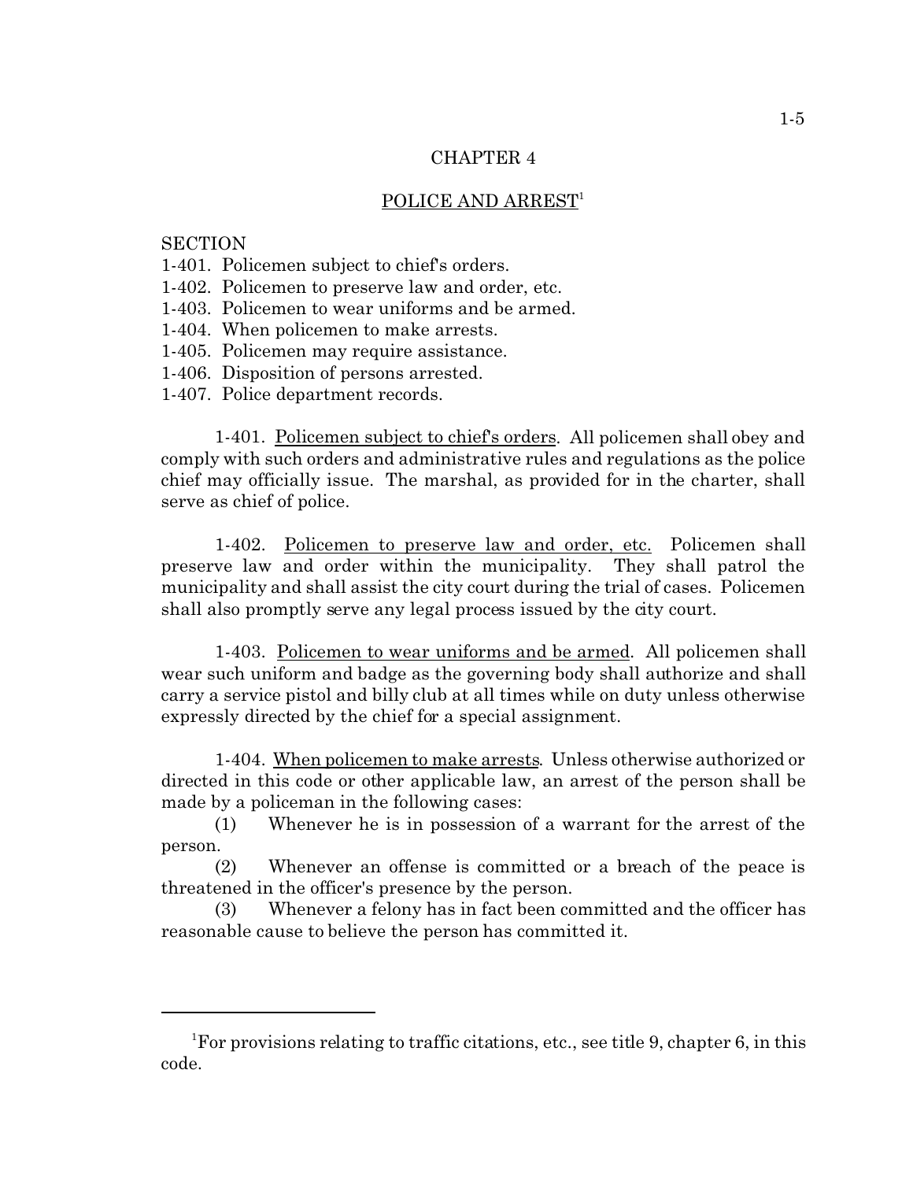# CHAPTER 4

## POLICE AND ARREST[1]

SECTION
1-401. Policemen subject to chief's orders.
1-402. Policemen to preserve law and order, etc.
1-403. Policemen to wear uniforms and be armed.
1-404. When policemen to make arrests.
1-405. Policemen may require assistance.
1-406. Disposition of persons arrested.
1-407. Police department records.

1-401. Policemen subject to chief's orders. All policemen shall obey and comply with such orders and administrative rules and regulations as the police chief may officially issue. The marshal, as provided for in the charter, shall serve as chief of police.

1-402. Policemen to preserve law and order, etc. Policemen shall preserve law and order within the municipality. They shall patrol the municipality and shall assist the city court during the trial of cases. Policemen shall also promptly serve any legal process issued by the city court.

1-403. Policemen to wear uniforms and be armed. All policemen shall wear such uniform and badge as the governing body shall authorize and shall carry a service pistol and billy club at all times while on duty unless otherwise expressly directed by the chief for a special assignment.

1-404. When policemen to make arrests. Unless otherwise authorized or directed in this code or other applicable law, an arrest of the person shall be made by a policeman in the following cases:

(1) Whenever he is in possession of a warrant for the arrest of the person.

(2) Whenever an offense is committed or a breach of the peace is threatened in the officer's presence by the person.

(3) Whenever a felony has in fact been committed and the officer has reasonable cause to believe the person has committed it.

---

[1]For provisions relating to traffic citations, etc., see title 9, chapter 6, in this code.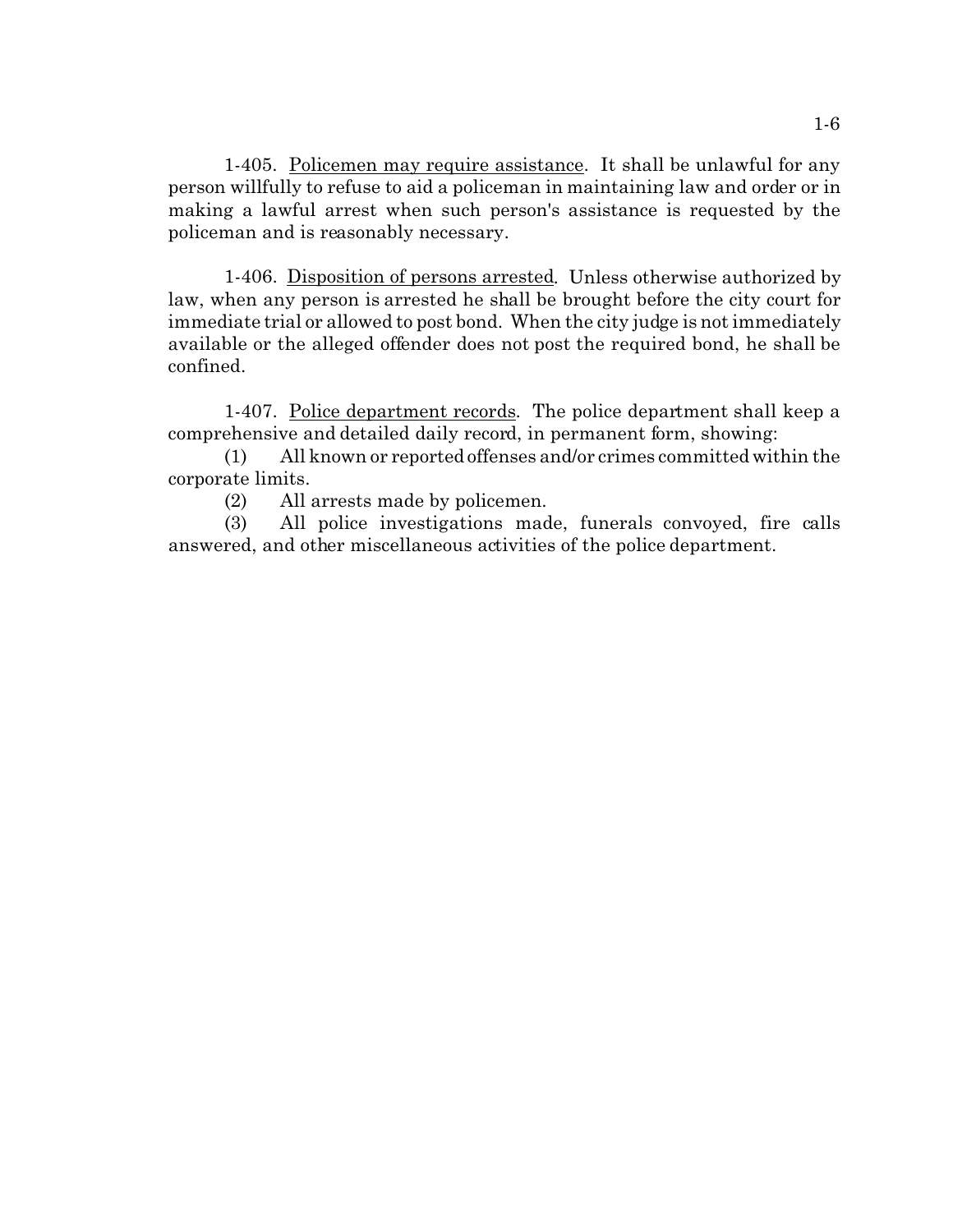1-405. Policemen may require assistance. It shall be unlawful for any person willfully to refuse to aid a policeman in maintaining law and order or in making a lawful arrest when such person's assistance is requested by the policeman and is reasonably necessary.

1-406. Disposition of persons arrested. Unless otherwise authorized by law, when any person is arrested he shall be brought before the city court for immediate trial or allowed to post bond. When the city judge is not immediately available or the alleged offender does not post the required bond, he shall be confined.

1-407. Police department records. The police department shall keep a comprehensive and detailed daily record, in permanent form, showing:

(1) All known or reported offenses and/or crimes committed within the corporate limits.

(2) All arrests made by policemen.

(3) All police investigations made, funerals convoyed, fire calls answered, and other miscellaneous activities of the police department.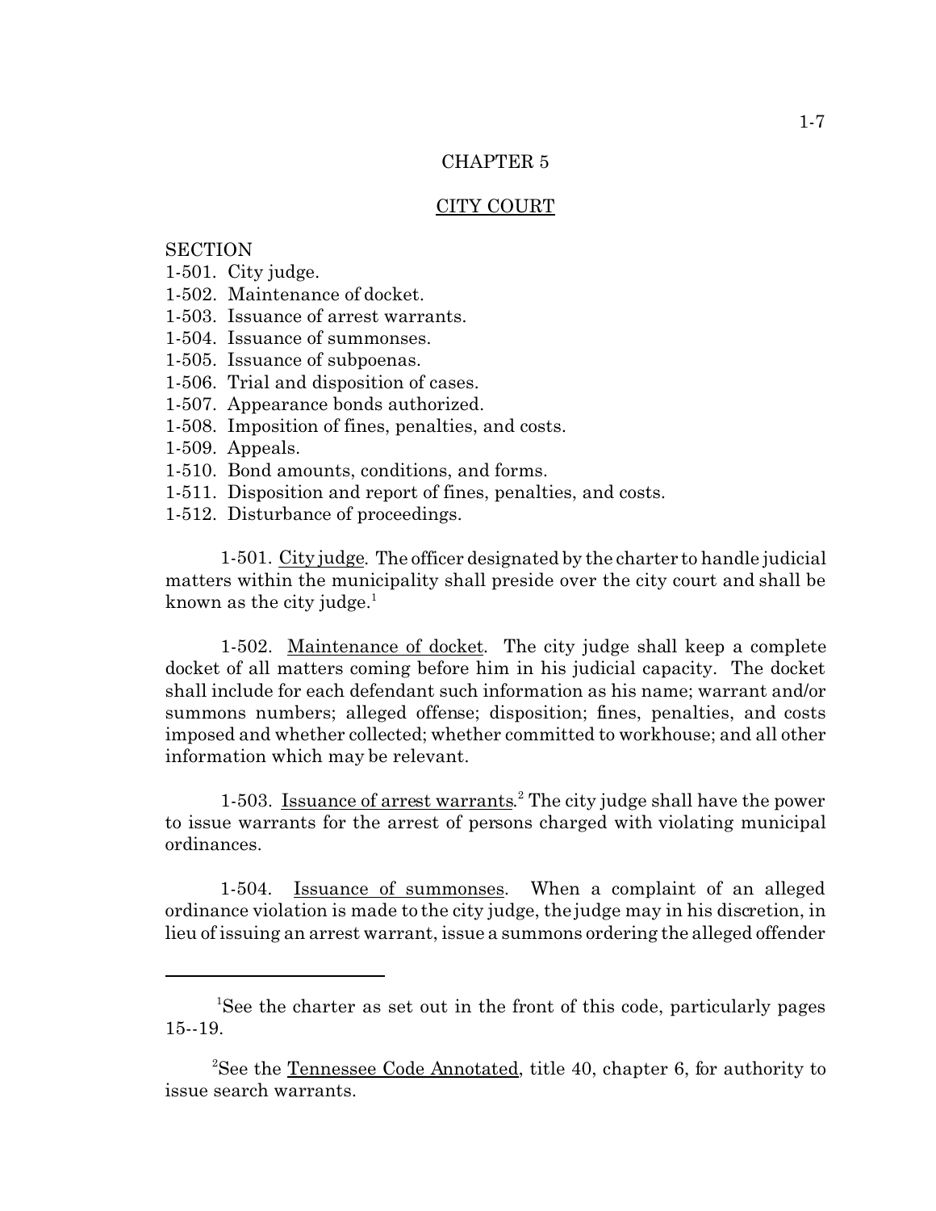# CHAPTER 5

## CITY COURT

SECTION
1-501. City judge.
1-502. Maintenance of docket.
1-503. Issuance of arrest warrants.
1-504. Issuance of summonses.
1-505. Issuance of subpoenas.
1-506. Trial and disposition of cases.
1-507. Appearance bonds authorized.
1-508. Imposition of fines, penalties, and costs.
1-509. Appeals.
1-510. Bond amounts, conditions, and forms.
1-511. Disposition and report of fines, penalties, and costs.
1-512. Disturbance of proceedings.

1-501. City judge. The officer designated by the charter to handle judicial matters within the municipality shall preside over the city court and shall be known as the city judge.[1]

1-502. Maintenance of docket. The city judge shall keep a complete docket of all matters coming before him in his judicial capacity. The docket shall include for each defendant such information as his name; warrant and/or summons numbers; alleged offense; disposition; fines, penalties, and costs imposed and whether collected; whether committed to workhouse; and all other information which may be relevant.

1-503. Issuance of arrest warrants.[2] The city judge shall have the power to issue warrants for the arrest of persons charged with violating municipal ordinances.

1-504. Issuance of summonses. When a complaint of an alleged ordinance violation is made to the city judge, the judge may in his discretion, in lieu of issuing an arrest warrant, issue a summons ordering the alleged offender

---

[1]See the charter as set out in the front of this code, particularly pages 15--19.

[2]See the Tennessee Code Annotated, title 40, chapter 6, for authority to issue search warrants.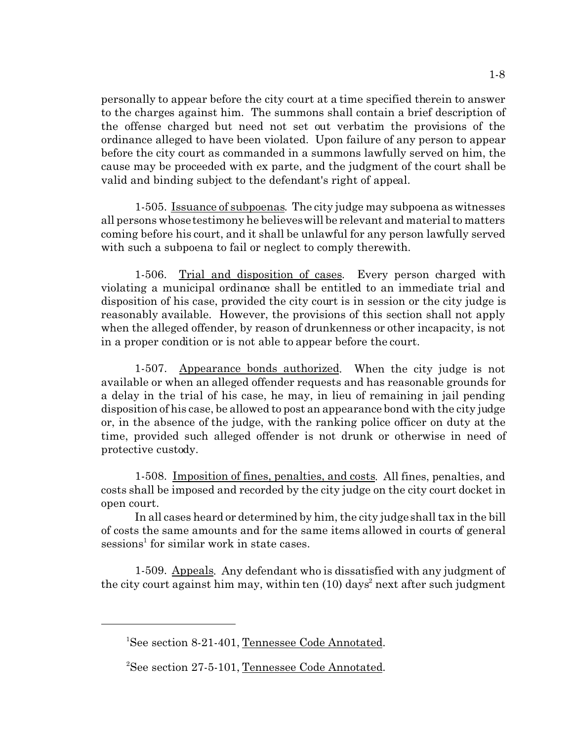personally to appear before the city court at a time specified therein to answer to the charges against him. The summons shall contain a brief description of the offense charged but need not set out verbatim the provisions of the ordinance alleged to have been violated. Upon failure of any person to appear before the city court as commanded in a summons lawfully served on him, the cause may be proceeded with ex parte, and the judgment of the court shall be valid and binding subject to the defendant's right of appeal.

1-505. Issuance of subpoenas. The city judge may subpoena as witnesses all persons whose testimony he believes will be relevant and material to matters coming before his court, and it shall be unlawful for any person lawfully served with such a subpoena to fail or neglect to comply therewith.

1-506. Trial and disposition of cases. Every person charged with violating a municipal ordinance shall be entitled to an immediate trial and disposition of his case, provided the city court is in session or the city judge is reasonably available. However, the provisions of this section shall not apply when the alleged offender, by reason of drunkenness or other incapacity, is not in a proper condition or is not able to appear before the court.

1-507. Appearance bonds authorized. When the city judge is not available or when an alleged offender requests and has reasonable grounds for a delay in the trial of his case, he may, in lieu of remaining in jail pending disposition of his case, be allowed to post an appearance bond with the city judge or, in the absence of the judge, with the ranking police officer on duty at the time, provided such alleged offender is not drunk or otherwise in need of protective custody.

1-508. Imposition of fines, penalties, and costs. All fines, penalties, and costs shall be imposed and recorded by the city judge on the city court docket in open court.

In all cases heard or determined by him, the city judge shall tax in the bill of costs the same amounts and for the same items allowed in courts of general sessions[1] for similar work in state cases.

1-509. Appeals. Any defendant who is dissatisfied with any judgment of the city court against him may, within ten (10) days[2] next after such judgment

---

[1]See section 8-21-401, Tennessee Code Annotated.

[2]See section 27-5-101, Tennessee Code Annotated.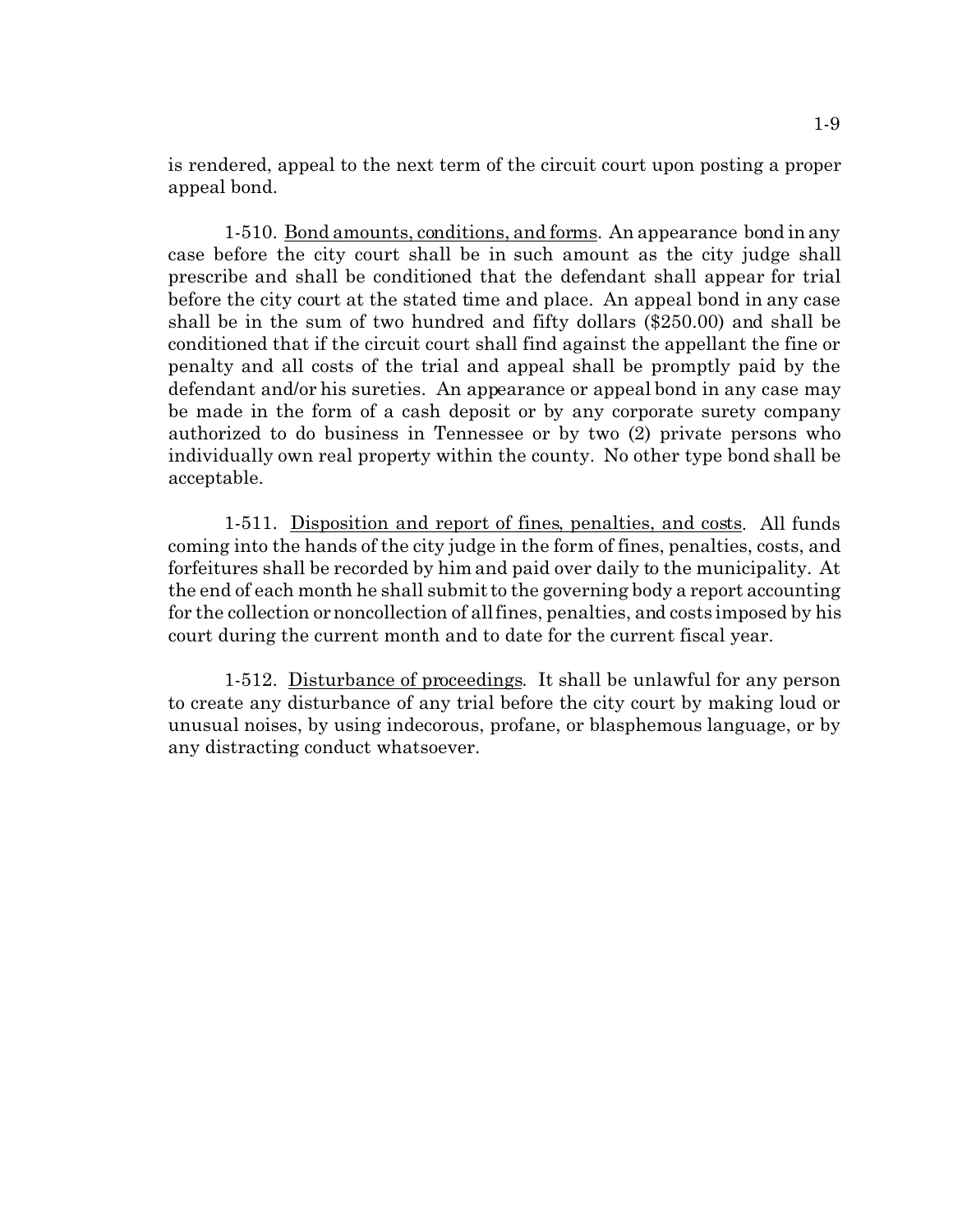is rendered, appeal to the next term of the circuit court upon posting a proper appeal bond.

1-510. Bond amounts, conditions, and forms. An appearance bond in any case before the city court shall be in such amount as the city judge shall prescribe and shall be conditioned that the defendant shall appear for trial before the city court at the stated time and place. An appeal bond in any case shall be in the sum of two hundred and fifty dollars ($250.00) and shall be conditioned that if the circuit court shall find against the appellant the fine or penalty and all costs of the trial and appeal shall be promptly paid by the defendant and/or his sureties. An appearance or appeal bond in any case may be made in the form of a cash deposit or by any corporate surety company authorized to do business in Tennessee or by two (2) private persons who individually own real property within the county. No other type bond shall be acceptable.

1-511. Disposition and report of fines, penalties, and costs. All funds coming into the hands of the city judge in the form of fines, penalties, costs, and forfeitures shall be recorded by him and paid over daily to the municipality. At the end of each month he shall submit to the governing body a report accounting for the collection or noncollection of all fines, penalties, and costs imposed by his court during the current month and to date for the current fiscal year.

1-512. Disturbance of proceedings. It shall be unlawful for any person to create any disturbance of any trial before the city court by making loud or unusual noises, by using indecorous, profane, or blasphemous language, or by any distracting conduct whatsoever.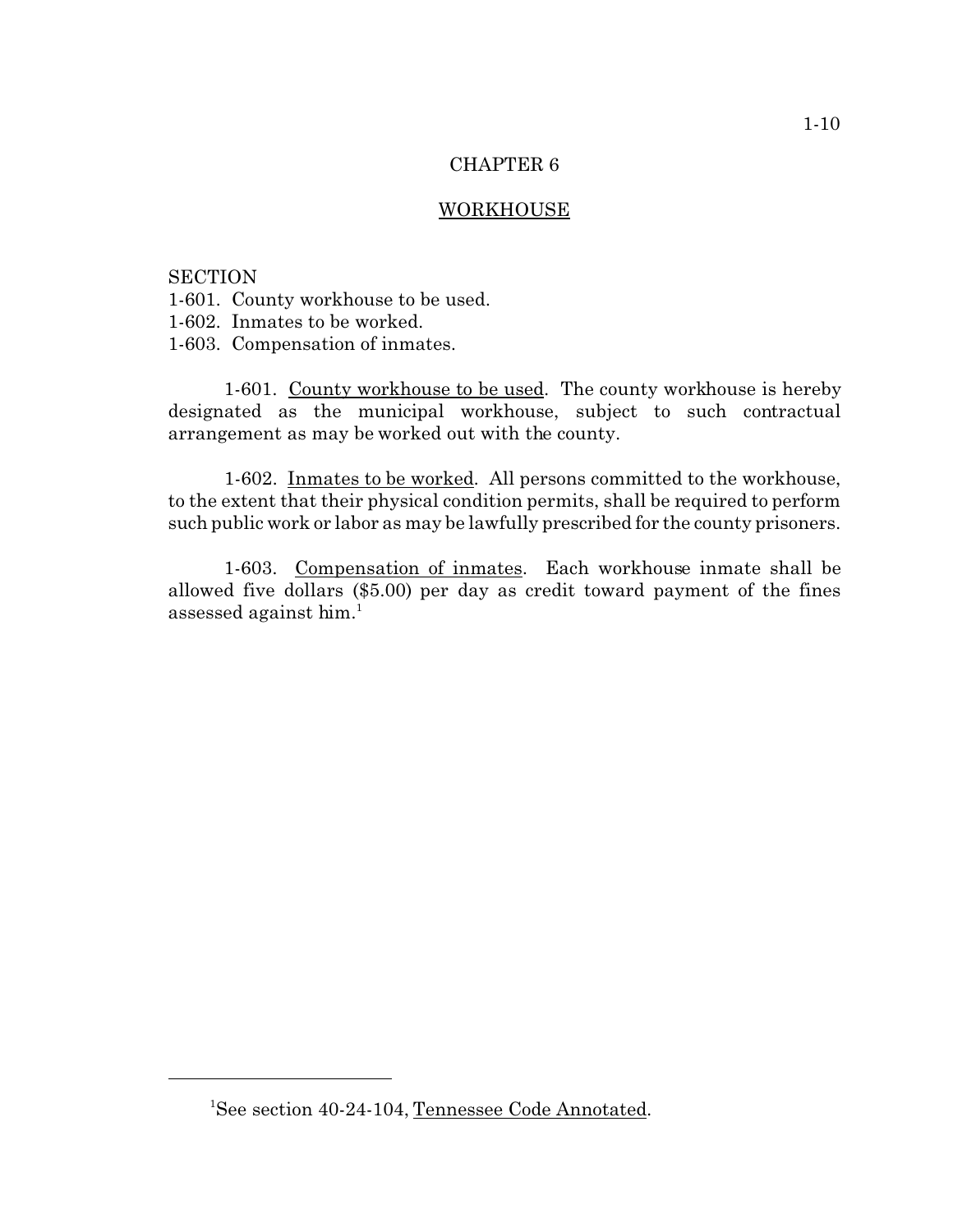# CHAPTER 6

## WORKHOUSE

SECTION
1-601. County workhouse to be used.
1-602. Inmates to be worked.
1-603. Compensation of inmates.

1-601. County workhouse to be used. The county workhouse is hereby designated as the municipal workhouse, subject to such contractual arrangement as may be worked out with the county.

1-602. Inmates to be worked. All persons committed to the workhouse, to the extent that their physical condition permits, shall be required to perform such public work or labor as may be lawfully prescribed for the county prisoners.

1-603. Compensation of inmates. Each workhouse inmate shall be allowed five dollars ($5.00) per day as credit toward payment of the fines assessed against him.[1]

---

[1] See section 40-24-104, Tennessee Code Annotated.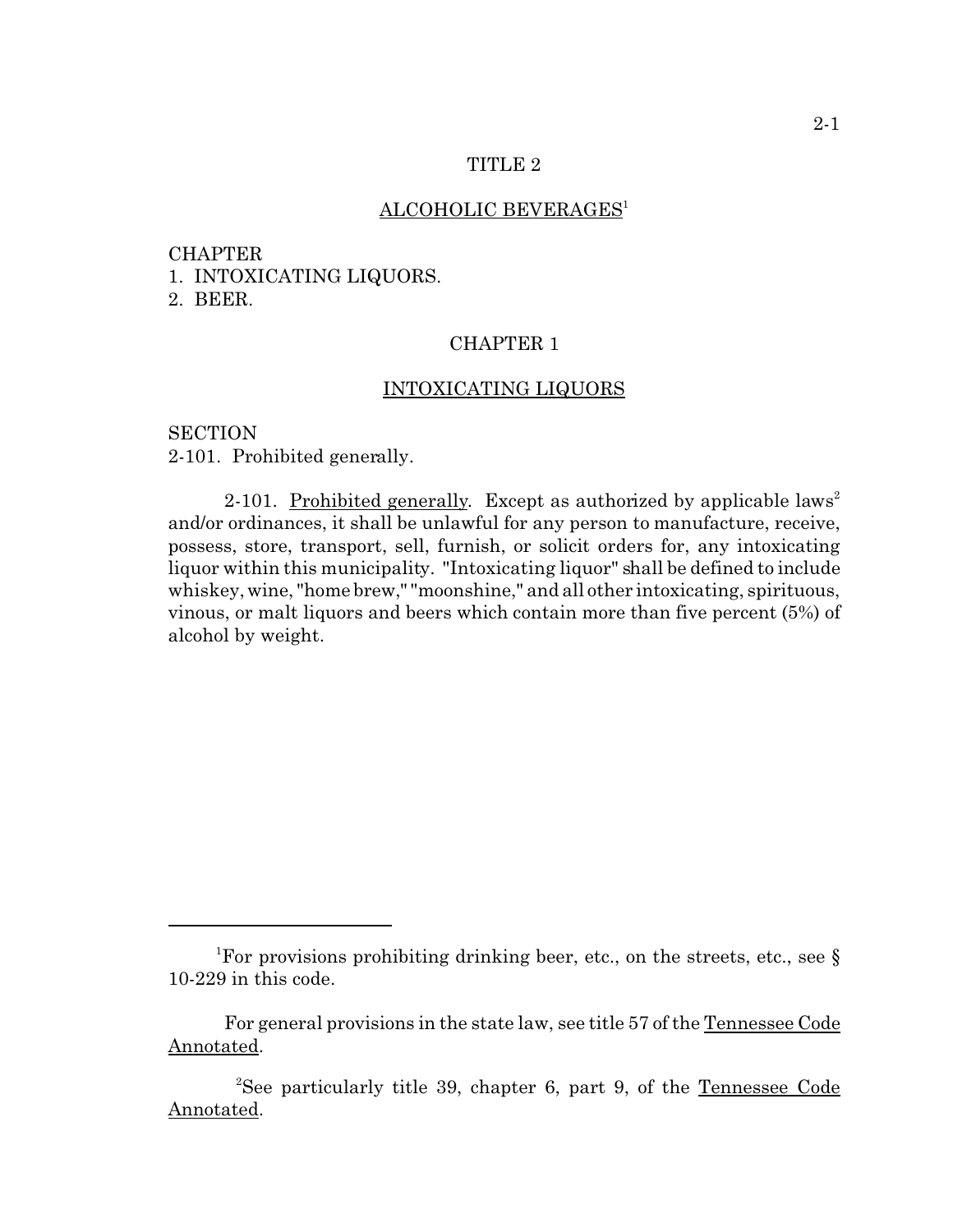# TITLE 2

## ALCOHOLIC BEVERAGES[1]

CHAPTER
1. INTOXICATING LIQUORS.
2. BEER.

## CHAPTER 1

## INTOXICATING LIQUORS

SECTION
2-101. Prohibited generally.

2-101. Prohibited generally. Except as authorized by applicable laws[2] and/or ordinances, it shall be unlawful for any person to manufacture, receive, possess, store, transport, sell, furnish, or solicit orders for, any intoxicating liquor within this municipality. "Intoxicating liquor" shall be defined to include whiskey, wine, "home brew," "moonshine," and all other intoxicating, spirituous, vinous, or malt liquors and beers which contain more than five percent (5%) of alcohol by weight.

---

[1]For provisions prohibiting drinking beer, etc., on the streets, etc., see § 10-229 in this code.

For general provisions in the state law, see title 57 of the Tennessee Code Annotated.

[2]See particularly title 39, chapter 6, part 9, of the Tennessee Code Annotated.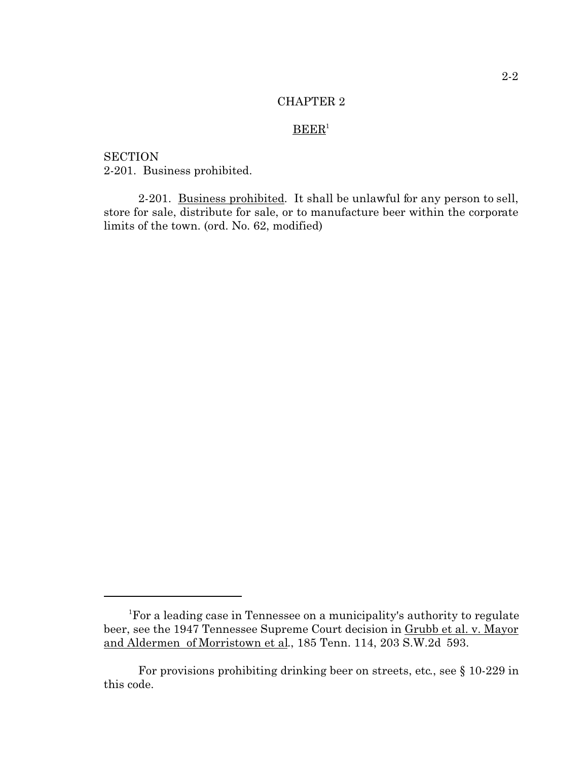# CHAPTER 2

## BEER[1]

SECTION

2-201. Business prohibited.

2-201. Business prohibited. It shall be unlawful for any person to sell, store for sale, distribute for sale, or to manufacture beer within the corporate limits of the town. (ord. No. 62, modified)

---

[1]For a leading case in Tennessee on a municipality's authority to regulate beer, see the 1947 Tennessee Supreme Court decision in Grubb et al. v. Mayor and Aldermen of Morristown et al., 185 Tenn. 114, 203 S.W.2d 593.

For provisions prohibiting drinking beer on streets, etc., see § 10-229 in this code.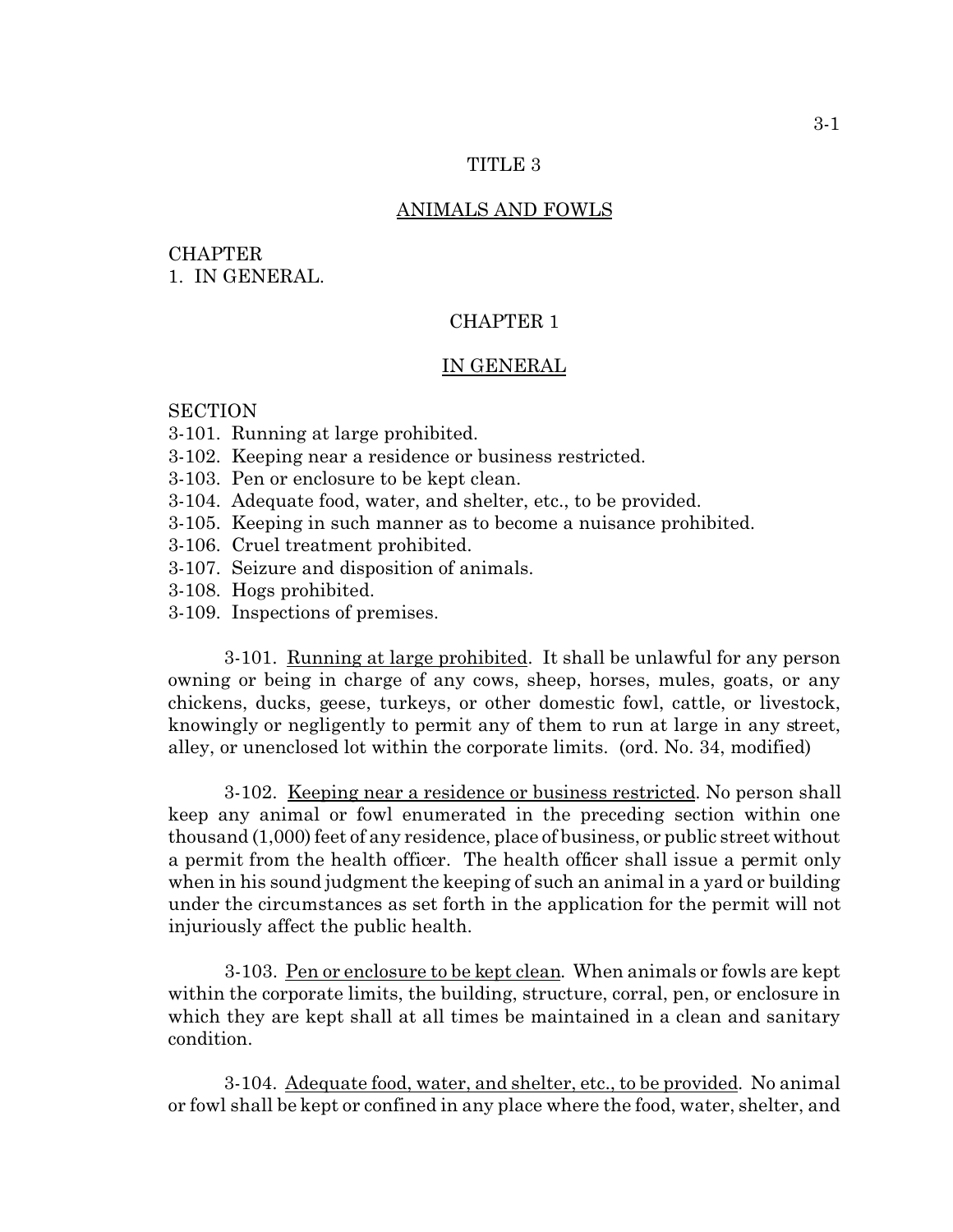# TITLE 3

## ANIMALS AND FOWLS

CHAPTER
1. IN GENERAL.

## CHAPTER 1

## IN GENERAL

SECTION
3-101. Running at large prohibited.
3-102. Keeping near a residence or business restricted.
3-103. Pen or enclosure to be kept clean.
3-104. Adequate food, water, and shelter, etc., to be provided.
3-105. Keeping in such manner as to become a nuisance prohibited.
3-106. Cruel treatment prohibited.
3-107. Seizure and disposition of animals.
3-108. Hogs prohibited.
3-109. Inspections of premises.

3-101. Running at large prohibited. It shall be unlawful for any person owning or being in charge of any cows, sheep, horses, mules, goats, or any chickens, ducks, geese, turkeys, or other domestic fowl, cattle, or livestock, knowingly or negligently to permit any of them to run at large in any street, alley, or unenclosed lot within the corporate limits. (ord. No. 34, modified)

3-102. Keeping near a residence or business restricted. No person shall keep any animal or fowl enumerated in the preceding section within one thousand (1,000) feet of any residence, place of business, or public street without a permit from the health officer. The health officer shall issue a permit only when in his sound judgment the keeping of such an animal in a yard or building under the circumstances as set forth in the application for the permit will not injuriously affect the public health.

3-103. Pen or enclosure to be kept clean. When animals or fowls are kept within the corporate limits, the building, structure, corral, pen, or enclosure in which they are kept shall at all times be maintained in a clean and sanitary condition.

3-104. Adequate food, water, and shelter, etc., to be provided. No animal or fowl shall be kept or confined in any place where the food, water, shelter, and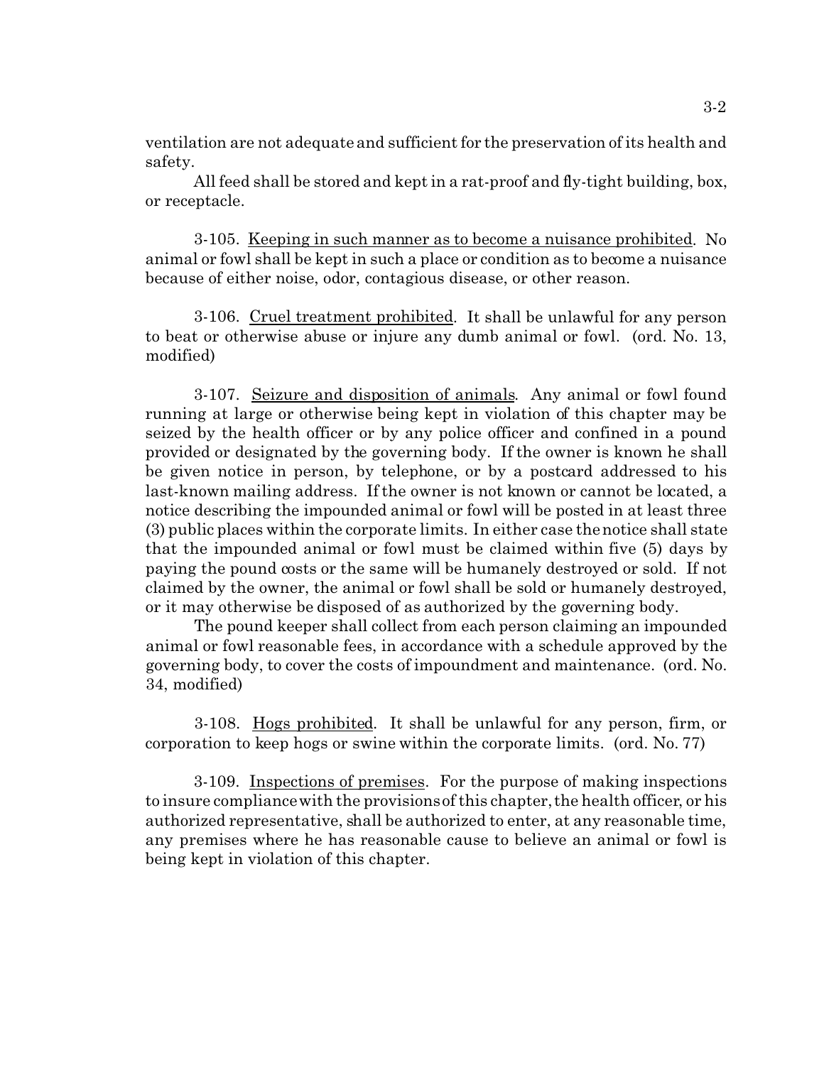ventilation are not adequate and sufficient for the preservation of its health and safety.

All feed shall be stored and kept in a rat-proof and fly-tight building, box, or receptacle.

3-105. Keeping in such manner as to become a nuisance prohibited. No animal or fowl shall be kept in such a place or condition as to become a nuisance because of either noise, odor, contagious disease, or other reason.

3-106. Cruel treatment prohibited. It shall be unlawful for any person to beat or otherwise abuse or injure any dumb animal or fowl. (ord. No. 13, modified)

3-107. Seizure and disposition of animals. Any animal or fowl found running at large or otherwise being kept in violation of this chapter may be seized by the health officer or by any police officer and confined in a pound provided or designated by the governing body. If the owner is known he shall be given notice in person, by telephone, or by a postcard addressed to his last-known mailing address. If the owner is not known or cannot be located, a notice describing the impounded animal or fowl will be posted in at least three (3) public places within the corporate limits. In either case the notice shall state that the impounded animal or fowl must be claimed within five (5) days by paying the pound costs or the same will be humanely destroyed or sold. If not claimed by the owner, the animal or fowl shall be sold or humanely destroyed, or it may otherwise be disposed of as authorized by the governing body.

The pound keeper shall collect from each person claiming an impounded animal or fowl reasonable fees, in accordance with a schedule approved by the governing body, to cover the costs of impoundment and maintenance. (ord. No. 34, modified)

3-108. Hogs prohibited. It shall be unlawful for any person, firm, or corporation to keep hogs or swine within the corporate limits. (ord. No. 77)

3-109. Inspections of premises. For the purpose of making inspections to insure compliance with the provisions of this chapter, the health officer, or his authorized representative, shall be authorized to enter, at any reasonable time, any premises where he has reasonable cause to believe an animal or fowl is being kept in violation of this chapter.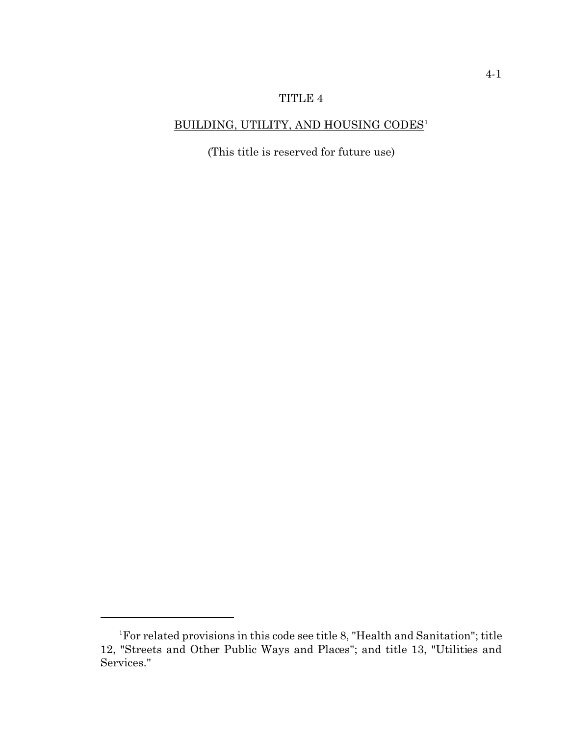# TITLE 4

## BUILDING, UTILITY, AND HOUSING CODES[1]

(This title is reserved for future use)

---

[1]For related provisions in this code see title 8, "Health and Sanitation"; title 12, "Streets and Other Public Ways and Places"; and title 13, "Utilities and Services."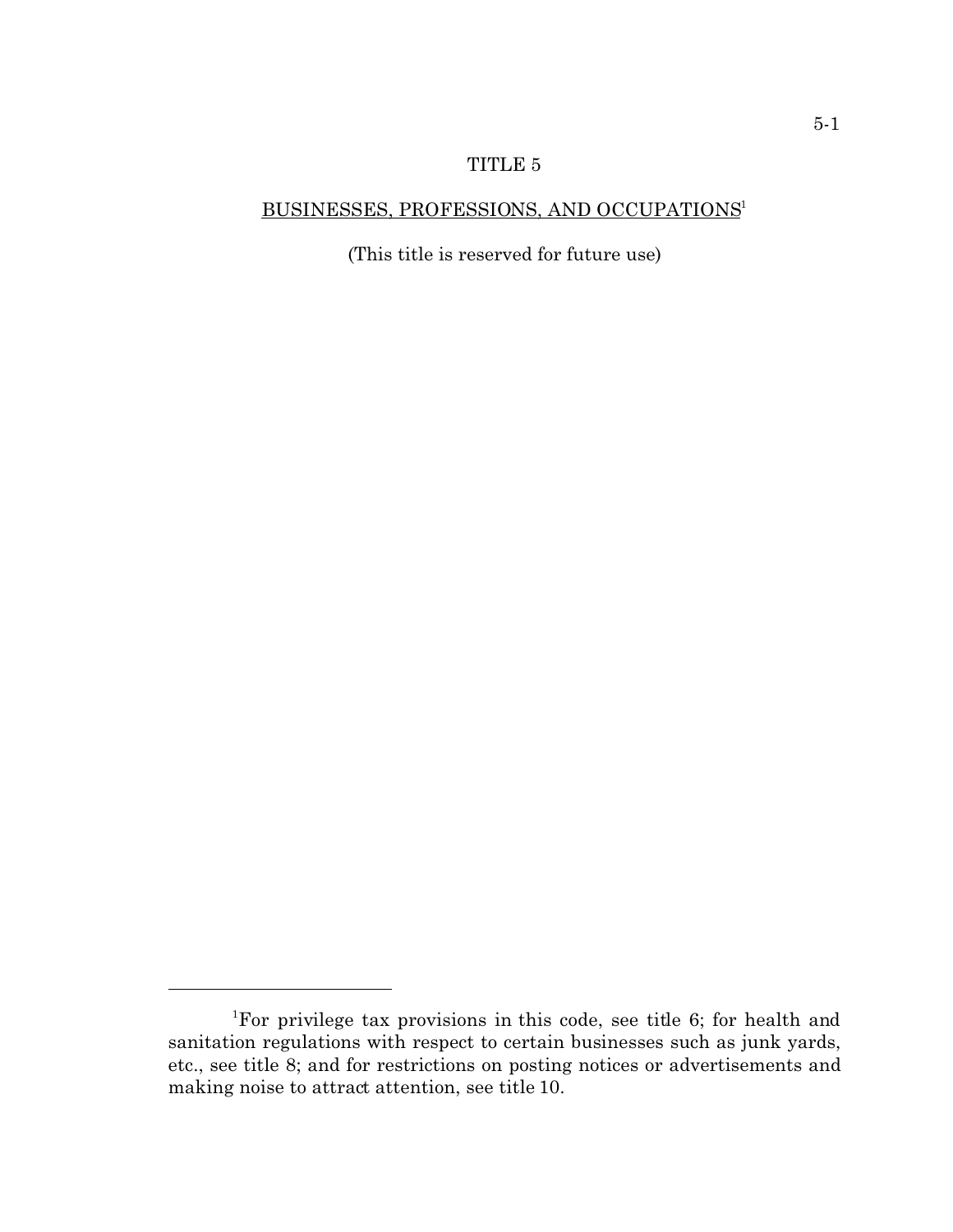# TITLE 5

## BUSINESSES, PROFESSIONS, AND OCCUPATIONS[1]

(This title is reserved for future use)

---

[1]For privilege tax provisions in this code, see title 6; for health and sanitation regulations with respect to certain businesses such as junk yards, etc., see title 8; and for restrictions on posting notices or advertisements and making noise to attract attention, see title 10.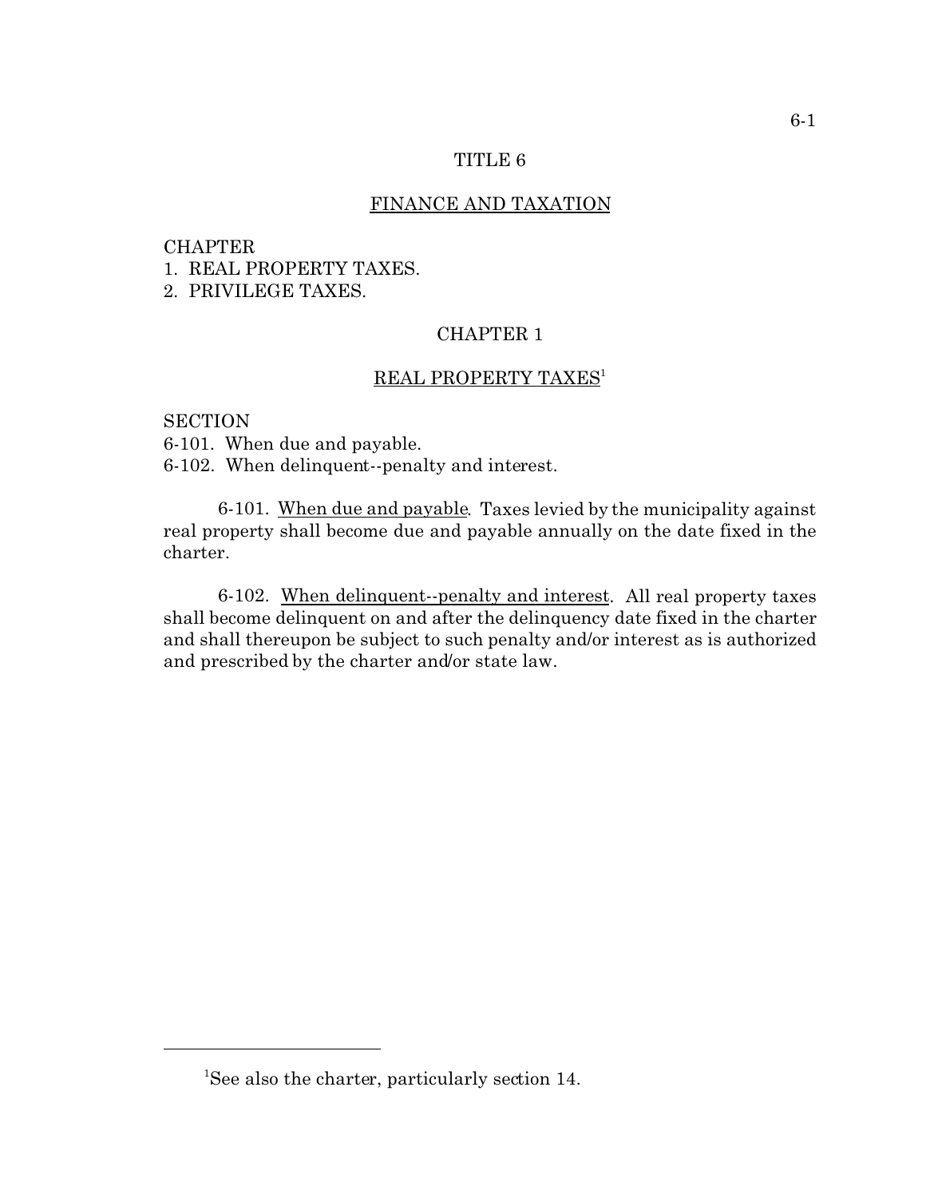# TITLE 6

## FINANCE AND TAXATION

CHAPTER
1. REAL PROPERTY TAXES.
2. PRIVILEGE TAXES.

## CHAPTER 1

## REAL PROPERTY TAXES[1]

SECTION
6-101. When due and payable.
6-102. When delinquent--penalty and interest.

6-101. When due and payable. Taxes levied by the municipality against real property shall become due and payable annually on the date fixed in the charter.

6-102. When delinquent--penalty and interest. All real property taxes shall become delinquent on and after the delinquency date fixed in the charter and shall thereupon be subject to such penalty and/or interest as is authorized and prescribed by the charter and/or state law.

---

[1]See also the charter, particularly section 14.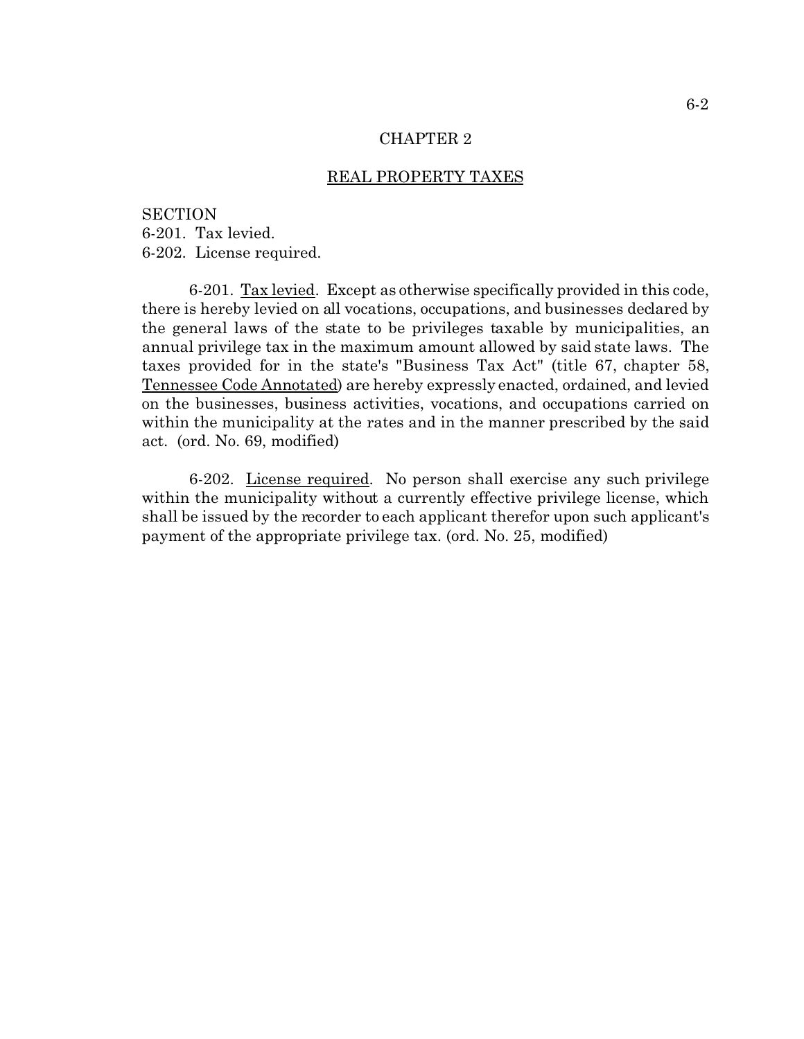# CHAPTER 2

## REAL PROPERTY TAXES

SECTION
6-201. Tax levied.
6-202. License required.

6-201. Tax levied. Except as otherwise specifically provided in this code, there is hereby levied on all vocations, occupations, and businesses declared by the general laws of the state to be privileges taxable by municipalities, an annual privilege tax in the maximum amount allowed by said state laws. The taxes provided for in the state's "Business Tax Act" (title 67, chapter 58, Tennessee Code Annotated) are hereby expressly enacted, ordained, and levied on the businesses, business activities, vocations, and occupations carried on within the municipality at the rates and in the manner prescribed by the said act. (ord. No. 69, modified)

6-202. License required. No person shall exercise any such privilege within the municipality without a currently effective privilege license, which shall be issued by the recorder to each applicant therefor upon such applicant's payment of the appropriate privilege tax. (ord. No. 25, modified)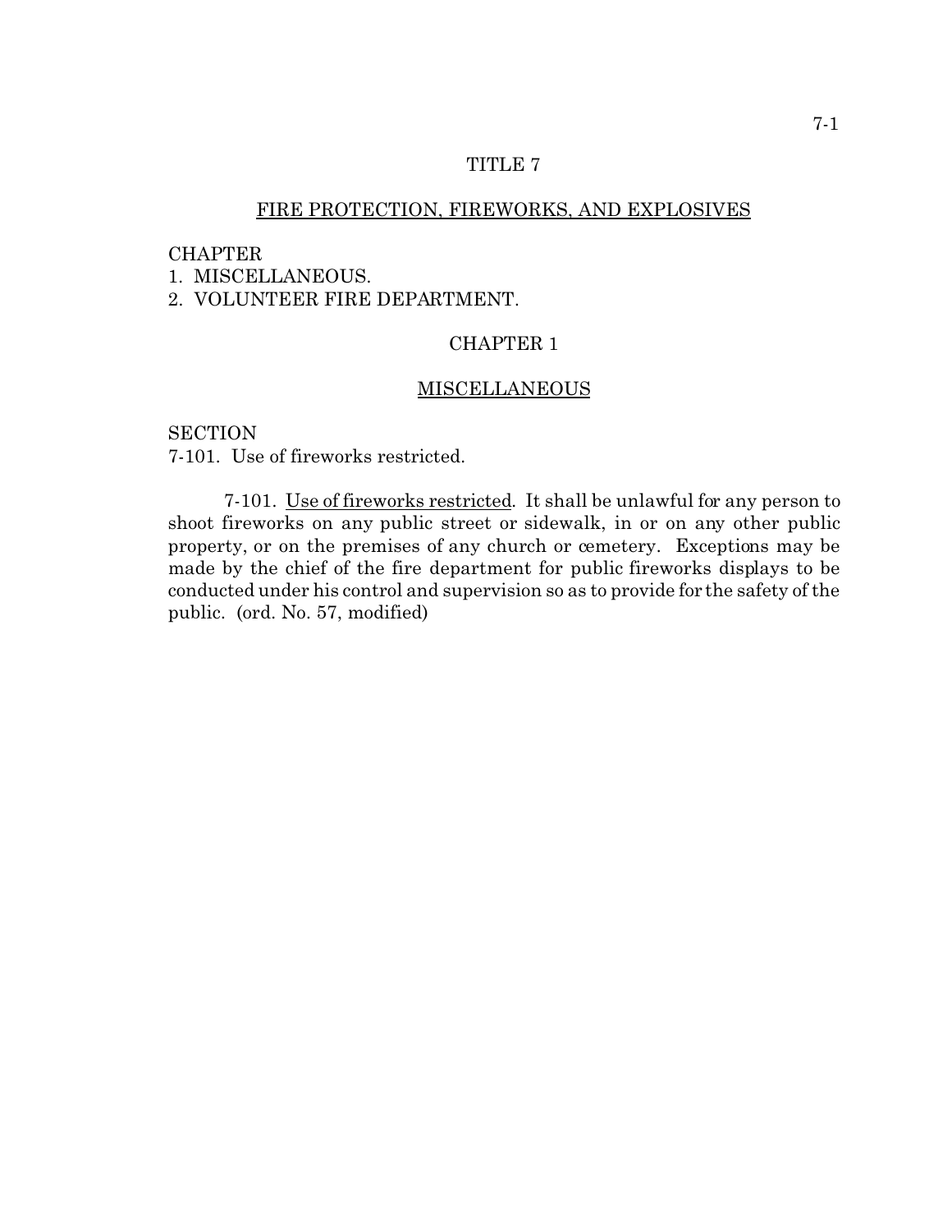# TITLE 7

## FIRE PROTECTION, FIREWORKS, AND EXPLOSIVES

CHAPTER
1. MISCELLANEOUS.
2. VOLUNTEER FIRE DEPARTMENT.

## CHAPTER 1

## MISCELLANEOUS

SECTION
7-101. Use of fireworks restricted.

7-101. Use of fireworks restricted. It shall be unlawful for any person to shoot fireworks on any public street or sidewalk, in or on any other public property, or on the premises of any church or cemetery. Exceptions may be made by the chief of the fire department for public fireworks displays to be conducted under his control and supervision so as to provide for the safety of the public. (ord. No. 57, modified)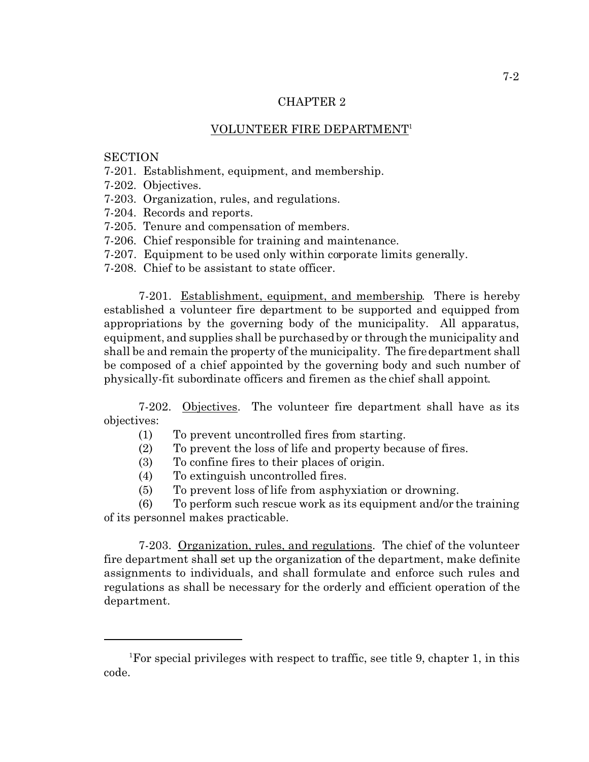# CHAPTER 2

## VOLUNTEER FIRE DEPARTMENT[1]

SECTION
7-201. Establishment, equipment, and membership.
7-202. Objectives.
7-203. Organization, rules, and regulations.
7-204. Records and reports.
7-205. Tenure and compensation of members.
7-206. Chief responsible for training and maintenance.
7-207. Equipment to be used only within corporate limits generally.
7-208. Chief to be assistant to state officer.

7-201. Establishment, equipment, and membership. There is hereby established a volunteer fire department to be supported and equipped from appropriations by the governing body of the municipality. All apparatus, equipment, and supplies shall be purchased by or through the municipality and shall be and remain the property of the municipality. The fire department shall be composed of a chief appointed by the governing body and such number of physically-fit subordinate officers and firemen as the chief shall appoint.

7-202. Objectives. The volunteer fire department shall have as its objectives:

(1) To prevent uncontrolled fires from starting.
(2) To prevent the loss of life and property because of fires.
(3) To confine fires to their places of origin.
(4) To extinguish uncontrolled fires.
(5) To prevent loss of life from asphyxiation or drowning.
(6) To perform such rescue work as its equipment and/or the training of its personnel makes practicable.

7-203. Organization, rules, and regulations. The chief of the volunteer fire department shall set up the organization of the department, make definite assignments to individuals, and shall formulate and enforce such rules and regulations as shall be necessary for the orderly and efficient operation of the department.

---

[1]For special privileges with respect to traffic, see title 9, chapter 1, in this code.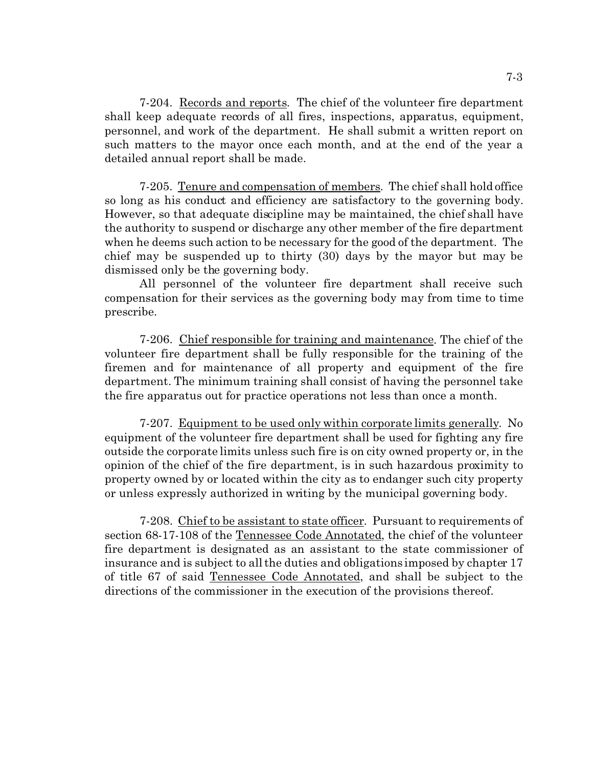7-204. Records and reports. The chief of the volunteer fire department shall keep adequate records of all fires, inspections, apparatus, equipment, personnel, and work of the department. He shall submit a written report on such matters to the mayor once each month, and at the end of the year a detailed annual report shall be made.

7-205. Tenure and compensation of members. The chief shall hold office so long as his conduct and efficiency are satisfactory to the governing body. However, so that adequate discipline may be maintained, the chief shall have the authority to suspend or discharge any other member of the fire department when he deems such action to be necessary for the good of the department. The chief may be suspended up to thirty (30) days by the mayor but may be dismissed only be the governing body.

All personnel of the volunteer fire department shall receive such compensation for their services as the governing body may from time to time prescribe.

7-206. Chief responsible for training and maintenance. The chief of the volunteer fire department shall be fully responsible for the training of the firemen and for maintenance of all property and equipment of the fire department. The minimum training shall consist of having the personnel take the fire apparatus out for practice operations not less than once a month.

7-207. Equipment to be used only within corporate limits generally. No equipment of the volunteer fire department shall be used for fighting any fire outside the corporate limits unless such fire is on city owned property or, in the opinion of the chief of the fire department, is in such hazardous proximity to property owned by or located within the city as to endanger such city property or unless expressly authorized in writing by the municipal governing body.

7-208. Chief to be assistant to state officer. Pursuant to requirements of section 68-17-108 of the Tennessee Code Annotated, the chief of the volunteer fire department is designated as an assistant to the state commissioner of insurance and is subject to all the duties and obligations imposed by chapter 17 of title 67 of said Tennessee Code Annotated, and shall be subject to the directions of the commissioner in the execution of the provisions thereof.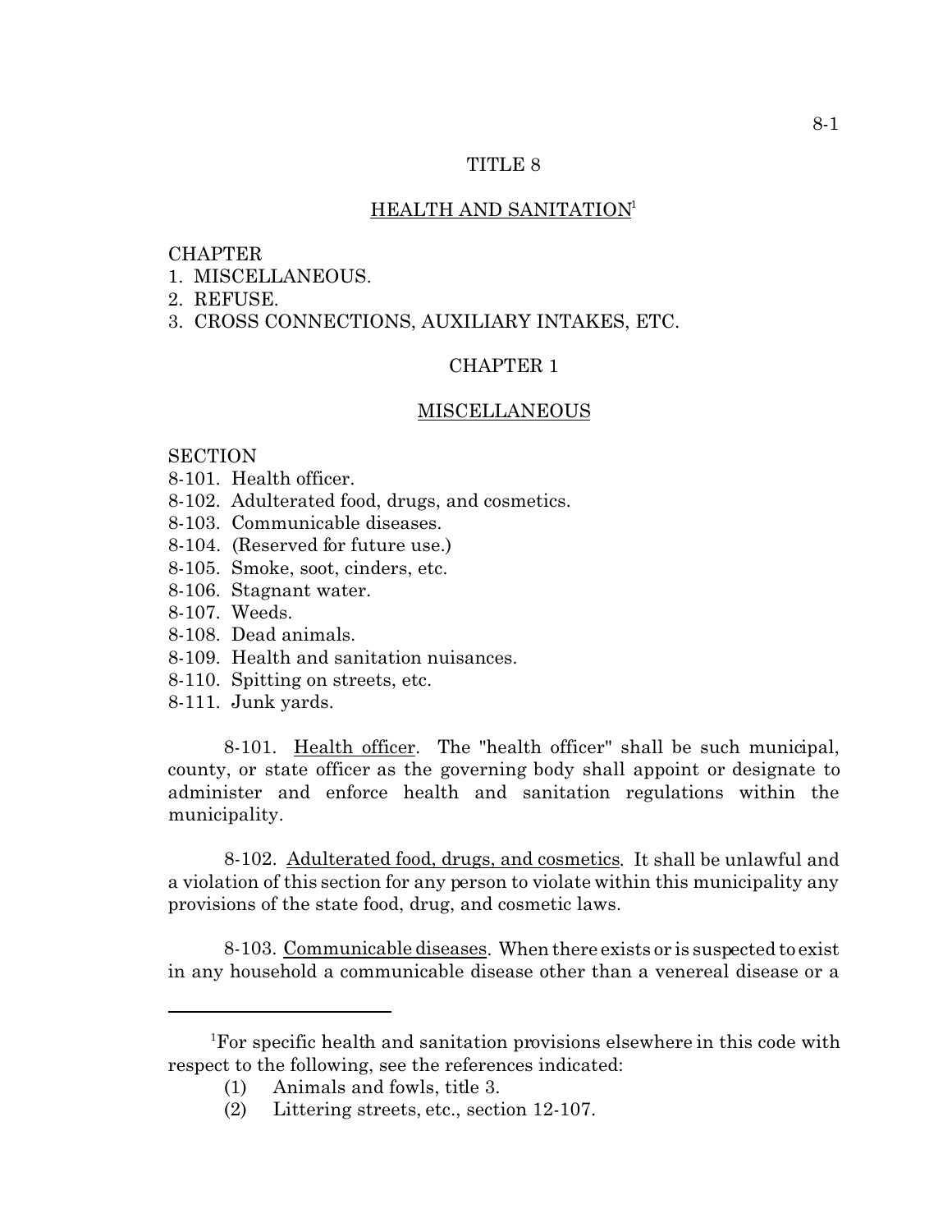# TITLE 8

## HEALTH AND SANITATION[1]

CHAPTER
1. MISCELLANEOUS.
2. REFUSE.
3. CROSS CONNECTIONS, AUXILIARY INTAKES, ETC.

## CHAPTER 1

## MISCELLANEOUS

SECTION
8-101. Health officer.
8-102. Adulterated food, drugs, and cosmetics.
8-103. Communicable diseases.
8-104. (Reserved for future use.)
8-105. Smoke, soot, cinders, etc.
8-106. Stagnant water.
8-107. Weeds.
8-108. Dead animals.
8-109. Health and sanitation nuisances.
8-110. Spitting on streets, etc.
8-111. Junk yards.

8-101. Health officer. The "health officer" shall be such municipal, county, or state officer as the governing body shall appoint or designate to administer and enforce health and sanitation regulations within the municipality.

8-102. Adulterated food, drugs, and cosmetics. It shall be unlawful and a violation of this section for any person to violate within this municipality any provisions of the state food, drug, and cosmetic laws.

8-103. Communicable diseases. When there exists or is suspected to exist in any household a communicable disease other than a venereal disease or a

---

[1]For specific health and sanitation provisions elsewhere in this code with respect to the following, see the references indicated:

(1) Animals and fowls, title 3.

(2) Littering streets, etc., section 12-107.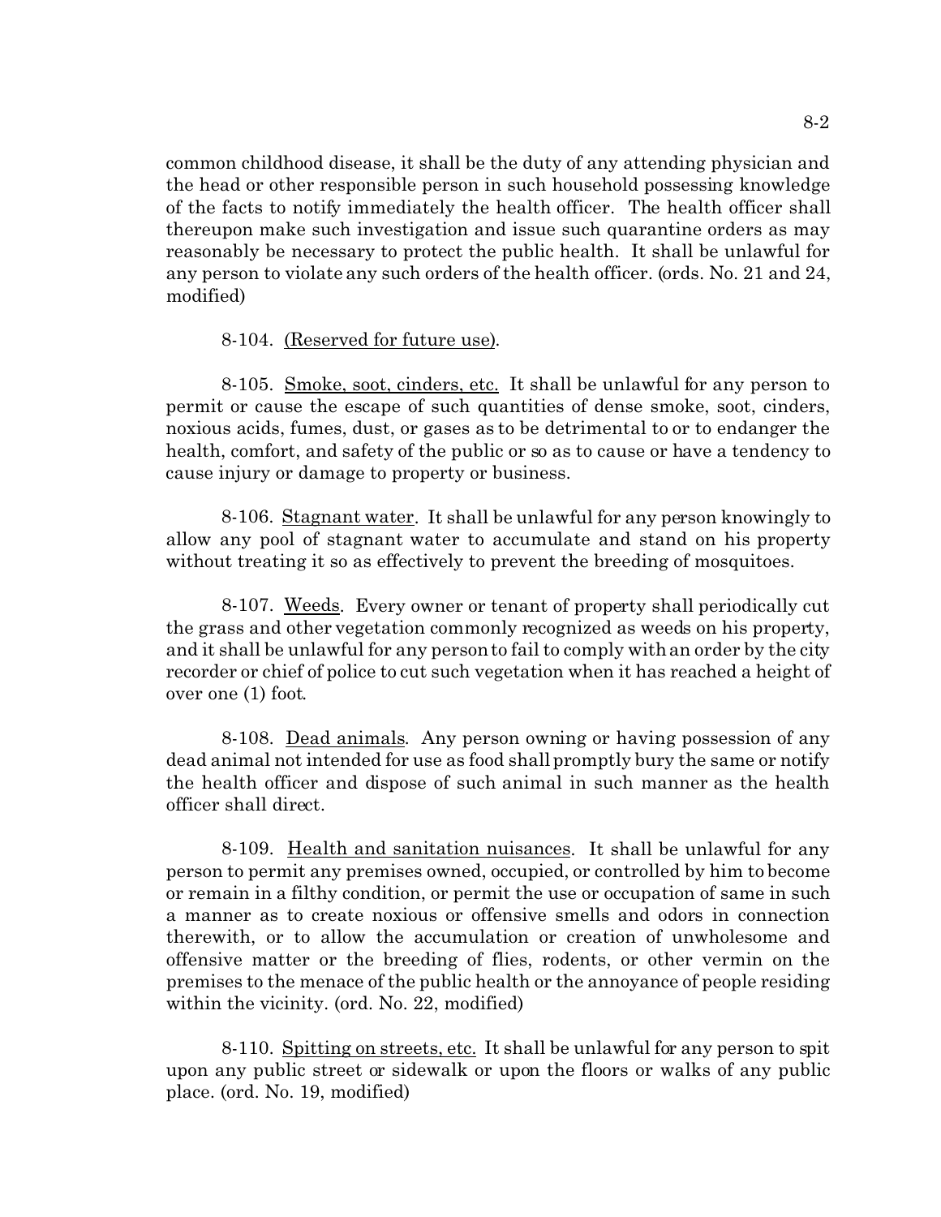common childhood disease, it shall be the duty of any attending physician and the head or other responsible person in such household possessing knowledge of the facts to notify immediately the health officer. The health officer shall thereupon make such investigation and issue such quarantine orders as may reasonably be necessary to protect the public health. It shall be unlawful for any person to violate any such orders of the health officer. (ords. No. 21 and 24, modified)

8-104. (Reserved for future use).

8-105. Smoke, soot, cinders, etc. It shall be unlawful for any person to permit or cause the escape of such quantities of dense smoke, soot, cinders, noxious acids, fumes, dust, or gases as to be detrimental to or to endanger the health, comfort, and safety of the public or so as to cause or have a tendency to cause injury or damage to property or business.

8-106. Stagnant water. It shall be unlawful for any person knowingly to allow any pool of stagnant water to accumulate and stand on his property without treating it so as effectively to prevent the breeding of mosquitoes.

8-107. Weeds. Every owner or tenant of property shall periodically cut the grass and other vegetation commonly recognized as weeds on his property, and it shall be unlawful for any person to fail to comply with an order by the city recorder or chief of police to cut such vegetation when it has reached a height of over one (1) foot.

8-108. Dead animals. Any person owning or having possession of any dead animal not intended for use as food shall promptly bury the same or notify the health officer and dispose of such animal in such manner as the health officer shall direct.

8-109. Health and sanitation nuisances. It shall be unlawful for any person to permit any premises owned, occupied, or controlled by him to become or remain in a filthy condition, or permit the use or occupation of same in such a manner as to create noxious or offensive smells and odors in connection therewith, or to allow the accumulation or creation of unwholesome and offensive matter or the breeding of flies, rodents, or other vermin on the premises to the menace of the public health or the annoyance of people residing within the vicinity. (ord. No. 22, modified)

8-110. Spitting on streets, etc. It shall be unlawful for any person to spit upon any public street or sidewalk or upon the floors or walks of any public place. (ord. No. 19, modified)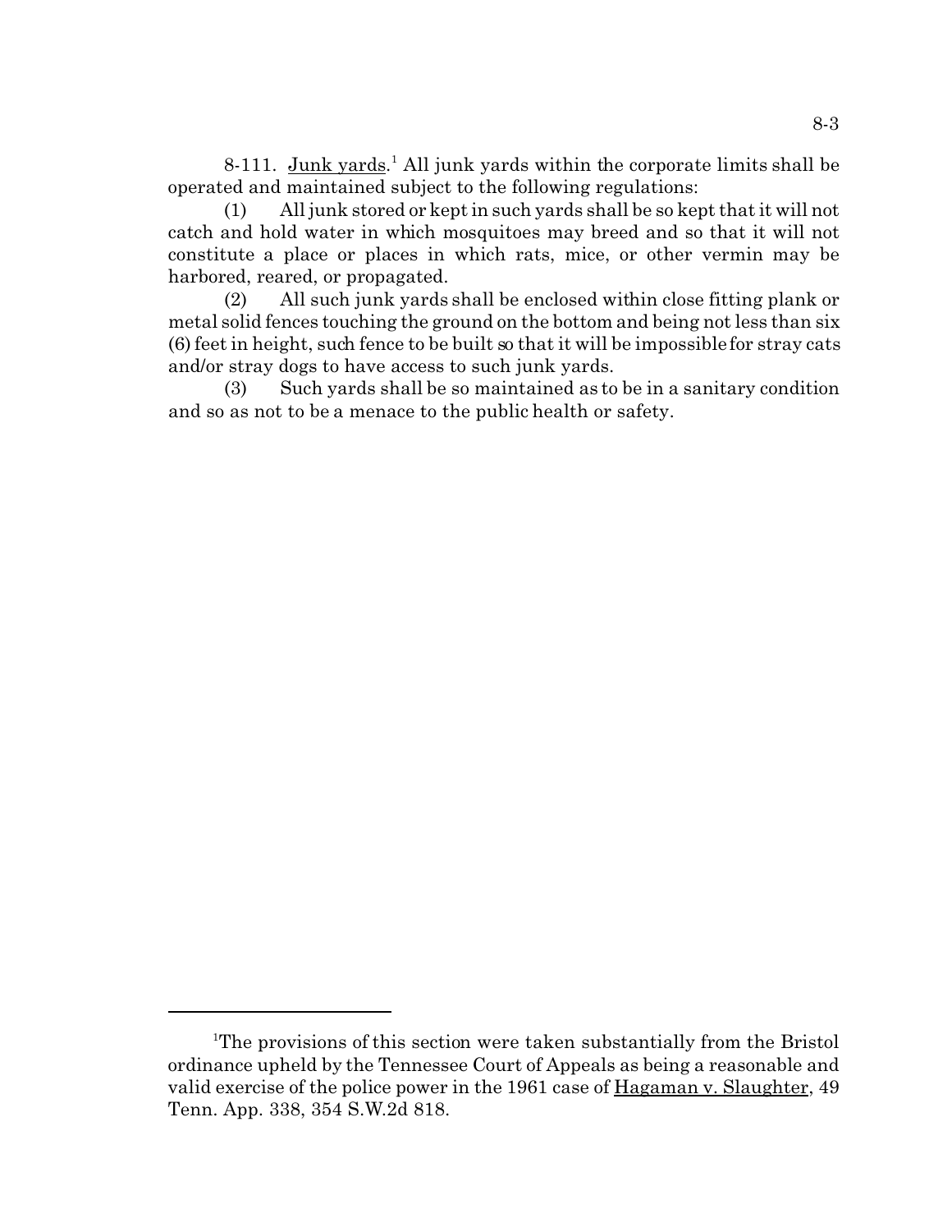8-111. Junk yards.[1] All junk yards within the corporate limits shall be operated and maintained subject to the following regulations:

(1) All junk stored or kept in such yards shall be so kept that it will not catch and hold water in which mosquitoes may breed and so that it will not constitute a place or places in which rats, mice, or other vermin may be harbored, reared, or propagated.

(2) All such junk yards shall be enclosed within close fitting plank or metal solid fences touching the ground on the bottom and being not less than six (6) feet in height, such fence to be built so that it will be impossible for stray cats and/or stray dogs to have access to such junk yards.

(3) Such yards shall be so maintained as to be in a sanitary condition and so as not to be a menace to the public health or safety.

---

[1]The provisions of this section were taken substantially from the Bristol ordinance upheld by the Tennessee Court of Appeals as being a reasonable and valid exercise of the police power in the 1961 case of Hagaman v. Slaughter, 49 Tenn. App. 338, 354 S.W.2d 818.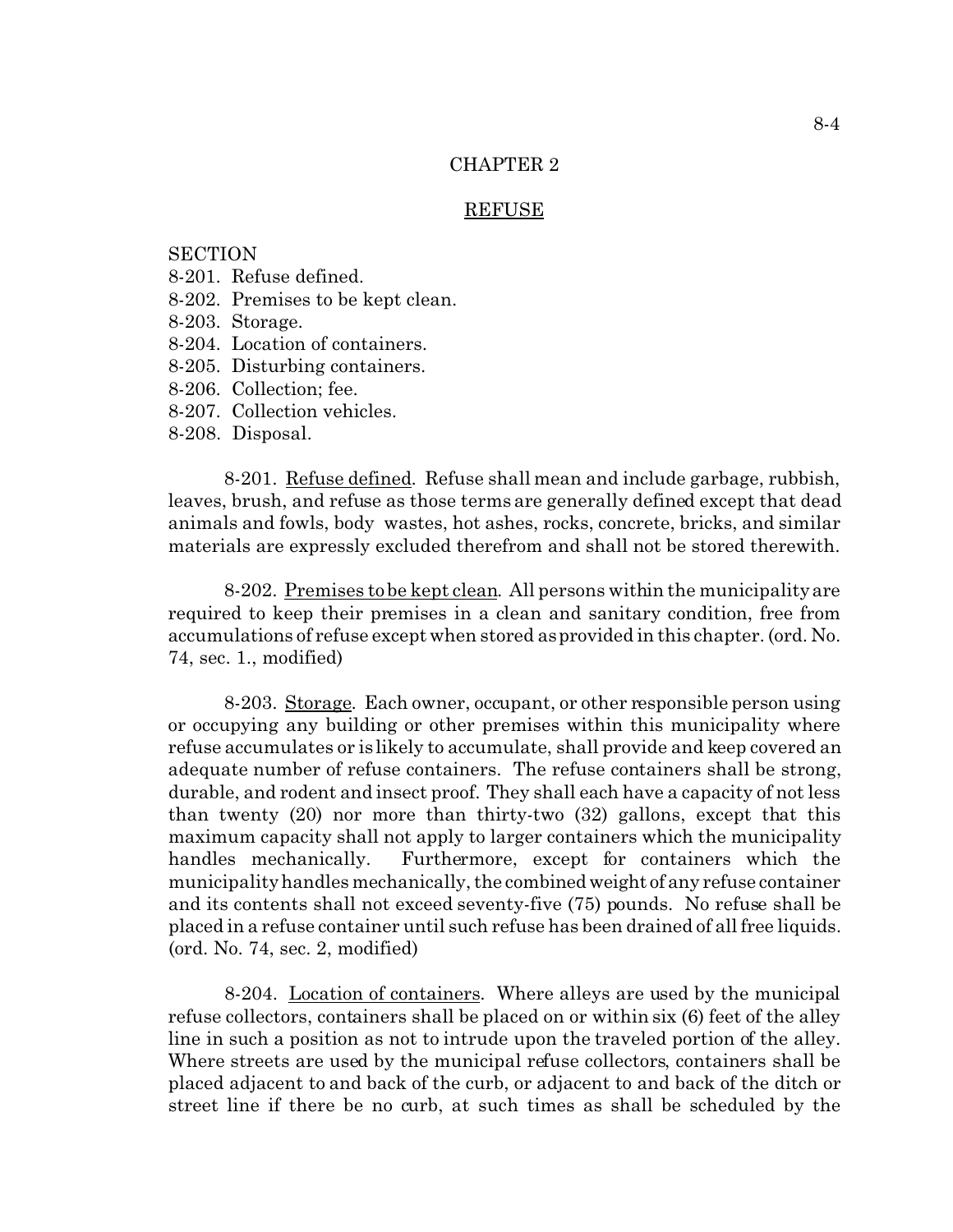# CHAPTER 2

## REFUSE

SECTION
8-201. Refuse defined.
8-202. Premises to be kept clean.
8-203. Storage.
8-204. Location of containers.
8-205. Disturbing containers.
8-206. Collection; fee.
8-207. Collection vehicles.
8-208. Disposal.

8-201. Refuse defined. Refuse shall mean and include garbage, rubbish, leaves, brush, and refuse as those terms are generally defined except that dead animals and fowls, body wastes, hot ashes, rocks, concrete, bricks, and similar materials are expressly excluded therefrom and shall not be stored therewith.

8-202. Premises to be kept clean. All persons within the municipality are required to keep their premises in a clean and sanitary condition, free from accumulations of refuse except when stored as provided in this chapter. (ord. No. 74, sec. 1., modified)

8-203. Storage. Each owner, occupant, or other responsible person using or occupying any building or other premises within this municipality where refuse accumulates or is likely to accumulate, shall provide and keep covered an adequate number of refuse containers. The refuse containers shall be strong, durable, and rodent and insect proof. They shall each have a capacity of not less than twenty (20) nor more than thirty-two (32) gallons, except that this maximum capacity shall not apply to larger containers which the municipality handles mechanically. Furthermore, except for containers which the municipality handles mechanically, the combined weight of any refuse container and its contents shall not exceed seventy-five (75) pounds. No refuse shall be placed in a refuse container until such refuse has been drained of all free liquids. (ord. No. 74, sec. 2, modified)

8-204. Location of containers. Where alleys are used by the municipal refuse collectors, containers shall be placed on or within six (6) feet of the alley line in such a position as not to intrude upon the traveled portion of the alley. Where streets are used by the municipal refuse collectors, containers shall be placed adjacent to and back of the curb, or adjacent to and back of the ditch or street line if there be no curb, at such times as shall be scheduled by the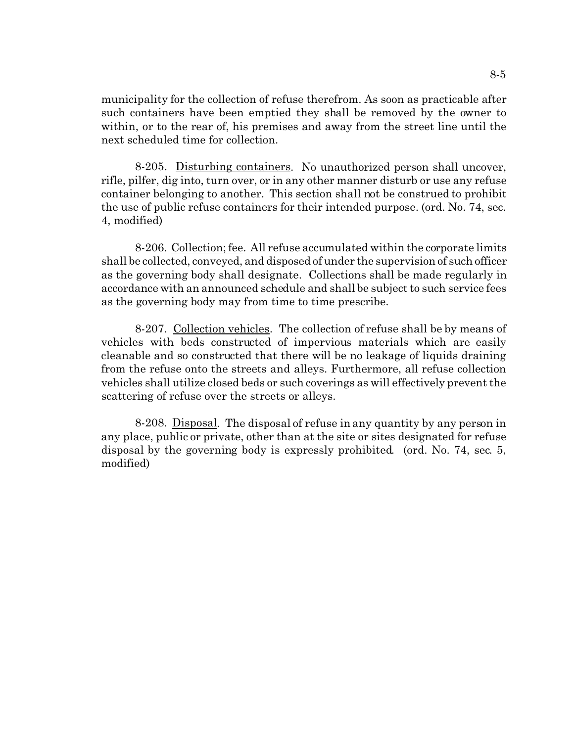municipality for the collection of refuse therefrom. As soon as practicable after such containers have been emptied they shall be removed by the owner to within, or to the rear of, his premises and away from the street line until the next scheduled time for collection.

8-205. Disturbing containers. No unauthorized person shall uncover, rifle, pilfer, dig into, turn over, or in any other manner disturb or use any refuse container belonging to another. This section shall not be construed to prohibit the use of public refuse containers for their intended purpose. (ord. No. 74, sec. 4, modified)

8-206. Collection; fee. All refuse accumulated within the corporate limits shall be collected, conveyed, and disposed of under the supervision of such officer as the governing body shall designate. Collections shall be made regularly in accordance with an announced schedule and shall be subject to such service fees as the governing body may from time to time prescribe.

8-207. Collection vehicles. The collection of refuse shall be by means of vehicles with beds constructed of impervious materials which are easily cleanable and so constructed that there will be no leakage of liquids draining from the refuse onto the streets and alleys. Furthermore, all refuse collection vehicles shall utilize closed beds or such coverings as will effectively prevent the scattering of refuse over the streets or alleys.

8-208. Disposal. The disposal of refuse in any quantity by any person in any place, public or private, other than at the site or sites designated for refuse disposal by the governing body is expressly prohibited. (ord. No. 74, sec. 5, modified)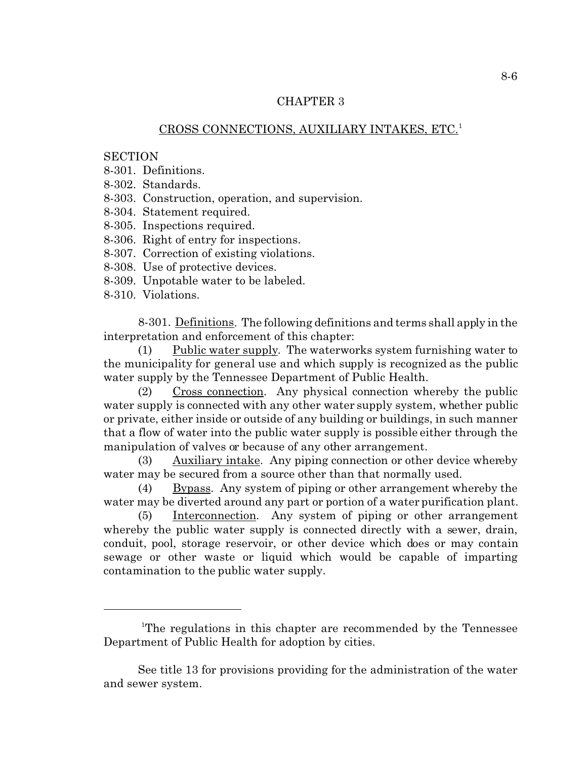## CHAPTER 3

### CROSS CONNECTIONS, AUXILIARY INTAKES, ETC.[1]

SECTION
8-301. Definitions.
8-302. Standards.
8-303. Construction, operation, and supervision.
8-304. Statement required.
8-305. Inspections required.
8-306. Right of entry for inspections.
8-307. Correction of existing violations.
8-308. Use of protective devices.
8-309. Unpotable water to be labeled.
8-310. Violations.

8-301. Definitions. The following definitions and terms shall apply in the interpretation and enforcement of this chapter:

(1) Public water supply. The waterworks system furnishing water to the municipality for general use and which supply is recognized as the public water supply by the Tennessee Department of Public Health.

(2) Cross connection. Any physical connection whereby the public water supply is connected with any other water supply system, whether public or private, either inside or outside of any building or buildings, in such manner that a flow of water into the public water supply is possible either through the manipulation of valves or because of any other arrangement.

(3) Auxiliary intake. Any piping connection or other device whereby water may be secured from a source other than that normally used.

(4) Bypass. Any system of piping or other arrangement whereby the water may be diverted around any part or portion of a water purification plant.

(5) Interconnection. Any system of piping or other arrangement whereby the public water supply is connected directly with a sewer, drain, conduit, pool, storage reservoir, or other device which does or may contain sewage or other waste or liquid which would be capable of imparting contamination to the public water supply.

---

[1]The regulations in this chapter are recommended by the Tennessee Department of Public Health for adoption by cities.

See title 13 for provisions providing for the administration of the water and sewer system.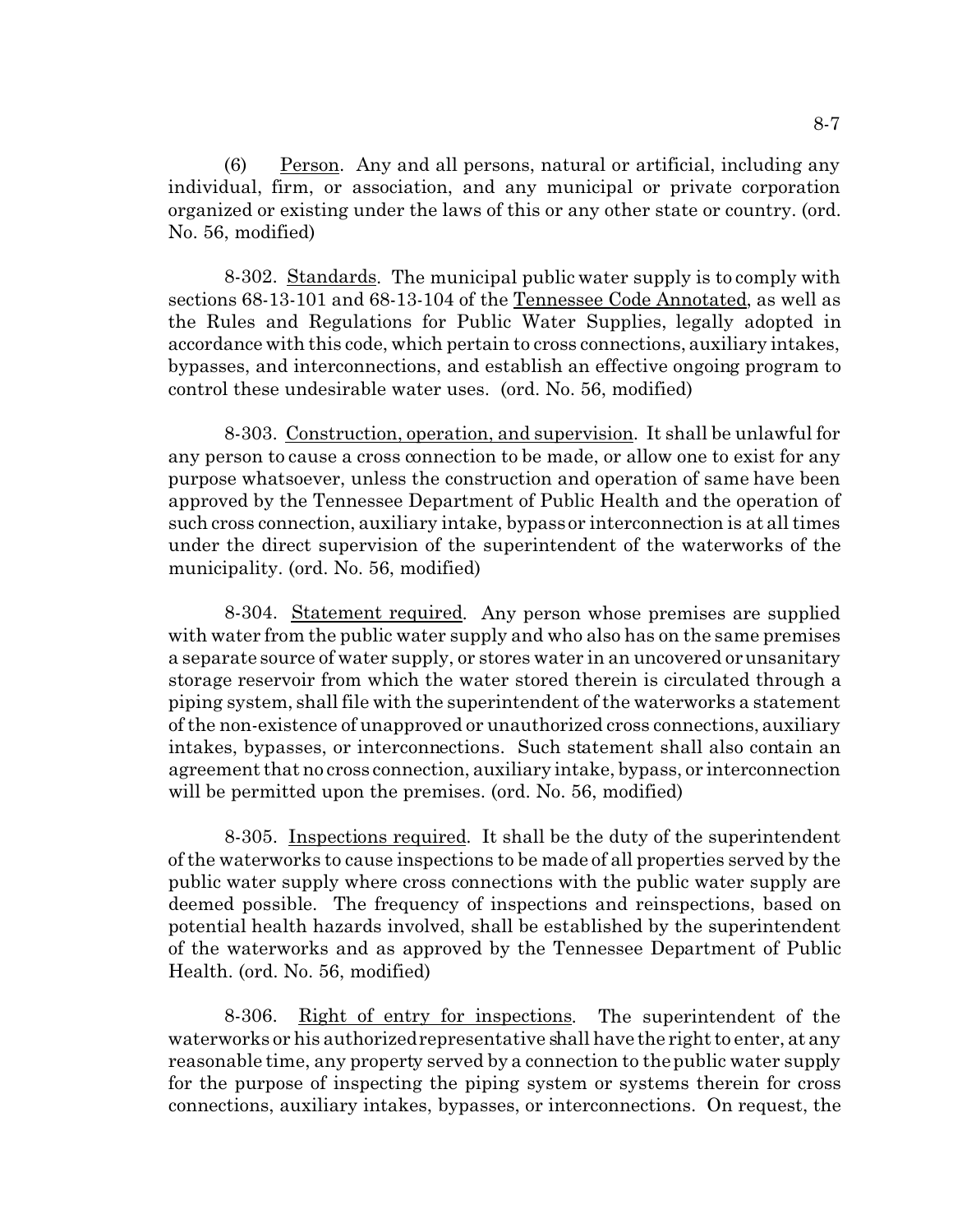(6) Person. Any and all persons, natural or artificial, including any individual, firm, or association, and any municipal or private corporation organized or existing under the laws of this or any other state or country. (ord. No. 56, modified)

8-302. Standards. The municipal public water supply is to comply with sections 68-13-101 and 68-13-104 of the Tennessee Code Annotated, as well as the Rules and Regulations for Public Water Supplies, legally adopted in accordance with this code, which pertain to cross connections, auxiliary intakes, bypasses, and interconnections, and establish an effective ongoing program to control these undesirable water uses. (ord. No. 56, modified)

8-303. Construction, operation, and supervision. It shall be unlawful for any person to cause a cross connection to be made, or allow one to exist for any purpose whatsoever, unless the construction and operation of same have been approved by the Tennessee Department of Public Health and the operation of such cross connection, auxiliary intake, bypass or interconnection is at all times under the direct supervision of the superintendent of the waterworks of the municipality. (ord. No. 56, modified)

8-304. Statement required. Any person whose premises are supplied with water from the public water supply and who also has on the same premises a separate source of water supply, or stores water in an uncovered or unsanitary storage reservoir from which the water stored therein is circulated through a piping system, shall file with the superintendent of the waterworks a statement of the non-existence of unapproved or unauthorized cross connections, auxiliary intakes, bypasses, or interconnections. Such statement shall also contain an agreement that no cross connection, auxiliary intake, bypass, or interconnection will be permitted upon the premises. (ord. No. 56, modified)

8-305. Inspections required. It shall be the duty of the superintendent of the waterworks to cause inspections to be made of all properties served by the public water supply where cross connections with the public water supply are deemed possible. The frequency of inspections and reinspections, based on potential health hazards involved, shall be established by the superintendent of the waterworks and as approved by the Tennessee Department of Public Health. (ord. No. 56, modified)

8-306. Right of entry for inspections. The superintendent of the waterworks or his authorized representative shall have the right to enter, at any reasonable time, any property served by a connection to the public water supply for the purpose of inspecting the piping system or systems therein for cross connections, auxiliary intakes, bypasses, or interconnections. On request, the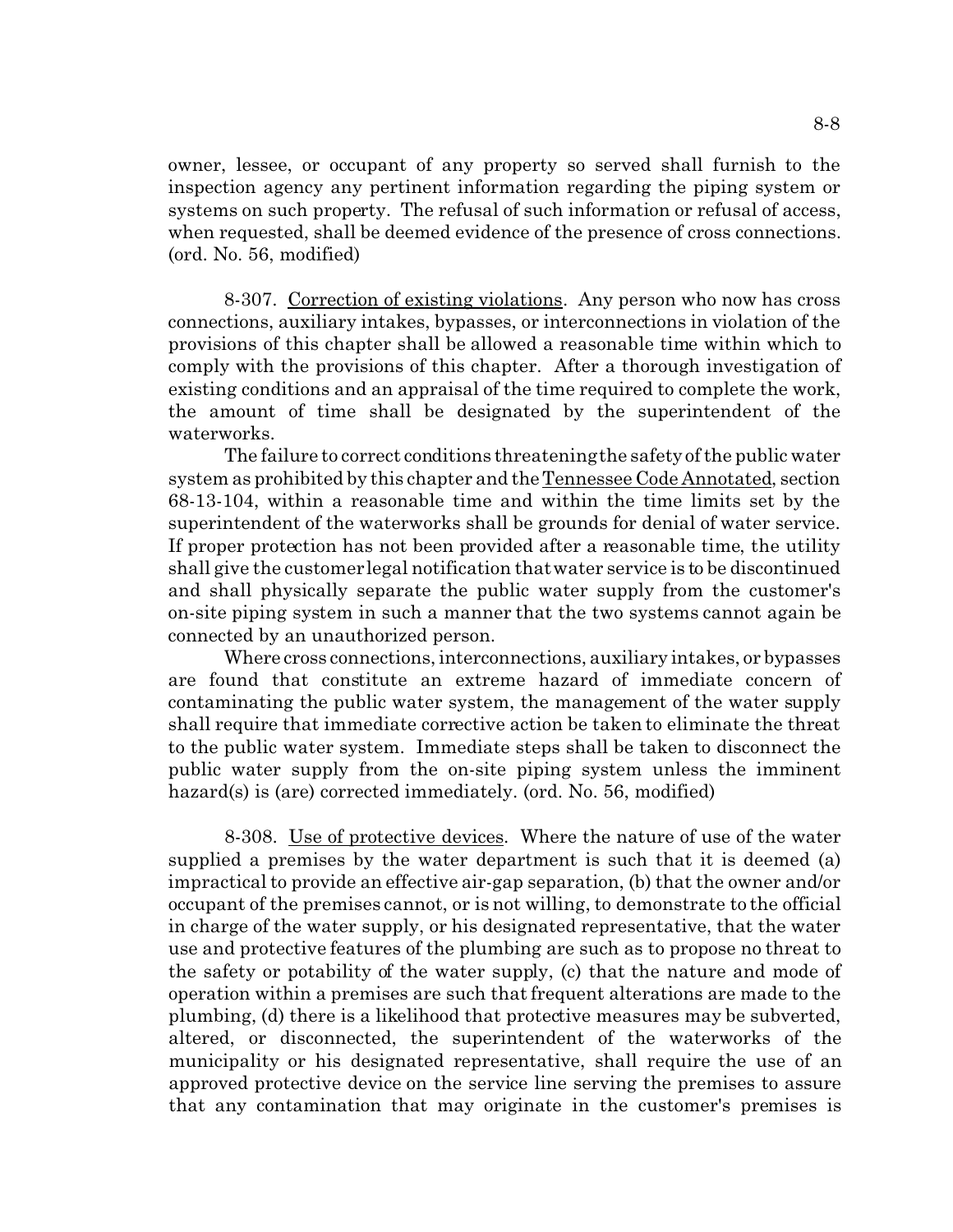owner, lessee, or occupant of any property so served shall furnish to the inspection agency any pertinent information regarding the piping system or systems on such property. The refusal of such information or refusal of access, when requested, shall be deemed evidence of the presence of cross connections. (ord. No. 56, modified)

8-307. Correction of existing violations. Any person who now has cross connections, auxiliary intakes, bypasses, or interconnections in violation of the provisions of this chapter shall be allowed a reasonable time within which to comply with the provisions of this chapter. After a thorough investigation of existing conditions and an appraisal of the time required to complete the work, the amount of time shall be designated by the superintendent of the waterworks.

The failure to correct conditions threatening the safety of the public water system as prohibited by this chapter and the Tennessee Code Annotated, section 68-13-104, within a reasonable time and within the time limits set by the superintendent of the waterworks shall be grounds for denial of water service. If proper protection has not been provided after a reasonable time, the utility shall give the customer legal notification that water service is to be discontinued and shall physically separate the public water supply from the customer's on-site piping system in such a manner that the two systems cannot again be connected by an unauthorized person.

Where cross connections, interconnections, auxiliary intakes, or bypasses are found that constitute an extreme hazard of immediate concern of contaminating the public water system, the management of the water supply shall require that immediate corrective action be taken to eliminate the threat to the public water system. Immediate steps shall be taken to disconnect the public water supply from the on-site piping system unless the imminent hazard(s) is (are) corrected immediately. (ord. No. 56, modified)

8-308. Use of protective devices. Where the nature of use of the water supplied a premises by the water department is such that it is deemed (a) impractical to provide an effective air-gap separation, (b) that the owner and/or occupant of the premises cannot, or is not willing, to demonstrate to the official in charge of the water supply, or his designated representative, that the water use and protective features of the plumbing are such as to propose no threat to the safety or potability of the water supply, (c) that the nature and mode of operation within a premises are such that frequent alterations are made to the plumbing, (d) there is a likelihood that protective measures may be subverted, altered, or disconnected, the superintendent of the waterworks of the municipality or his designated representative, shall require the use of an approved protective device on the service line serving the premises to assure that any contamination that may originate in the customer's premises is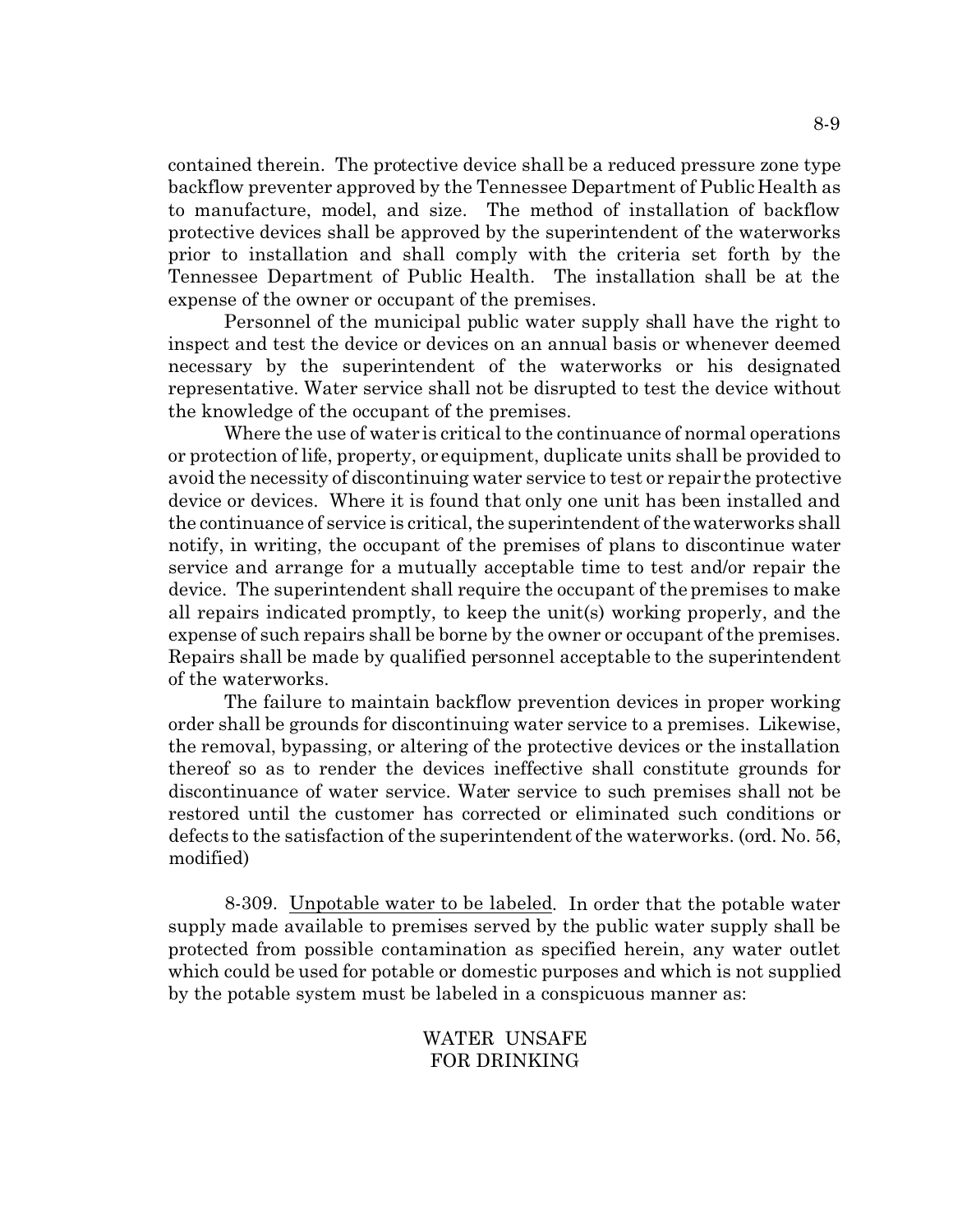contained therein. The protective device shall be a reduced pressure zone type backflow preventer approved by the Tennessee Department of Public Health as to manufacture, model, and size. The method of installation of backflow protective devices shall be approved by the superintendent of the waterworks prior to installation and shall comply with the criteria set forth by the Tennessee Department of Public Health. The installation shall be at the expense of the owner or occupant of the premises.

Personnel of the municipal public water supply shall have the right to inspect and test the device or devices on an annual basis or whenever deemed necessary by the superintendent of the waterworks or his designated representative. Water service shall not be disrupted to test the device without the knowledge of the occupant of the premises.

Where the use of water is critical to the continuance of normal operations or protection of life, property, or equipment, duplicate units shall be provided to avoid the necessity of discontinuing water service to test or repair the protective device or devices. Where it is found that only one unit has been installed and the continuance of service is critical, the superintendent of the waterworks shall notify, in writing, the occupant of the premises of plans to discontinue water service and arrange for a mutually acceptable time to test and/or repair the device. The superintendent shall require the occupant of the premises to make all repairs indicated promptly, to keep the unit(s) working properly, and the expense of such repairs shall be borne by the owner or occupant of the premises. Repairs shall be made by qualified personnel acceptable to the superintendent of the waterworks.

The failure to maintain backflow prevention devices in proper working order shall be grounds for discontinuing water service to a premises. Likewise, the removal, bypassing, or altering of the protective devices or the installation thereof so as to render the devices ineffective shall constitute grounds for discontinuance of water service. Water service to such premises shall not be restored until the customer has corrected or eliminated such conditions or defects to the satisfaction of the superintendent of the waterworks. (ord. No. 56, modified)

8-309. Unpotable water to be labeled. In order that the potable water supply made available to premises served by the public water supply shall be protected from possible contamination as specified herein, any water outlet which could be used for potable or domestic purposes and which is not supplied by the potable system must be labeled in a conspicuous manner as:

WATER UNSAFE
FOR DRINKING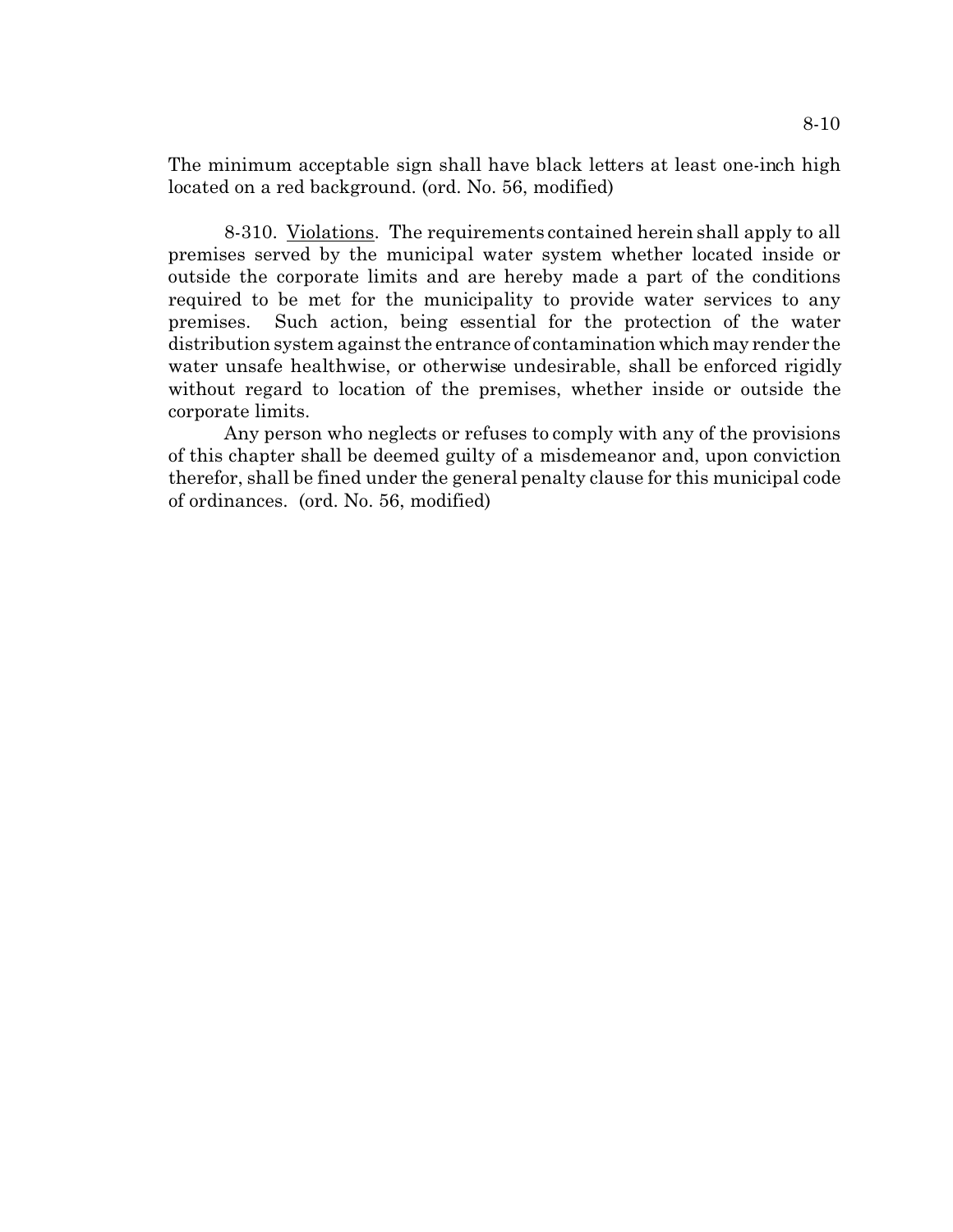The minimum acceptable sign shall have black letters at least one-inch high located on a red background. (ord. No. 56, modified)

8-310. Violations. The requirements contained herein shall apply to all premises served by the municipal water system whether located inside or outside the corporate limits and are hereby made a part of the conditions required to be met for the municipality to provide water services to any premises. Such action, being essential for the protection of the water distribution system against the entrance of contamination which may render the water unsafe healthwise, or otherwise undesirable, shall be enforced rigidly without regard to location of the premises, whether inside or outside the corporate limits.

Any person who neglects or refuses to comply with any of the provisions of this chapter shall be deemed guilty of a misdemeanor and, upon conviction therefor, shall be fined under the general penalty clause for this municipal code of ordinances. (ord. No. 56, modified)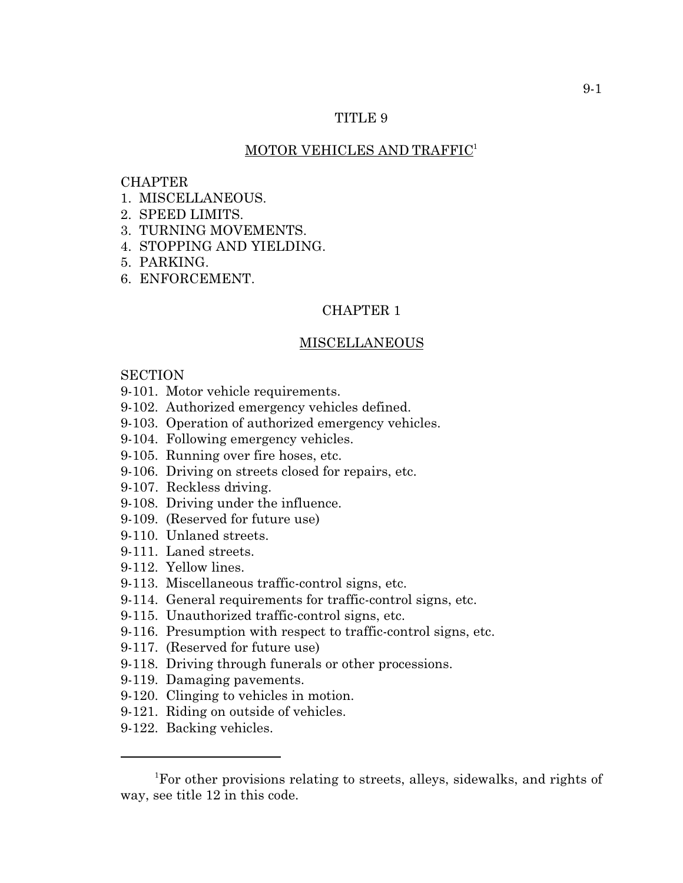# TITLE 9

## MOTOR VEHICLES AND TRAFFIC[1]

CHAPTER
1. MISCELLANEOUS.
2. SPEED LIMITS.
3. TURNING MOVEMENTS.
4. STOPPING AND YIELDING.
5. PARKING.
6. ENFORCEMENT.

## CHAPTER 1

## MISCELLANEOUS

SECTION
9-101. Motor vehicle requirements.
9-102. Authorized emergency vehicles defined.
9-103. Operation of authorized emergency vehicles.
9-104. Following emergency vehicles.
9-105. Running over fire hoses, etc.
9-106. Driving on streets closed for repairs, etc.
9-107. Reckless driving.
9-108. Driving under the influence.
9-109. (Reserved for future use)
9-110. Unlaned streets.
9-111. Laned streets.
9-112. Yellow lines.
9-113. Miscellaneous traffic-control signs, etc.
9-114. General requirements for traffic-control signs, etc.
9-115. Unauthorized traffic-control signs, etc.
9-116. Presumption with respect to traffic-control signs, etc.
9-117. (Reserved for future use)
9-118. Driving through funerals or other processions.
9-119. Damaging pavements.
9-120. Clinging to vehicles in motion.
9-121. Riding on outside of vehicles.
9-122. Backing vehicles.

---

[1]For other provisions relating to streets, alleys, sidewalks, and rights of way, see title 12 in this code.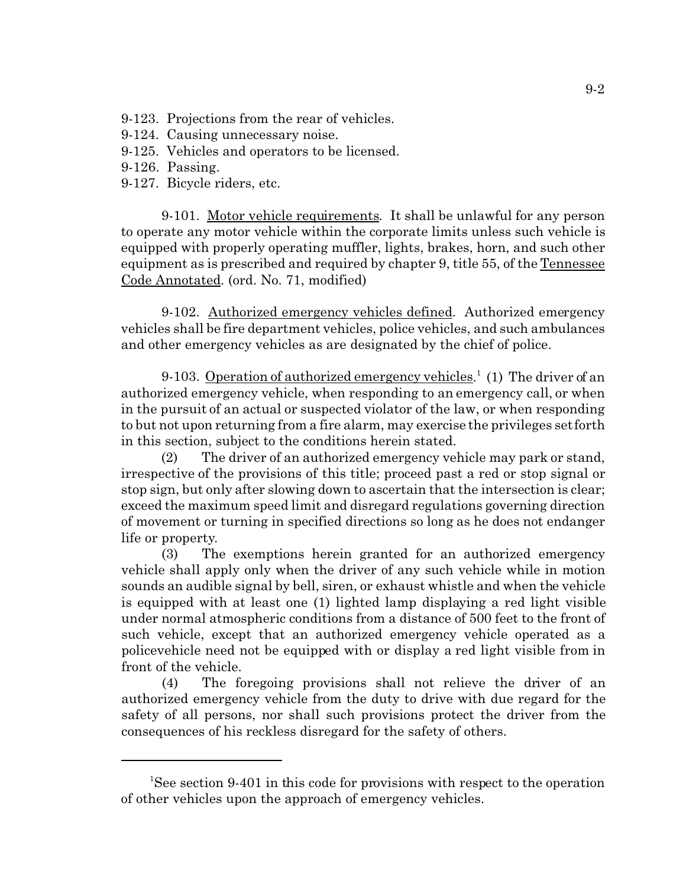9-123. Projections from the rear of vehicles.
9-124. Causing unnecessary noise.
9-125. Vehicles and operators to be licensed.
9-126. Passing.
9-127. Bicycle riders, etc.

9-101. Motor vehicle requirements. It shall be unlawful for any person to operate any motor vehicle within the corporate limits unless such vehicle is equipped with properly operating muffler, lights, brakes, horn, and such other equipment as is prescribed and required by chapter 9, title 55, of the Tennessee Code Annotated. (ord. No. 71, modified)

9-102. Authorized emergency vehicles defined. Authorized emergency vehicles shall be fire department vehicles, police vehicles, and such ambulances and other emergency vehicles as are designated by the chief of police.

9-103. Operation of authorized emergency vehicles.[1] (1) The driver of an authorized emergency vehicle, when responding to an emergency call, or when in the pursuit of an actual or suspected violator of the law, or when responding to but not upon returning from a fire alarm, may exercise the privileges set forth in this section, subject to the conditions herein stated.

(2) The driver of an authorized emergency vehicle may park or stand, irrespective of the provisions of this title; proceed past a red or stop signal or stop sign, but only after slowing down to ascertain that the intersection is clear; exceed the maximum speed limit and disregard regulations governing direction of movement or turning in specified directions so long as he does not endanger life or property.

(3) The exemptions herein granted for an authorized emergency vehicle shall apply only when the driver of any such vehicle while in motion sounds an audible signal by bell, siren, or exhaust whistle and when the vehicle is equipped with at least one (1) lighted lamp displaying a red light visible under normal atmospheric conditions from a distance of 500 feet to the front of such vehicle, except that an authorized emergency vehicle operated as a policevehicle need not be equipped with or display a red light visible from in front of the vehicle.

(4) The foregoing provisions shall not relieve the driver of an authorized emergency vehicle from the duty to drive with due regard for the safety of all persons, nor shall such provisions protect the driver from the consequences of his reckless disregard for the safety of others.

---

[1]See section 9-401 in this code for provisions with respect to the operation of other vehicles upon the approach of emergency vehicles.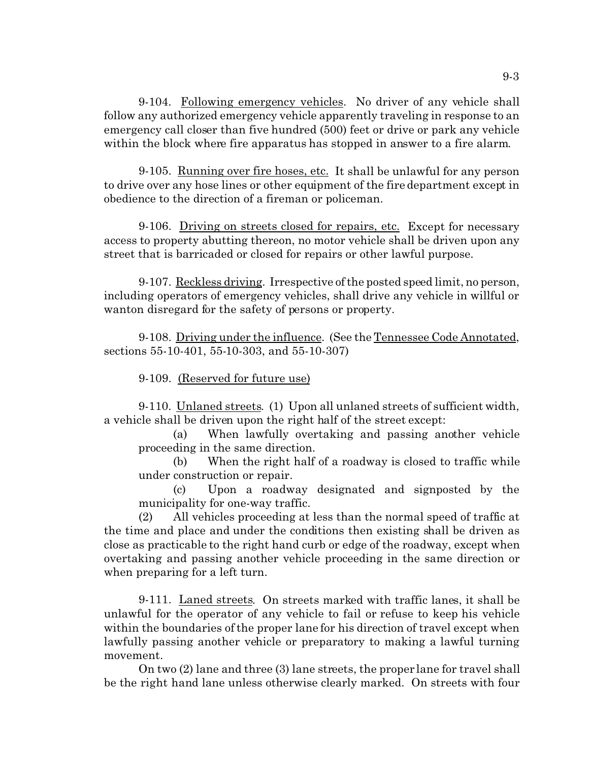9-104. Following emergency vehicles. No driver of any vehicle shall follow any authorized emergency vehicle apparently traveling in response to an emergency call closer than five hundred (500) feet or drive or park any vehicle within the block where fire apparatus has stopped in answer to a fire alarm.

9-105. Running over fire hoses, etc. It shall be unlawful for any person to drive over any hose lines or other equipment of the fire department except in obedience to the direction of a fireman or policeman.

9-106. Driving on streets closed for repairs, etc. Except for necessary access to property abutting thereon, no motor vehicle shall be driven upon any street that is barricaded or closed for repairs or other lawful purpose.

9-107. Reckless driving. Irrespective of the posted speed limit, no person, including operators of emergency vehicles, shall drive any vehicle in willful or wanton disregard for the safety of persons or property.

9-108. Driving under the influence. (See the Tennessee Code Annotated, sections 55-10-401, 55-10-303, and 55-10-307)

9-109. (Reserved for future use)

9-110. Unlaned streets. (1) Upon all unlaned streets of sufficient width, a vehicle shall be driven upon the right half of the street except:

(a) When lawfully overtaking and passing another vehicle proceeding in the same direction.

(b) When the right half of a roadway is closed to traffic while under construction or repair.

(c) Upon a roadway designated and signposted by the municipality for one-way traffic.

(2) All vehicles proceeding at less than the normal speed of traffic at the time and place and under the conditions then existing shall be driven as close as practicable to the right hand curb or edge of the roadway, except when overtaking and passing another vehicle proceeding in the same direction or when preparing for a left turn.

9-111. Laned streets. On streets marked with traffic lanes, it shall be unlawful for the operator of any vehicle to fail or refuse to keep his vehicle within the boundaries of the proper lane for his direction of travel except when lawfully passing another vehicle or preparatory to making a lawful turning movement.

On two (2) lane and three (3) lane streets, the proper lane for travel shall be the right hand lane unless otherwise clearly marked. On streets with four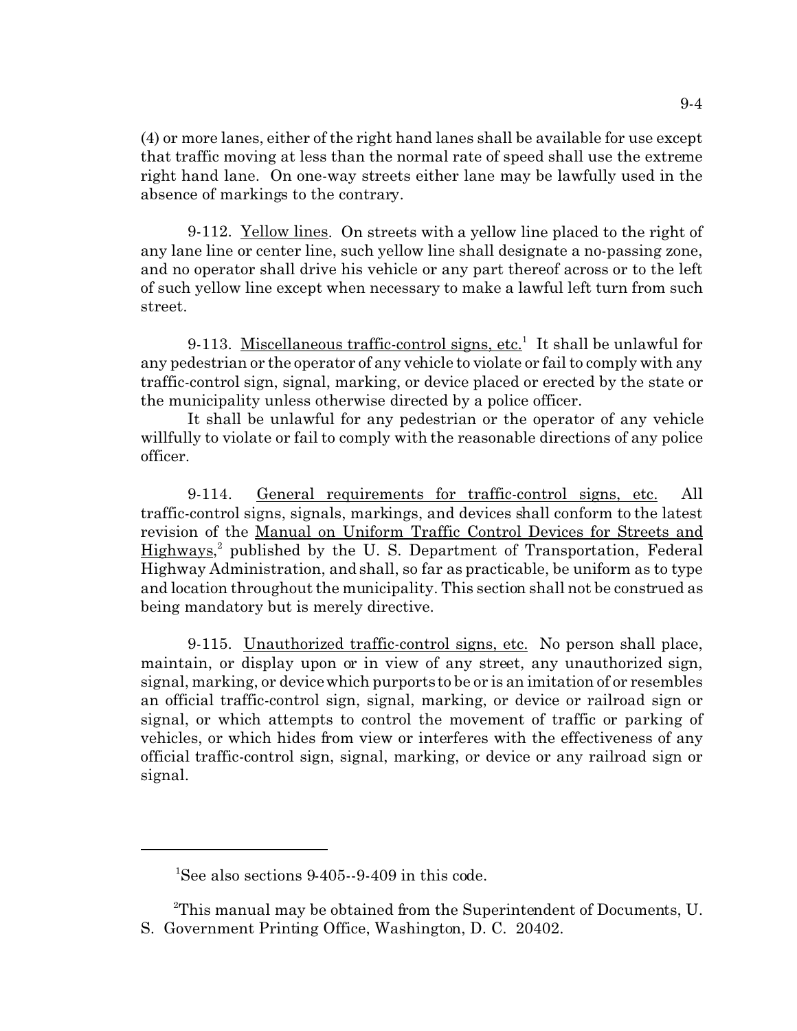(4) or more lanes, either of the right hand lanes shall be available for use except that traffic moving at less than the normal rate of speed shall use the extreme right hand lane. On one-way streets either lane may be lawfully used in the absence of markings to the contrary.

9-112. Yellow lines. On streets with a yellow line placed to the right of any lane line or center line, such yellow line shall designate a no-passing zone, and no operator shall drive his vehicle or any part thereof across or to the left of such yellow line except when necessary to make a lawful left turn from such street.

9-113. Miscellaneous traffic-control signs, etc.[1] It shall be unlawful for any pedestrian or the operator of any vehicle to violate or fail to comply with any traffic-control sign, signal, marking, or device placed or erected by the state or the municipality unless otherwise directed by a police officer.

It shall be unlawful for any pedestrian or the operator of any vehicle willfully to violate or fail to comply with the reasonable directions of any police officer.

9-114. General requirements for traffic-control signs, etc. All traffic-control signs, signals, markings, and devices shall conform to the latest revision of the Manual on Uniform Traffic Control Devices for Streets and Highways,[2] published by the U. S. Department of Transportation, Federal Highway Administration, and shall, so far as practicable, be uniform as to type and location throughout the municipality. This section shall not be construed as being mandatory but is merely directive.

9-115. Unauthorized traffic-control signs, etc. No person shall place, maintain, or display upon or in view of any street, any unauthorized sign, signal, marking, or device which purports to be or is an imitation of or resembles an official traffic-control sign, signal, marking, or device or railroad sign or signal, or which attempts to control the movement of traffic or parking of vehicles, or which hides from view or interferes with the effectiveness of any official traffic-control sign, signal, marking, or device or any railroad sign or signal.

---

[1] See also sections 9-405--9-409 in this code.

[2] This manual may be obtained from the Superintendent of Documents, U. S. Government Printing Office, Washington, D. C. 20402.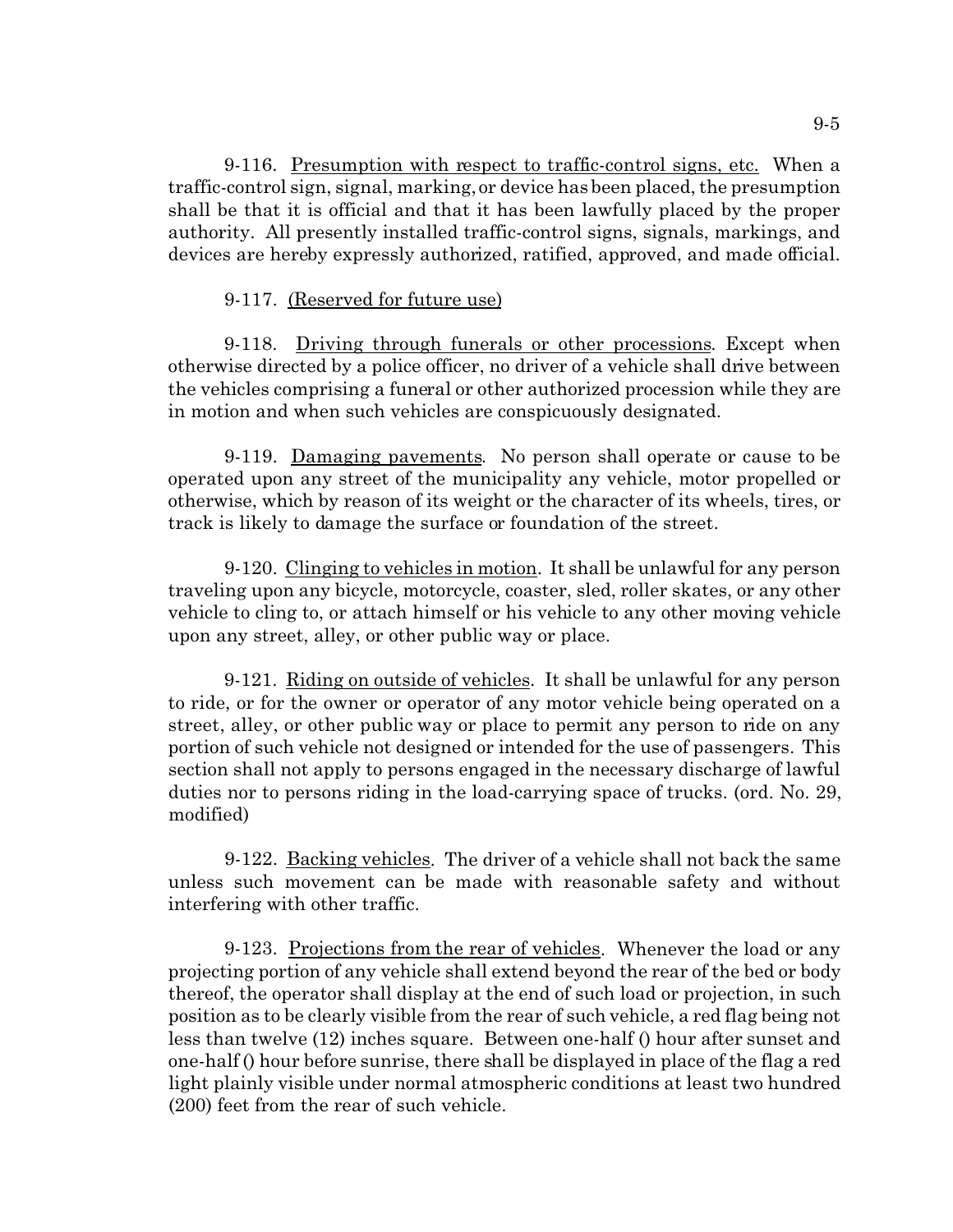9-116. Presumption with respect to traffic-control signs, etc. When a traffic-control sign, signal, marking, or device has been placed, the presumption shall be that it is official and that it has been lawfully placed by the proper authority. All presently installed traffic-control signs, signals, markings, and devices are hereby expressly authorized, ratified, approved, and made official.

9-117. (Reserved for future use)

9-118. Driving through funerals or other processions. Except when otherwise directed by a police officer, no driver of a vehicle shall drive between the vehicles comprising a funeral or other authorized procession while they are in motion and when such vehicles are conspicuously designated.

9-119. Damaging pavements. No person shall operate or cause to be operated upon any street of the municipality any vehicle, motor propelled or otherwise, which by reason of its weight or the character of its wheels, tires, or track is likely to damage the surface or foundation of the street.

9-120. Clinging to vehicles in motion. It shall be unlawful for any person traveling upon any bicycle, motorcycle, coaster, sled, roller skates, or any other vehicle to cling to, or attach himself or his vehicle to any other moving vehicle upon any street, alley, or other public way or place.

9-121. Riding on outside of vehicles. It shall be unlawful for any person to ride, or for the owner or operator of any motor vehicle being operated on a street, alley, or other public way or place to permit any person to ride on any portion of such vehicle not designed or intended for the use of passengers. This section shall not apply to persons engaged in the necessary discharge of lawful duties nor to persons riding in the load-carrying space of trucks. (ord. No. 29, modified)

9-122. Backing vehicles. The driver of a vehicle shall not back the same unless such movement can be made with reasonable safety and without interfering with other traffic.

9-123. Projections from the rear of vehicles. Whenever the load or any projecting portion of any vehicle shall extend beyond the rear of the bed or body thereof, the operator shall display at the end of such load or projection, in such position as to be clearly visible from the rear of such vehicle, a red flag being not less than twelve (12) inches square. Between one-half () hour after sunset and one-half () hour before sunrise, there shall be displayed in place of the flag a red light plainly visible under normal atmospheric conditions at least two hundred (200) feet from the rear of such vehicle.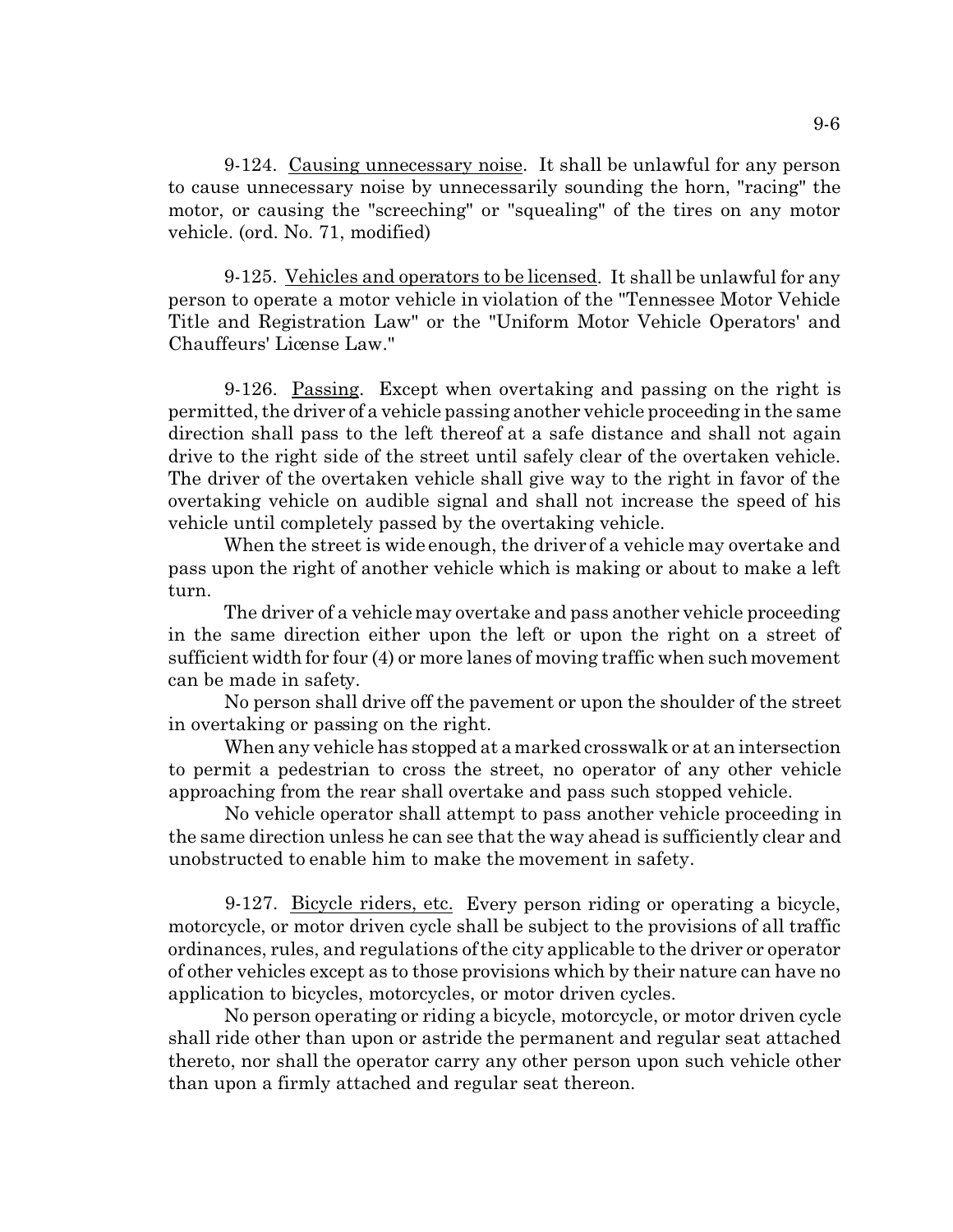9-124. Causing unnecessary noise. It shall be unlawful for any person to cause unnecessary noise by unnecessarily sounding the horn, "racing" the motor, or causing the "screeching" or "squealing" of the tires on any motor vehicle. (ord. No. 71, modified)

9-125. Vehicles and operators to be licensed. It shall be unlawful for any person to operate a motor vehicle in violation of the "Tennessee Motor Vehicle Title and Registration Law" or the "Uniform Motor Vehicle Operators' and Chauffeurs' License Law."

9-126. Passing. Except when overtaking and passing on the right is permitted, the driver of a vehicle passing another vehicle proceeding in the same direction shall pass to the left thereof at a safe distance and shall not again drive to the right side of the street until safely clear of the overtaken vehicle. The driver of the overtaken vehicle shall give way to the right in favor of the overtaking vehicle on audible signal and shall not increase the speed of his vehicle until completely passed by the overtaking vehicle.

When the street is wide enough, the driver of a vehicle may overtake and pass upon the right of another vehicle which is making or about to make a left turn.

The driver of a vehicle may overtake and pass another vehicle proceeding in the same direction either upon the left or upon the right on a street of sufficient width for four (4) or more lanes of moving traffic when such movement can be made in safety.

No person shall drive off the pavement or upon the shoulder of the street in overtaking or passing on the right.

When any vehicle has stopped at a marked crosswalk or at an intersection to permit a pedestrian to cross the street, no operator of any other vehicle approaching from the rear shall overtake and pass such stopped vehicle.

No vehicle operator shall attempt to pass another vehicle proceeding in the same direction unless he can see that the way ahead is sufficiently clear and unobstructed to enable him to make the movement in safety.

9-127. Bicycle riders, etc. Every person riding or operating a bicycle, motorcycle, or motor driven cycle shall be subject to the provisions of all traffic ordinances, rules, and regulations of the city applicable to the driver or operator of other vehicles except as to those provisions which by their nature can have no application to bicycles, motorcycles, or motor driven cycles.

No person operating or riding a bicycle, motorcycle, or motor driven cycle shall ride other than upon or astride the permanent and regular seat attached thereto, nor shall the operator carry any other person upon such vehicle other than upon a firmly attached and regular seat thereon.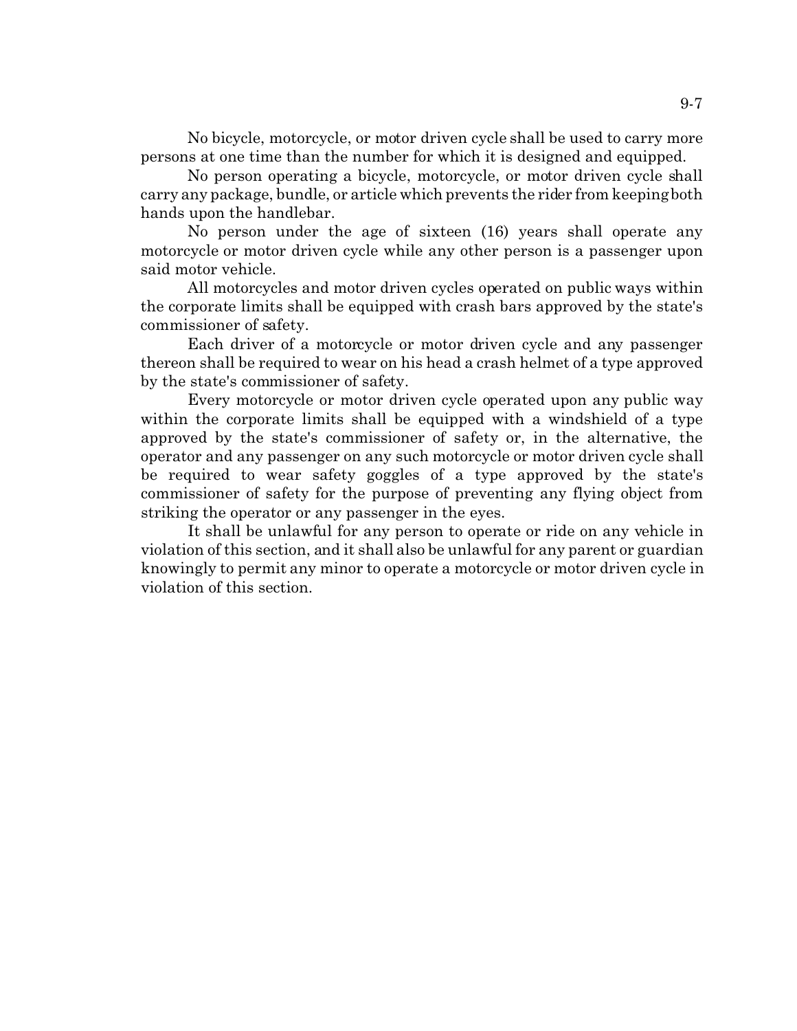No bicycle, motorcycle, or motor driven cycle shall be used to carry more persons at one time than the number for which it is designed and equipped.

No person operating a bicycle, motorcycle, or motor driven cycle shall carry any package, bundle, or article which prevents the rider from keeping both hands upon the handlebar.

No person under the age of sixteen (16) years shall operate any motorcycle or motor driven cycle while any other person is a passenger upon said motor vehicle.

All motorcycles and motor driven cycles operated on public ways within the corporate limits shall be equipped with crash bars approved by the state's commissioner of safety.

Each driver of a motorcycle or motor driven cycle and any passenger thereon shall be required to wear on his head a crash helmet of a type approved by the state's commissioner of safety.

Every motorcycle or motor driven cycle operated upon any public way within the corporate limits shall be equipped with a windshield of a type approved by the state's commissioner of safety or, in the alternative, the operator and any passenger on any such motorcycle or motor driven cycle shall be required to wear safety goggles of a type approved by the state's commissioner of safety for the purpose of preventing any flying object from striking the operator or any passenger in the eyes.

It shall be unlawful for any person to operate or ride on any vehicle in violation of this section, and it shall also be unlawful for any parent or guardian knowingly to permit any minor to operate a motorcycle or motor driven cycle in violation of this section.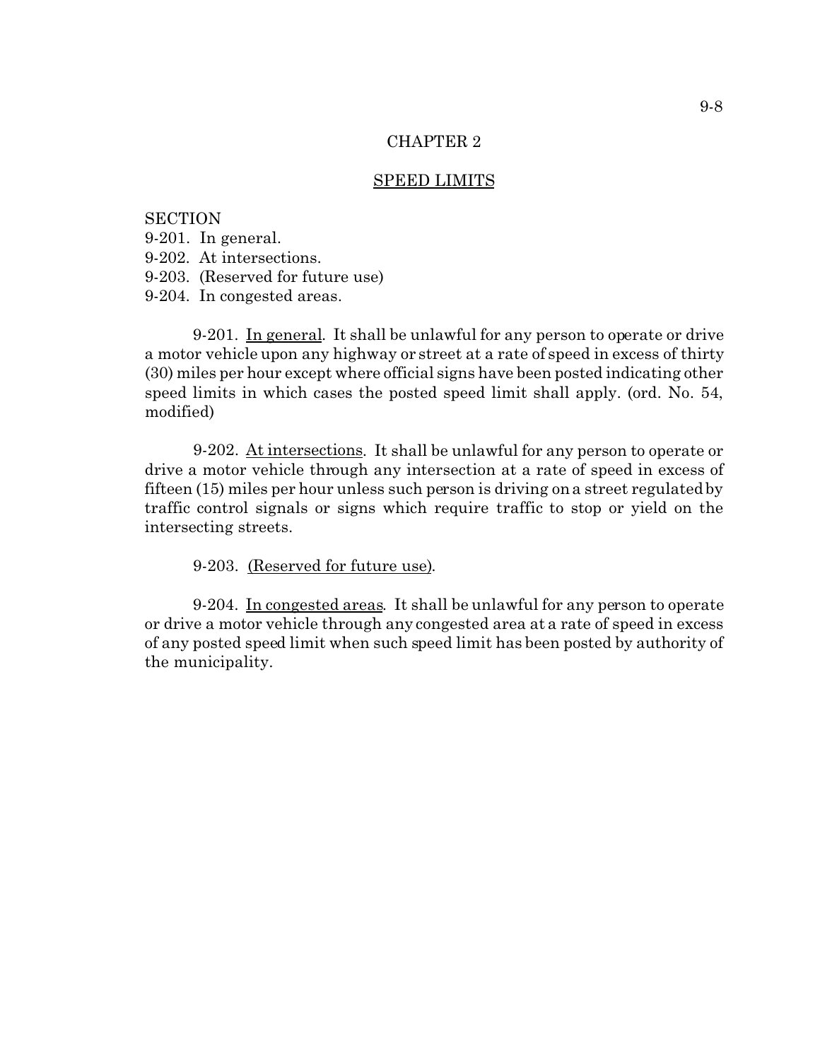# CHAPTER 2

## SPEED LIMITS

SECTION
9-201. In general.
9-202. At intersections.
9-203. (Reserved for future use)
9-204. In congested areas.

9-201. In general. It shall be unlawful for any person to operate or drive a motor vehicle upon any highway or street at a rate of speed in excess of thirty (30) miles per hour except where official signs have been posted indicating other speed limits in which cases the posted speed limit shall apply. (ord. No. 54, modified)

9-202. At intersections. It shall be unlawful for any person to operate or drive a motor vehicle through any intersection at a rate of speed in excess of fifteen (15) miles per hour unless such person is driving on a street regulated by traffic control signals or signs which require traffic to stop or yield on the intersecting streets.

9-203. (Reserved for future use).

9-204. In congested areas. It shall be unlawful for any person to operate or drive a motor vehicle through any congested area at a rate of speed in excess of any posted speed limit when such speed limit has been posted by authority of the municipality.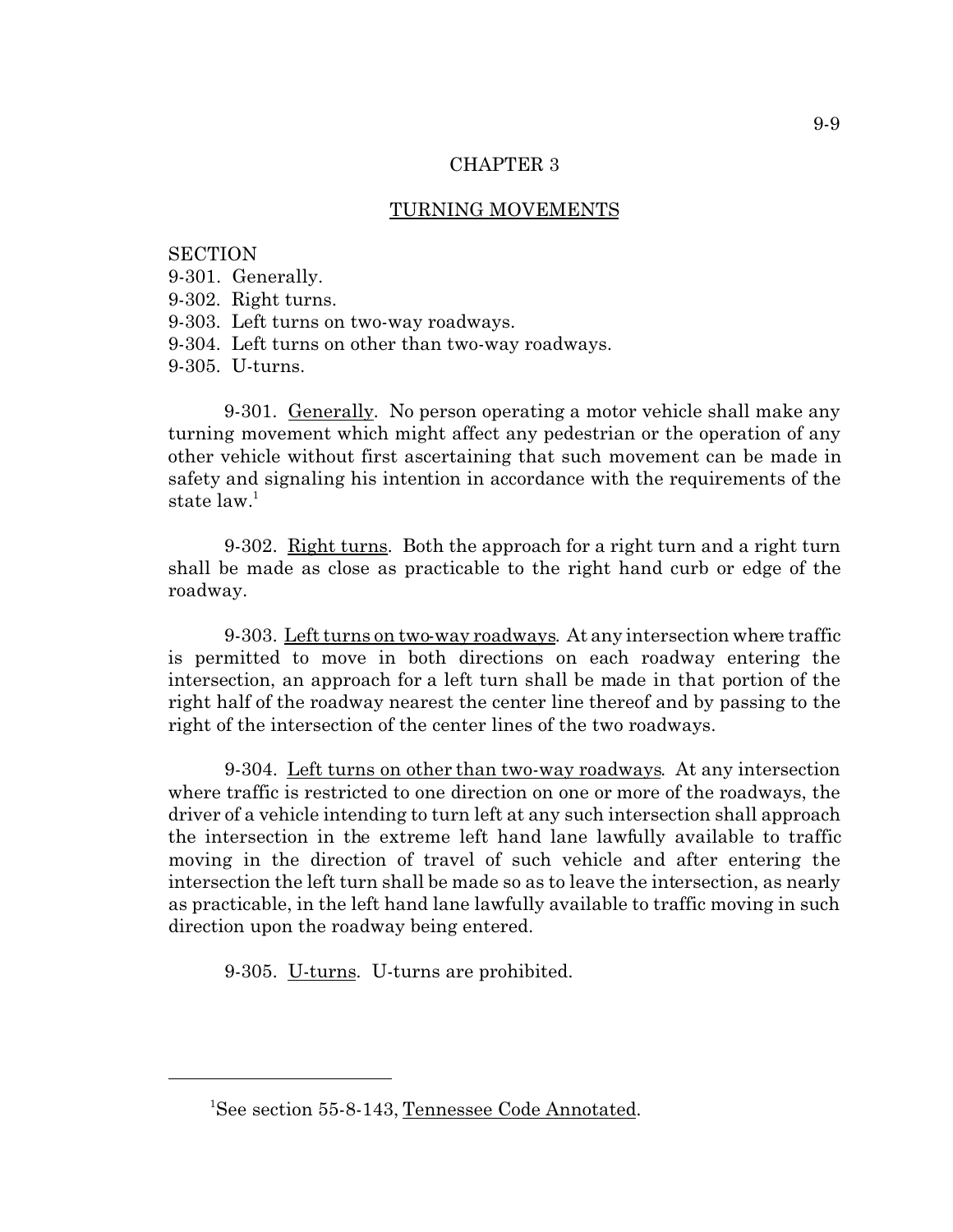# CHAPTER 3

## TURNING MOVEMENTS

SECTION
9-301. Generally.
9-302. Right turns.
9-303. Left turns on two-way roadways.
9-304. Left turns on other than two-way roadways.
9-305. U-turns.

9-301. Generally. No person operating a motor vehicle shall make any turning movement which might affect any pedestrian or the operation of any other vehicle without first ascertaining that such movement can be made in safety and signaling his intention in accordance with the requirements of the state law.[1]

9-302. Right turns. Both the approach for a right turn and a right turn shall be made as close as practicable to the right hand curb or edge of the roadway.

9-303. Left turns on two-way roadways. At any intersection where traffic is permitted to move in both directions on each roadway entering the intersection, an approach for a left turn shall be made in that portion of the right half of the roadway nearest the center line thereof and by passing to the right of the intersection of the center lines of the two roadways.

9-304. Left turns on other than two-way roadways. At any intersection where traffic is restricted to one direction on one or more of the roadways, the driver of a vehicle intending to turn left at any such intersection shall approach the intersection in the extreme left hand lane lawfully available to traffic moving in the direction of travel of such vehicle and after entering the intersection the left turn shall be made so as to leave the intersection, as nearly as practicable, in the left hand lane lawfully available to traffic moving in such direction upon the roadway being entered.

9-305. U-turns. U-turns are prohibited.

---

[1]See section 55-8-143, Tennessee Code Annotated.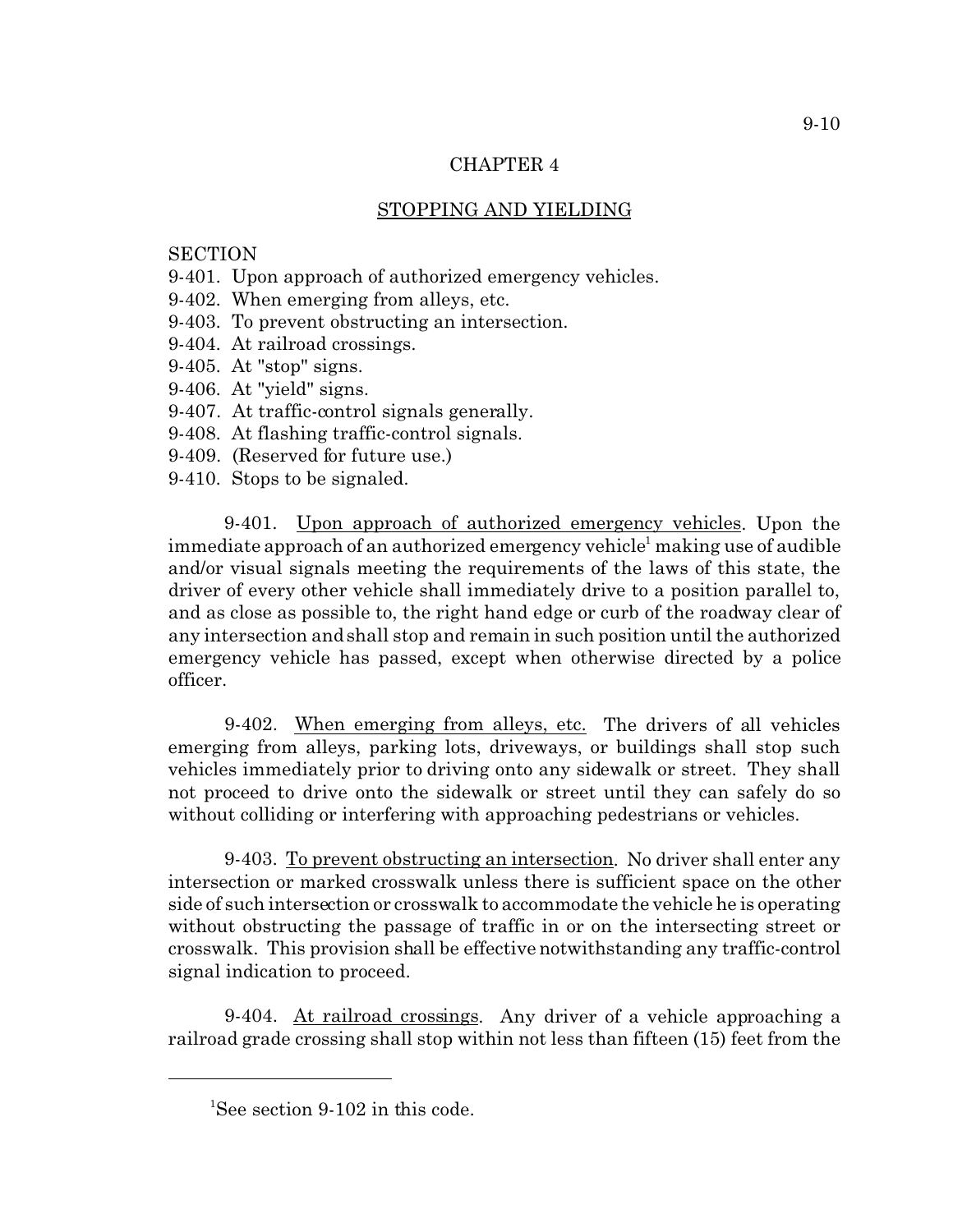# CHAPTER 4

## STOPPING AND YIELDING

SECTION
9-401. Upon approach of authorized emergency vehicles.
9-402. When emerging from alleys, etc.
9-403. To prevent obstructing an intersection.
9-404. At railroad crossings.
9-405. At "stop" signs.
9-406. At "yield" signs.
9-407. At traffic-control signals generally.
9-408. At flashing traffic-control signals.
9-409. (Reserved for future use.)
9-410. Stops to be signaled.

9-401. Upon approach of authorized emergency vehicles. Upon the immediate approach of an authorized emergency vehicle[1] making use of audible and/or visual signals meeting the requirements of the laws of this state, the driver of every other vehicle shall immediately drive to a position parallel to, and as close as possible to, the right hand edge or curb of the roadway clear of any intersection and shall stop and remain in such position until the authorized emergency vehicle has passed, except when otherwise directed by a police officer.

9-402. When emerging from alleys, etc. The drivers of all vehicles emerging from alleys, parking lots, driveways, or buildings shall stop such vehicles immediately prior to driving onto any sidewalk or street. They shall not proceed to drive onto the sidewalk or street until they can safely do so without colliding or interfering with approaching pedestrians or vehicles.

9-403. To prevent obstructing an intersection. No driver shall enter any intersection or marked crosswalk unless there is sufficient space on the other side of such intersection or crosswalk to accommodate the vehicle he is operating without obstructing the passage of traffic in or on the intersecting street or crosswalk. This provision shall be effective notwithstanding any traffic-control signal indication to proceed.

9-404. At railroad crossings. Any driver of a vehicle approaching a railroad grade crossing shall stop within not less than fifteen (15) feet from the

---

[1]See section 9-102 in this code.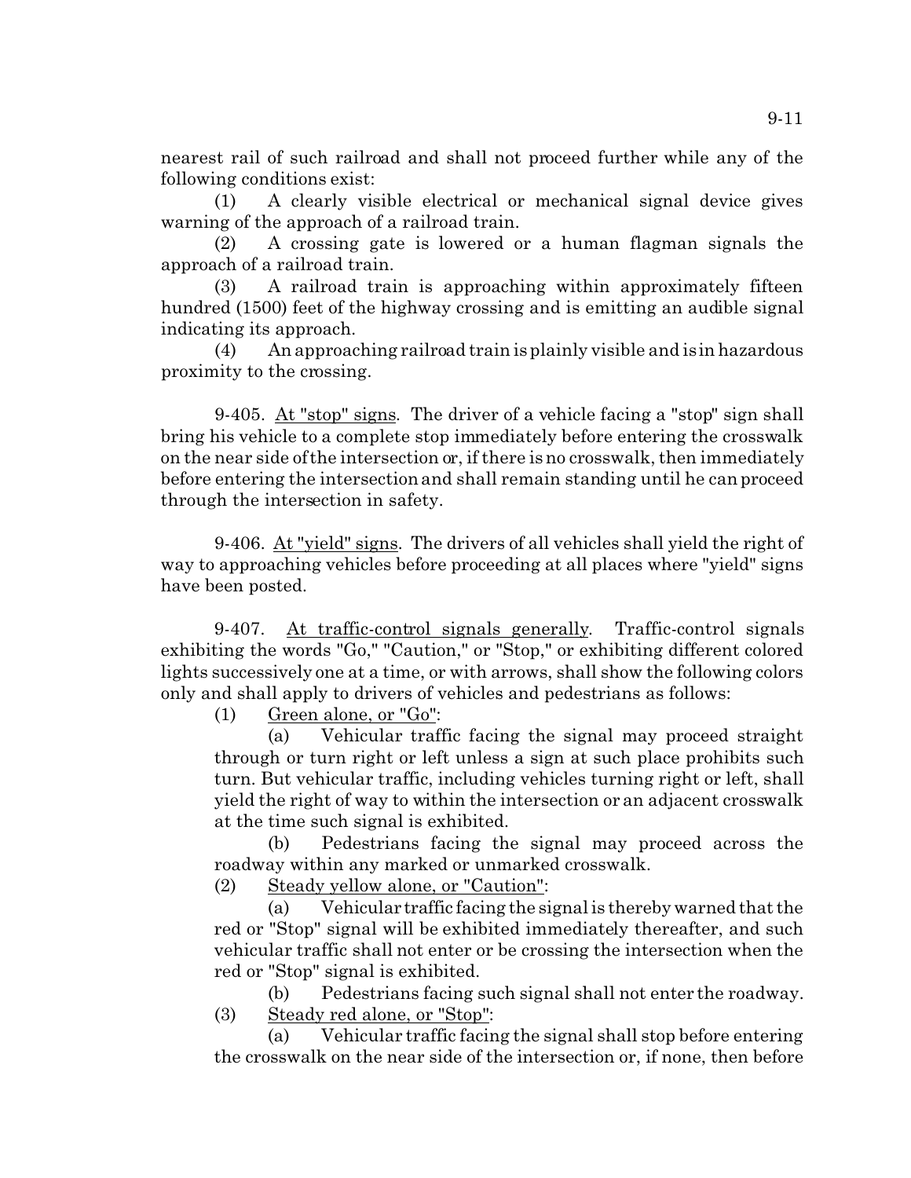nearest rail of such railroad and shall not proceed further while any of the following conditions exist:

(1) A clearly visible electrical or mechanical signal device gives warning of the approach of a railroad train.

(2) A crossing gate is lowered or a human flagman signals the approach of a railroad train.

(3) A railroad train is approaching within approximately fifteen hundred (1500) feet of the highway crossing and is emitting an audible signal indicating its approach.

(4) An approaching railroad train is plainly visible and is in hazardous proximity to the crossing.

9-405. At "stop" signs. The driver of a vehicle facing a "stop" sign shall bring his vehicle to a complete stop immediately before entering the crosswalk on the near side of the intersection or, if there is no crosswalk, then immediately before entering the intersection and shall remain standing until he can proceed through the intersection in safety.

9-406. At "yield" signs. The drivers of all vehicles shall yield the right of way to approaching vehicles before proceeding at all places where "yield" signs have been posted.

9-407. At traffic-control signals generally. Traffic-control signals exhibiting the words "Go," "Caution," or "Stop," or exhibiting different colored lights successively one at a time, or with arrows, shall show the following colors only and shall apply to drivers of vehicles and pedestrians as follows:

(1) Green alone, or "Go":

(a) Vehicular traffic facing the signal may proceed straight through or turn right or left unless a sign at such place prohibits such turn. But vehicular traffic, including vehicles turning right or left, shall yield the right of way to within the intersection or an adjacent crosswalk at the time such signal is exhibited.

(b) Pedestrians facing the signal may proceed across the roadway within any marked or unmarked crosswalk.

(2) Steady yellow alone, or "Caution":

(a) Vehicular traffic facing the signal is thereby warned that the red or "Stop" signal will be exhibited immediately thereafter, and such vehicular traffic shall not enter or be crossing the intersection when the red or "Stop" signal is exhibited.

(b) Pedestrians facing such signal shall not enter the roadway.

(3) Steady red alone, or "Stop":

(a) Vehicular traffic facing the signal shall stop before entering the crosswalk on the near side of the intersection or, if none, then before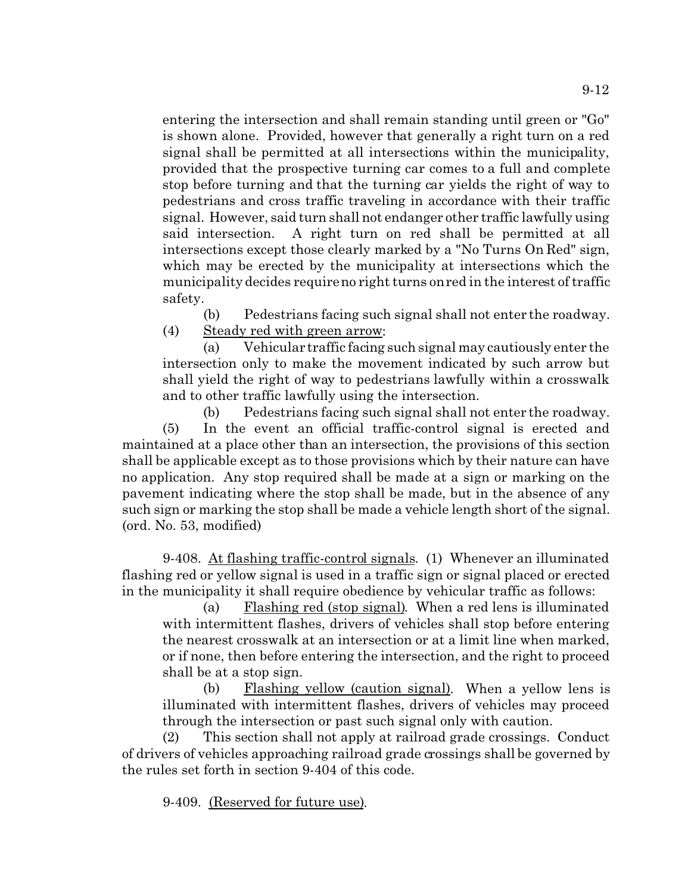entering the intersection and shall remain standing until green or "Go" is shown alone. Provided, however that generally a right turn on a red signal shall be permitted at all intersections within the municipality, provided that the prospective turning car comes to a full and complete stop before turning and that the turning car yields the right of way to pedestrians and cross traffic traveling in accordance with their traffic signal. However, said turn shall not endanger other traffic lawfully using said intersection. A right turn on red shall be permitted at all intersections except those clearly marked by a "No Turns On Red" sign, which may be erected by the municipality at intersections which the municipality decides require no right turns on red in the interest of traffic safety.

(b) Pedestrians facing such signal shall not enter the roadway.

(4) Steady red with green arrow:

(a) Vehicular traffic facing such signal may cautiously enter the intersection only to make the movement indicated by such arrow but shall yield the right of way to pedestrians lawfully within a crosswalk and to other traffic lawfully using the intersection.

(b) Pedestrians facing such signal shall not enter the roadway.

(5) In the event an official traffic-control signal is erected and maintained at a place other than an intersection, the provisions of this section shall be applicable except as to those provisions which by their nature can have no application. Any stop required shall be made at a sign or marking on the pavement indicating where the stop shall be made, but in the absence of any such sign or marking the stop shall be made a vehicle length short of the signal. (ord. No. 53, modified)

9-408. At flashing traffic-control signals. (1) Whenever an illuminated flashing red or yellow signal is used in a traffic sign or signal placed or erected in the municipality it shall require obedience by vehicular traffic as follows:

(a) Flashing red (stop signal). When a red lens is illuminated with intermittent flashes, drivers of vehicles shall stop before entering the nearest crosswalk at an intersection or at a limit line when marked, or if none, then before entering the intersection, and the right to proceed shall be at a stop sign.

(b) Flashing yellow (caution signal). When a yellow lens is illuminated with intermittent flashes, drivers of vehicles may proceed through the intersection or past such signal only with caution.

(2) This section shall not apply at railroad grade crossings. Conduct of drivers of vehicles approaching railroad grade crossings shall be governed by the rules set forth in section 9-404 of this code.

9-409. (Reserved for future use).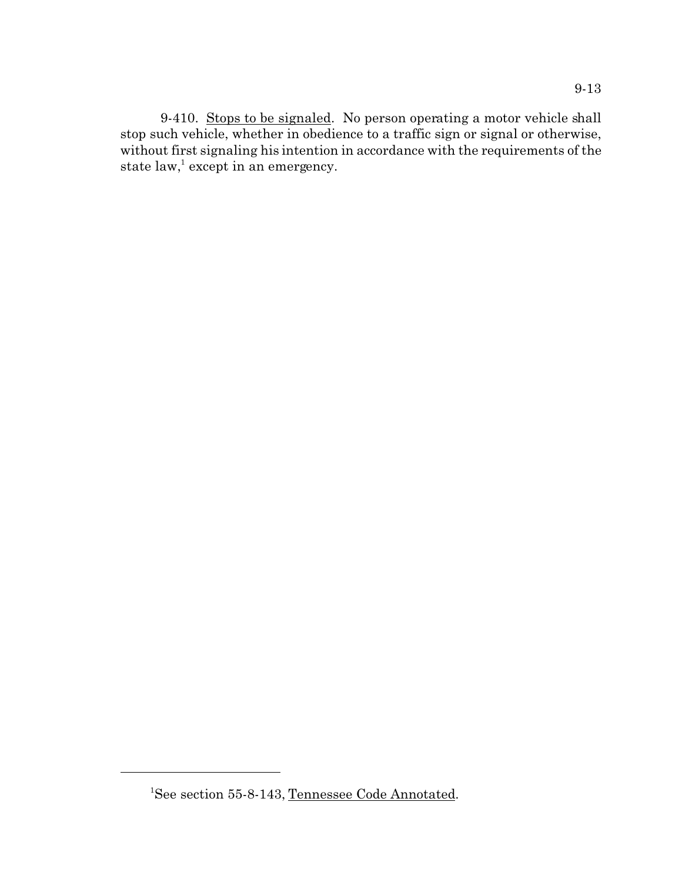9-410. Stops to be signaled. No person operating a motor vehicle shall stop such vehicle, whether in obedience to a traffic sign or signal or otherwise, without first signaling his intention in accordance with the requirements of the state law,[1] except in an emergency.

---

[1] See section 55-8-143, Tennessee Code Annotated.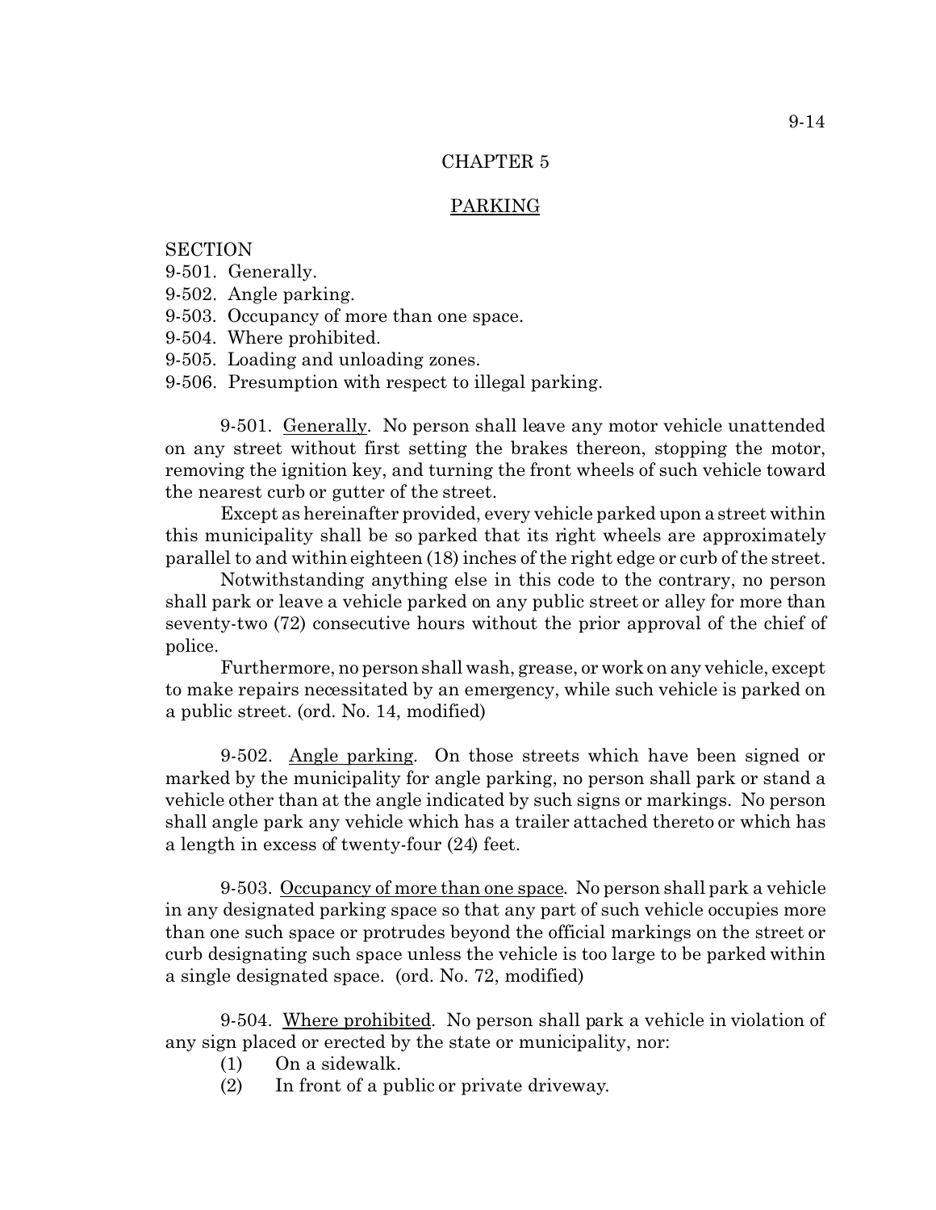# CHAPTER 5

## PARKING

SECTION
9-501. Generally.
9-502. Angle parking.
9-503. Occupancy of more than one space.
9-504. Where prohibited.
9-505. Loading and unloading zones.
9-506. Presumption with respect to illegal parking.

9-501. Generally. No person shall leave any motor vehicle unattended on any street without first setting the brakes thereon, stopping the motor, removing the ignition key, and turning the front wheels of such vehicle toward the nearest curb or gutter of the street.

Except as hereinafter provided, every vehicle parked upon a street within this municipality shall be so parked that its right wheels are approximately parallel to and within eighteen (18) inches of the right edge or curb of the street.

Notwithstanding anything else in this code to the contrary, no person shall park or leave a vehicle parked on any public street or alley for more than seventy-two (72) consecutive hours without the prior approval of the chief of police.

Furthermore, no person shall wash, grease, or work on any vehicle, except to make repairs necessitated by an emergency, while such vehicle is parked on a public street. (ord. No. 14, modified)

9-502. Angle parking. On those streets which have been signed or marked by the municipality for angle parking, no person shall park or stand a vehicle other than at the angle indicated by such signs or markings. No person shall angle park any vehicle which has a trailer attached thereto or which has a length in excess of twenty-four (24) feet.

9-503. Occupancy of more than one space. No person shall park a vehicle in any designated parking space so that any part of such vehicle occupies more than one such space or protrudes beyond the official markings on the street or curb designating such space unless the vehicle is too large to be parked within a single designated space. (ord. No. 72, modified)

9-504. Where prohibited. No person shall park a vehicle in violation of any sign placed or erected by the state or municipality, nor:

(1) On a sidewalk.
(2) In front of a public or private driveway.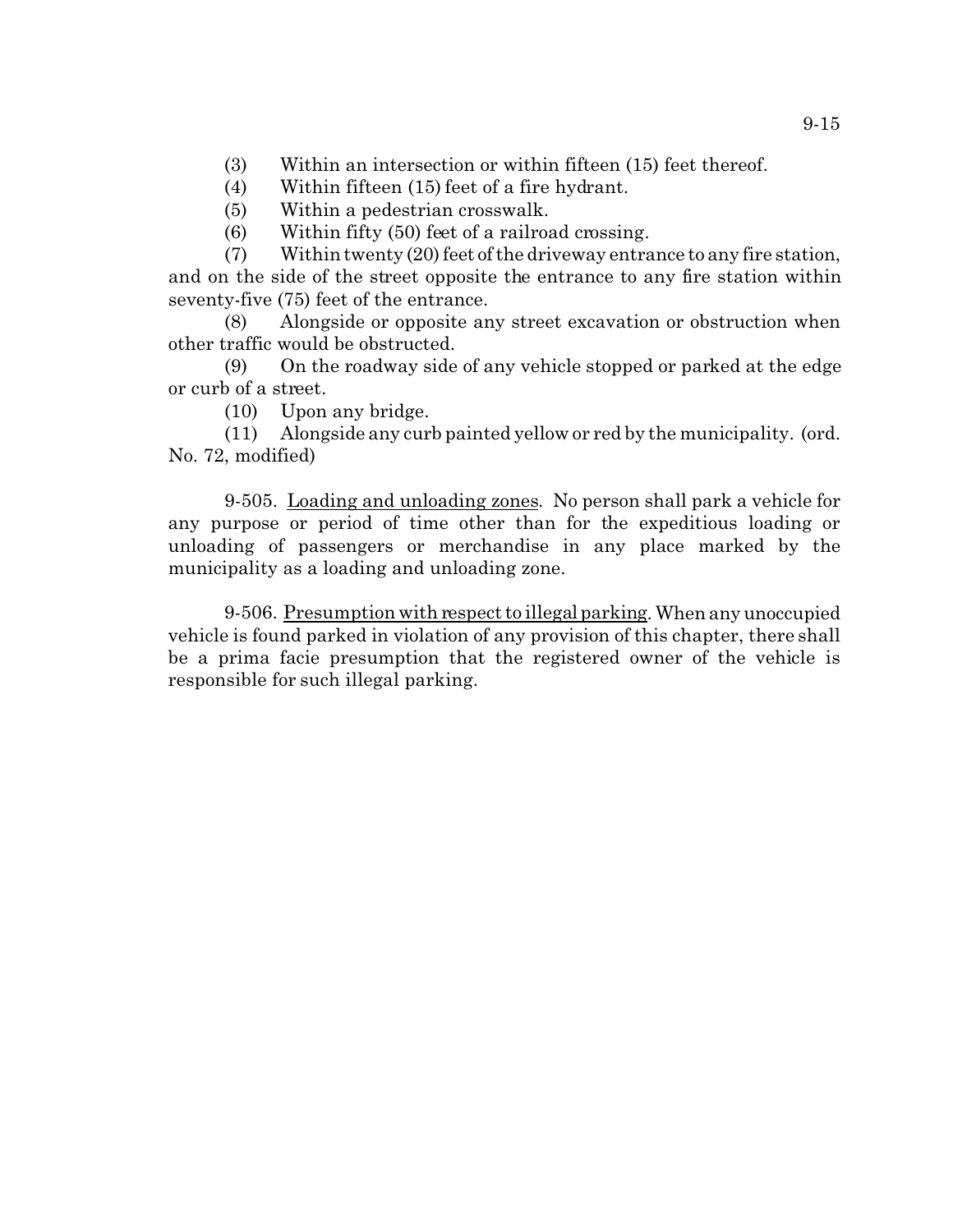(3) Within an intersection or within fifteen (15) feet thereof.

(4) Within fifteen (15) feet of a fire hydrant.

(5) Within a pedestrian crosswalk.

(6) Within fifty (50) feet of a railroad crossing.

(7) Within twenty (20) feet of the driveway entrance to any fire station, and on the side of the street opposite the entrance to any fire station within seventy-five (75) feet of the entrance.

(8) Alongside or opposite any street excavation or obstruction when other traffic would be obstructed.

(9) On the roadway side of any vehicle stopped or parked at the edge or curb of a street.

(10) Upon any bridge.

(11) Alongside any curb painted yellow or red by the municipality. (ord. No. 72, modified)

9-505. Loading and unloading zones. No person shall park a vehicle for any purpose or period of time other than for the expeditious loading or unloading of passengers or merchandise in any place marked by the municipality as a loading and unloading zone.

9-506. Presumption with respect to illegal parking. When any unoccupied vehicle is found parked in violation of any provision of this chapter, there shall be a prima facie presumption that the registered owner of the vehicle is responsible for such illegal parking.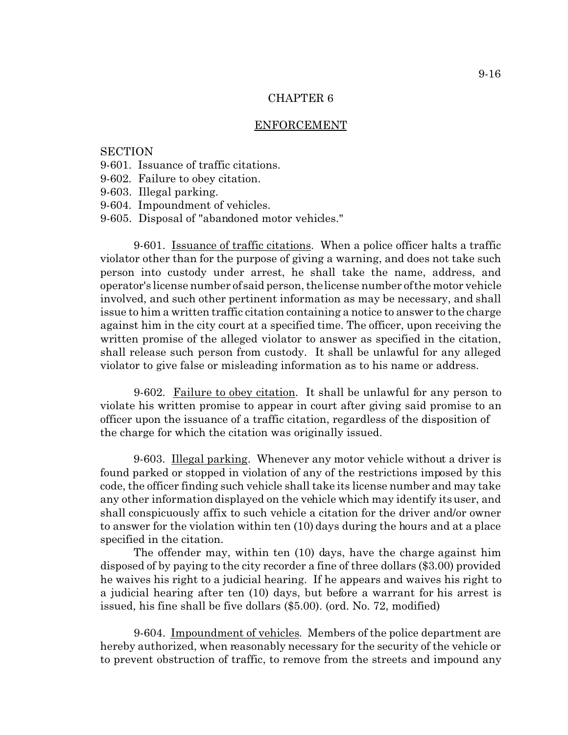# CHAPTER 6

## ENFORCEMENT

SECTION
9-601. Issuance of traffic citations.
9-602. Failure to obey citation.
9-603. Illegal parking.
9-604. Impoundment of vehicles.
9-605. Disposal of "abandoned motor vehicles."

9-601. Issuance of traffic citations. When a police officer halts a traffic violator other than for the purpose of giving a warning, and does not take such person into custody under arrest, he shall take the name, address, and operator's license number of said person, the license number of the motor vehicle involved, and such other pertinent information as may be necessary, and shall issue to him a written traffic citation containing a notice to answer to the charge against him in the city court at a specified time. The officer, upon receiving the written promise of the alleged violator to answer as specified in the citation, shall release such person from custody. It shall be unlawful for any alleged violator to give false or misleading information as to his name or address.

9-602. Failure to obey citation. It shall be unlawful for any person to violate his written promise to appear in court after giving said promise to an officer upon the issuance of a traffic citation, regardless of the disposition of the charge for which the citation was originally issued.

9-603. Illegal parking. Whenever any motor vehicle without a driver is found parked or stopped in violation of any of the restrictions imposed by this code, the officer finding such vehicle shall take its license number and may take any other information displayed on the vehicle which may identify its user, and shall conspicuously affix to such vehicle a citation for the driver and/or owner to answer for the violation within ten (10) days during the hours and at a place specified in the citation.

The offender may, within ten (10) days, have the charge against him disposed of by paying to the city recorder a fine of three dollars ($3.00) provided he waives his right to a judicial hearing. If he appears and waives his right to a judicial hearing after ten (10) days, but before a warrant for his arrest is issued, his fine shall be five dollars ($5.00). (ord. No. 72, modified)

9-604. Impoundment of vehicles. Members of the police department are hereby authorized, when reasonably necessary for the security of the vehicle or to prevent obstruction of traffic, to remove from the streets and impound any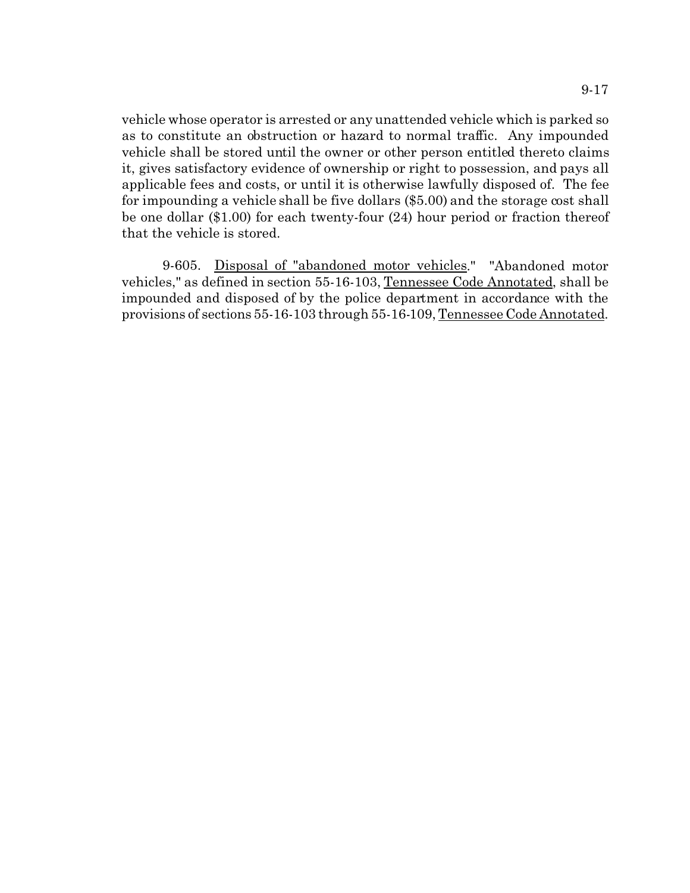vehicle whose operator is arrested or any unattended vehicle which is parked so as to constitute an obstruction or hazard to normal traffic. Any impounded vehicle shall be stored until the owner or other person entitled thereto claims it, gives satisfactory evidence of ownership or right to possession, and pays all applicable fees and costs, or until it is otherwise lawfully disposed of. The fee for impounding a vehicle shall be five dollars ($5.00) and the storage cost shall be one dollar ($1.00) for each twenty-four (24) hour period or fraction thereof that the vehicle is stored.

9-605. Disposal of "abandoned motor vehicles." "Abandoned motor vehicles," as defined in section 55-16-103, Tennessee Code Annotated, shall be impounded and disposed of by the police department in accordance with the provisions of sections 55-16-103 through 55-16-109, Tennessee Code Annotated.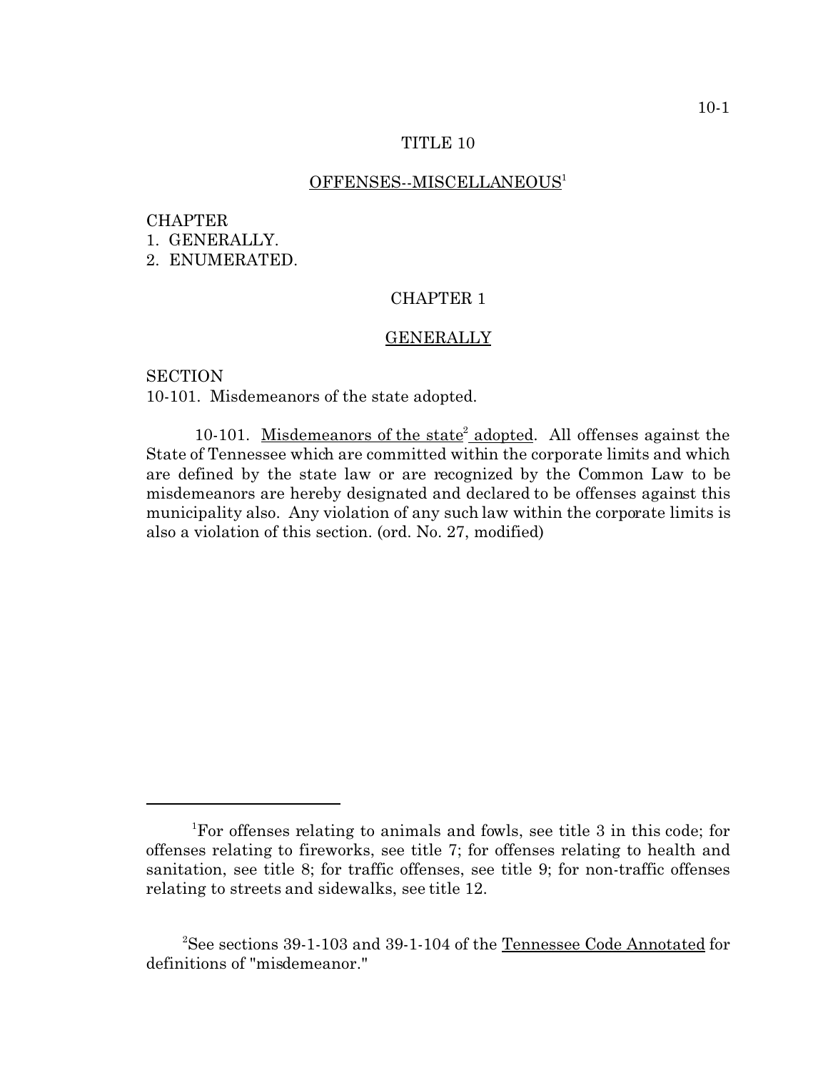# TITLE 10

## OFFENSES--MISCELLANEOUS[1]

CHAPTER
1. GENERALLY.
2. ENUMERATED.

## CHAPTER 1

## GENERALLY

SECTION
10-101. Misdemeanors of the state adopted.

10-101. Misdemeanors of the state[2] adopted. All offenses against the State of Tennessee which are committed within the corporate limits and which are defined by the state law or are recognized by the Common Law to be misdemeanors are hereby designated and declared to be offenses against this municipality also. Any violation of any such law within the corporate limits is also a violation of this section. (ord. No. 27, modified)

---

[1]For offenses relating to animals and fowls, see title 3 in this code; for offenses relating to fireworks, see title 7; for offenses relating to health and sanitation, see title 8; for traffic offenses, see title 9; for non-traffic offenses relating to streets and sidewalks, see title 12.

[2]See sections 39-1-103 and 39-1-104 of the Tennessee Code Annotated for definitions of "misdemeanor."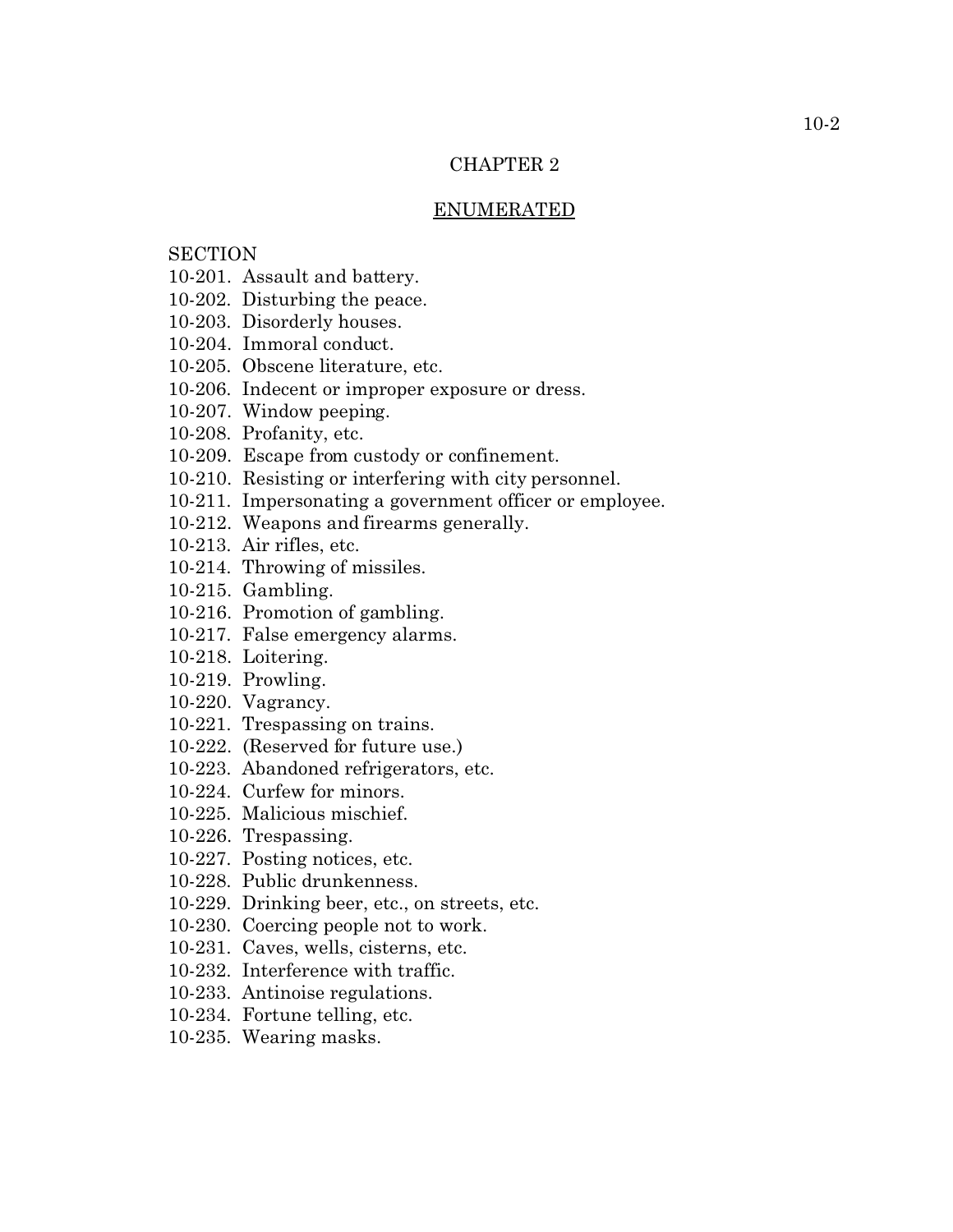# CHAPTER 2

## ENUMERATED

SECTION

10-201. Assault and battery.
10-202. Disturbing the peace.
10-203. Disorderly houses.
10-204. Immoral conduct.
10-205. Obscene literature, etc.
10-206. Indecent or improper exposure or dress.
10-207. Window peeping.
10-208. Profanity, etc.
10-209. Escape from custody or confinement.
10-210. Resisting or interfering with city personnel.
10-211. Impersonating a government officer or employee.
10-212. Weapons and firearms generally.
10-213. Air rifles, etc.
10-214. Throwing of missiles.
10-215. Gambling.
10-216. Promotion of gambling.
10-217. False emergency alarms.
10-218. Loitering.
10-219. Prowling.
10-220. Vagrancy.
10-221. Trespassing on trains.
10-222. (Reserved for future use.)
10-223. Abandoned refrigerators, etc.
10-224. Curfew for minors.
10-225. Malicious mischief.
10-226. Trespassing.
10-227. Posting notices, etc.
10-228. Public drunkenness.
10-229. Drinking beer, etc., on streets, etc.
10-230. Coercing people not to work.
10-231. Caves, wells, cisterns, etc.
10-232. Interference with traffic.
10-233. Antinoise regulations.
10-234. Fortune telling, etc.
10-235. Wearing masks.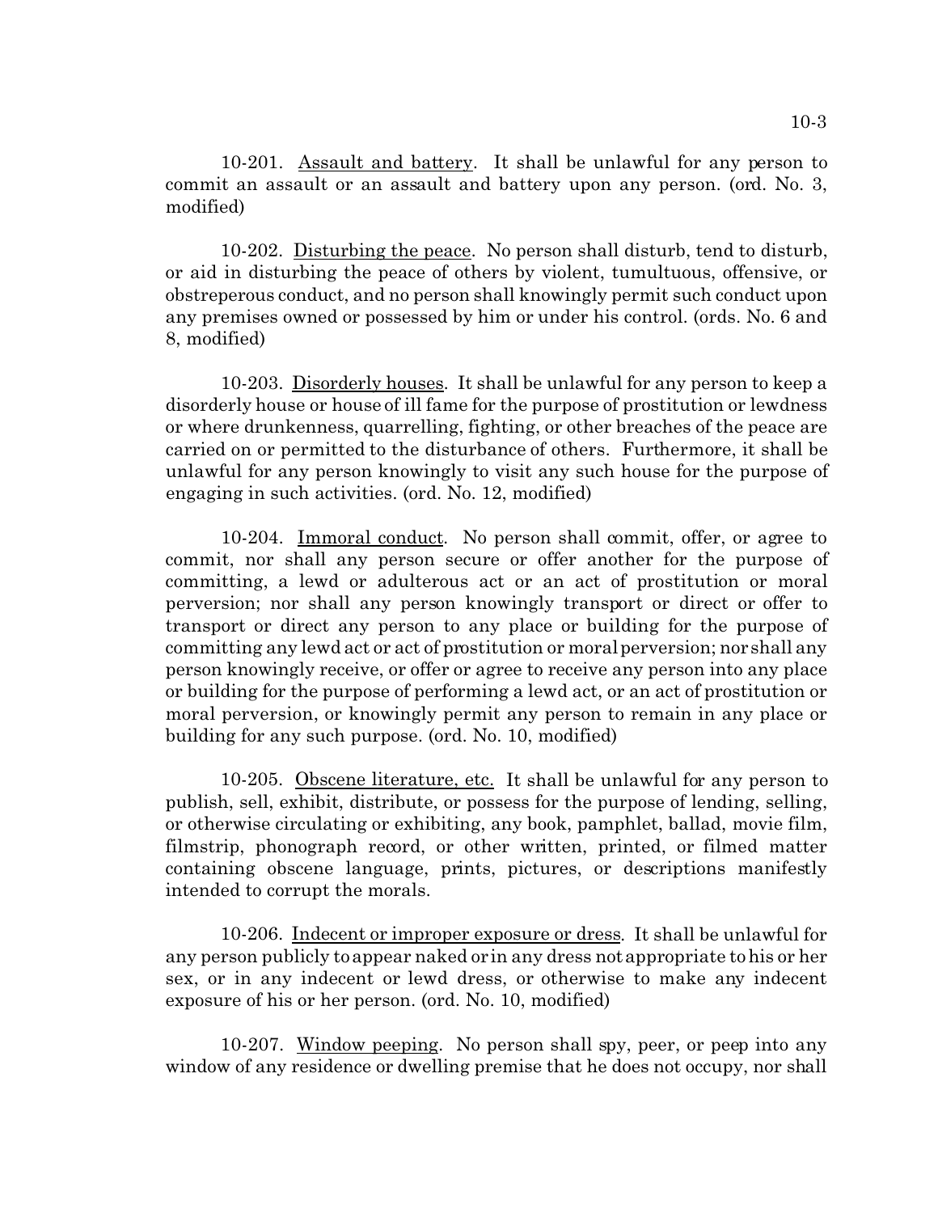10-201. Assault and battery. It shall be unlawful for any person to commit an assault or an assault and battery upon any person. (ord. No. 3, modified)

10-202. Disturbing the peace. No person shall disturb, tend to disturb, or aid in disturbing the peace of others by violent, tumultuous, offensive, or obstreperous conduct, and no person shall knowingly permit such conduct upon any premises owned or possessed by him or under his control. (ords. No. 6 and 8, modified)

10-203. Disorderly houses. It shall be unlawful for any person to keep a disorderly house or house of ill fame for the purpose of prostitution or lewdness or where drunkenness, quarrelling, fighting, or other breaches of the peace are carried on or permitted to the disturbance of others. Furthermore, it shall be unlawful for any person knowingly to visit any such house for the purpose of engaging in such activities. (ord. No. 12, modified)

10-204. Immoral conduct. No person shall commit, offer, or agree to commit, nor shall any person secure or offer another for the purpose of committing, a lewd or adulterous act or an act of prostitution or moral perversion; nor shall any person knowingly transport or direct or offer to transport or direct any person to any place or building for the purpose of committing any lewd act or act of prostitution or moral perversion; nor shall any person knowingly receive, or offer or agree to receive any person into any place or building for the purpose of performing a lewd act, or an act of prostitution or moral perversion, or knowingly permit any person to remain in any place or building for any such purpose. (ord. No. 10, modified)

10-205. Obscene literature, etc. It shall be unlawful for any person to publish, sell, exhibit, distribute, or possess for the purpose of lending, selling, or otherwise circulating or exhibiting, any book, pamphlet, ballad, movie film, filmstrip, phonograph record, or other written, printed, or filmed matter containing obscene language, prints, pictures, or descriptions manifestly intended to corrupt the morals.

10-206. Indecent or improper exposure or dress. It shall be unlawful for any person publicly to appear naked or in any dress not appropriate to his or her sex, or in any indecent or lewd dress, or otherwise to make any indecent exposure of his or her person. (ord. No. 10, modified)

10-207. Window peeping. No person shall spy, peer, or peep into any window of any residence or dwelling premise that he does not occupy, nor shall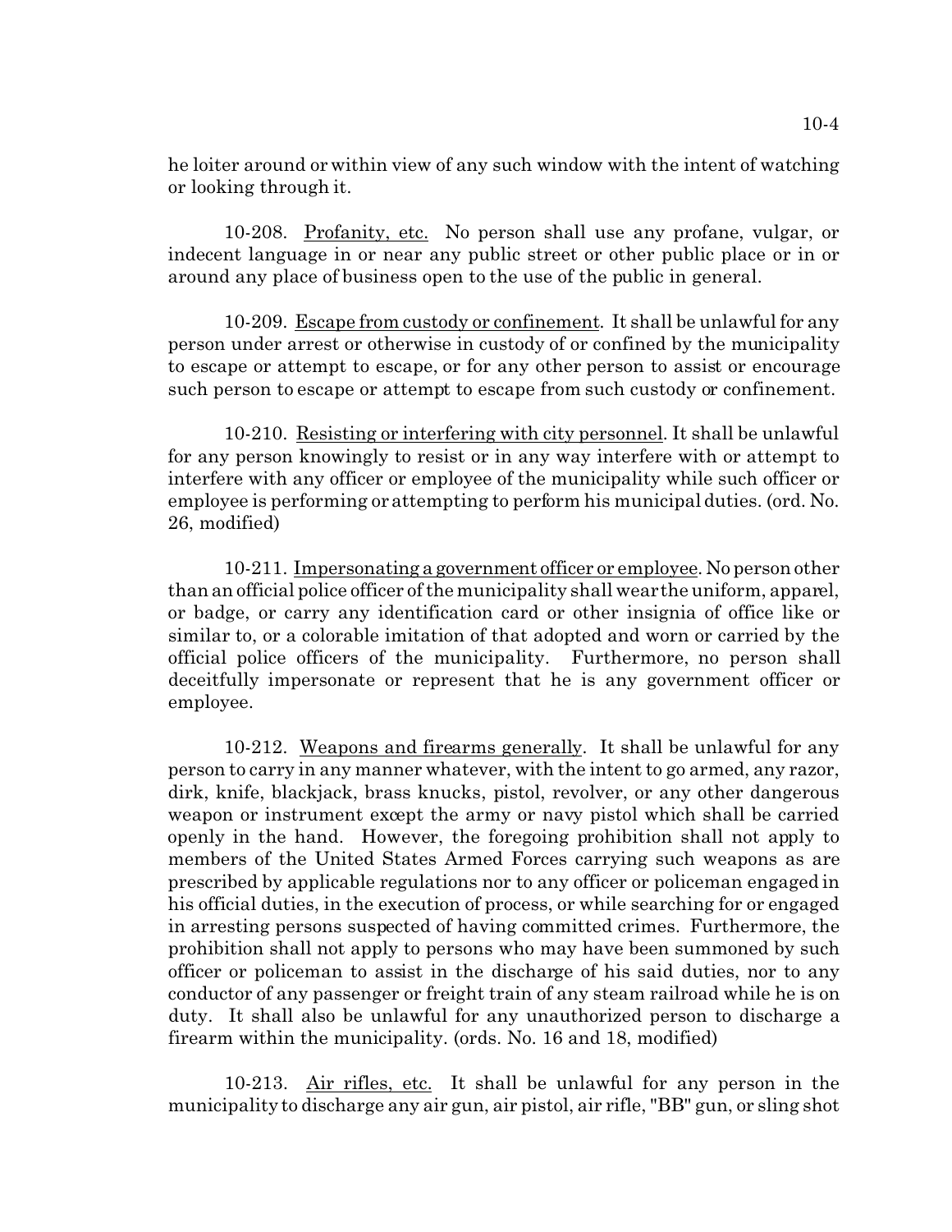he loiter around or within view of any such window with the intent of watching or looking through it.

10-208. Profanity, etc. No person shall use any profane, vulgar, or indecent language in or near any public street or other public place or in or around any place of business open to the use of the public in general.

10-209. Escape from custody or confinement. It shall be unlawful for any person under arrest or otherwise in custody of or confined by the municipality to escape or attempt to escape, or for any other person to assist or encourage such person to escape or attempt to escape from such custody or confinement.

10-210. Resisting or interfering with city personnel. It shall be unlawful for any person knowingly to resist or in any way interfere with or attempt to interfere with any officer or employee of the municipality while such officer or employee is performing or attempting to perform his municipal duties. (ord. No. 26, modified)

10-211. Impersonating a government officer or employee. No person other than an official police officer of the municipality shall wear the uniform, apparel, or badge, or carry any identification card or other insignia of office like or similar to, or a colorable imitation of that adopted and worn or carried by the official police officers of the municipality. Furthermore, no person shall deceitfully impersonate or represent that he is any government officer or employee.

10-212. Weapons and firearms generally. It shall be unlawful for any person to carry in any manner whatever, with the intent to go armed, any razor, dirk, knife, blackjack, brass knucks, pistol, revolver, or any other dangerous weapon or instrument except the army or navy pistol which shall be carried openly in the hand. However, the foregoing prohibition shall not apply to members of the United States Armed Forces carrying such weapons as are prescribed by applicable regulations nor to any officer or policeman engaged in his official duties, in the execution of process, or while searching for or engaged in arresting persons suspected of having committed crimes. Furthermore, the prohibition shall not apply to persons who may have been summoned by such officer or policeman to assist in the discharge of his said duties, nor to any conductor of any passenger or freight train of any steam railroad while he is on duty. It shall also be unlawful for any unauthorized person to discharge a firearm within the municipality. (ords. No. 16 and 18, modified)

10-213. Air rifles, etc. It shall be unlawful for any person in the municipality to discharge any air gun, air pistol, air rifle, "BB" gun, or sling shot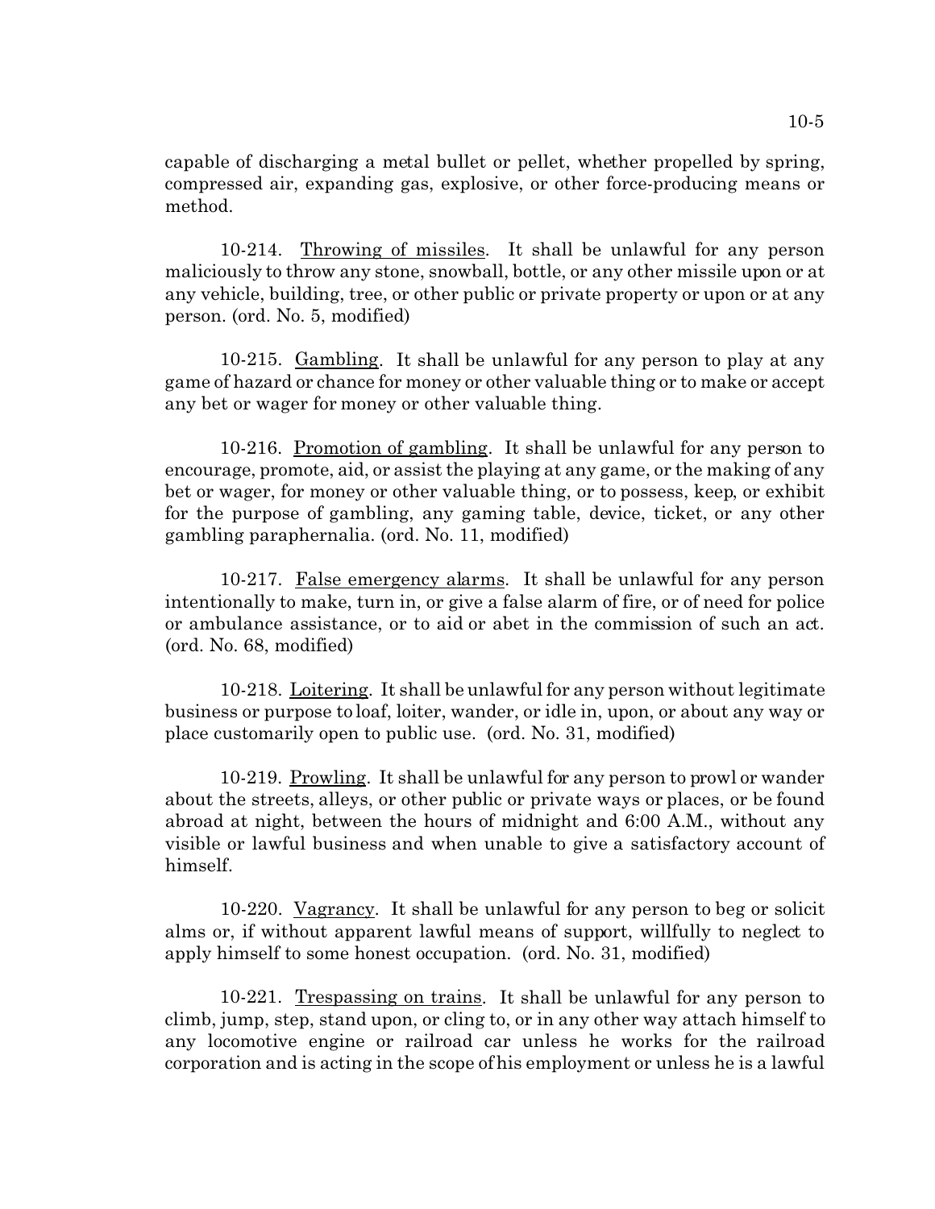capable of discharging a metal bullet or pellet, whether propelled by spring, compressed air, expanding gas, explosive, or other force-producing means or method.

10-214. Throwing of missiles. It shall be unlawful for any person maliciously to throw any stone, snowball, bottle, or any other missile upon or at any vehicle, building, tree, or other public or private property or upon or at any person. (ord. No. 5, modified)

10-215. Gambling. It shall be unlawful for any person to play at any game of hazard or chance for money or other valuable thing or to make or accept any bet or wager for money or other valuable thing.

10-216. Promotion of gambling. It shall be unlawful for any person to encourage, promote, aid, or assist the playing at any game, or the making of any bet or wager, for money or other valuable thing, or to possess, keep, or exhibit for the purpose of gambling, any gaming table, device, ticket, or any other gambling paraphernalia. (ord. No. 11, modified)

10-217. False emergency alarms. It shall be unlawful for any person intentionally to make, turn in, or give a false alarm of fire, or of need for police or ambulance assistance, or to aid or abet in the commission of such an act. (ord. No. 68, modified)

10-218. Loitering. It shall be unlawful for any person without legitimate business or purpose to loaf, loiter, wander, or idle in, upon, or about any way or place customarily open to public use. (ord. No. 31, modified)

10-219. Prowling. It shall be unlawful for any person to prowl or wander about the streets, alleys, or other public or private ways or places, or be found abroad at night, between the hours of midnight and 6:00 A.M., without any visible or lawful business and when unable to give a satisfactory account of himself.

10-220. Vagrancy. It shall be unlawful for any person to beg or solicit alms or, if without apparent lawful means of support, willfully to neglect to apply himself to some honest occupation. (ord. No. 31, modified)

10-221. Trespassing on trains. It shall be unlawful for any person to climb, jump, step, stand upon, or cling to, or in any other way attach himself to any locomotive engine or railroad car unless he works for the railroad corporation and is acting in the scope of his employment or unless he is a lawful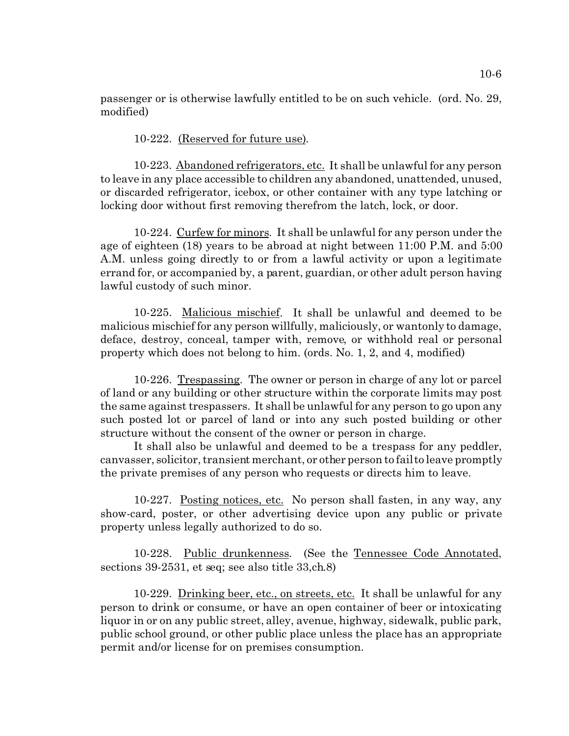passenger or is otherwise lawfully entitled to be on such vehicle. (ord. No. 29, modified)

10-222. Reserved for future use).

10-223. Abandoned refrigerators, etc. It shall be unlawful for any person to leave in any place accessible to children any abandoned, unattended, unused, or discarded refrigerator, icebox, or other container with any type latching or locking door without first removing therefrom the latch, lock, or door.

10-224. Curfew for minors. It shall be unlawful for any person under the age of eighteen (18) years to be abroad at night between 11:00 P.M. and 5:00 A.M. unless going directly to or from a lawful activity or upon a legitimate errand for, or accompanied by, a parent, guardian, or other adult person having lawful custody of such minor.

10-225. Malicious mischief. It shall be unlawful and deemed to be malicious mischief for any person willfully, maliciously, or wantonly to damage, deface, destroy, conceal, tamper with, remove, or withhold real or personal property which does not belong to him. (ords. No. 1, 2, and 4, modified)

10-226. Trespassing. The owner or person in charge of any lot or parcel of land or any building or other structure within the corporate limits may post the same against trespassers. It shall be unlawful for any person to go upon any such posted lot or parcel of land or into any such posted building or other structure without the consent of the owner or person in charge.

It shall also be unlawful and deemed to be a trespass for any peddler, canvasser, solicitor, transient merchant, or other person to fail to leave promptly the private premises of any person who requests or directs him to leave.

10-227. Posting notices, etc. No person shall fasten, in any way, any show-card, poster, or other advertising device upon any public or private property unless legally authorized to do so.

10-228. Public drunkenness. (See the Tennessee Code Annotated, sections 39-2531, et seq; see also title 33,ch.8)

10-229. Drinking beer, etc., on streets, etc. It shall be unlawful for any person to drink or consume, or have an open container of beer or intoxicating liquor in or on any public street, alley, avenue, highway, sidewalk, public park, public school ground, or other public place unless the place has an appropriate permit and/or license for on premises consumption.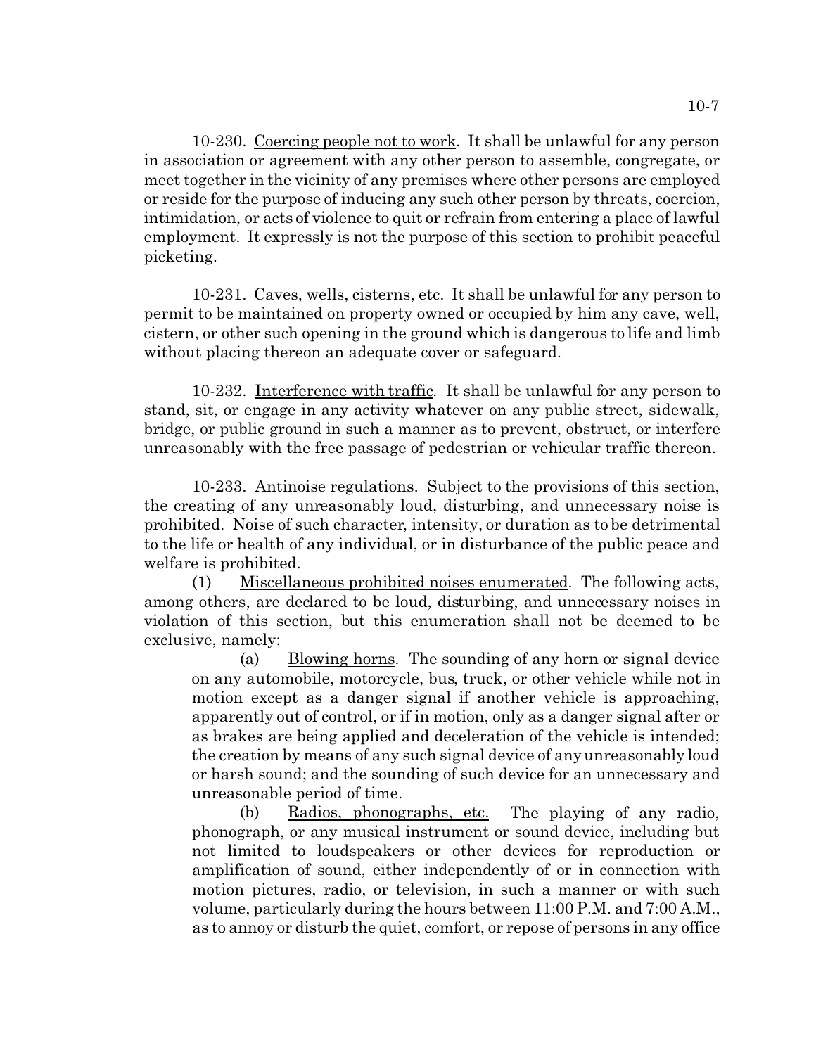10-230. Coercing people not to work. It shall be unlawful for any person in association or agreement with any other person to assemble, congregate, or meet together in the vicinity of any premises where other persons are employed or reside for the purpose of inducing any such other person by threats, coercion, intimidation, or acts of violence to quit or refrain from entering a place of lawful employment. It expressly is not the purpose of this section to prohibit peaceful picketing.

10-231. Caves, wells, cisterns, etc. It shall be unlawful for any person to permit to be maintained on property owned or occupied by him any cave, well, cistern, or other such opening in the ground which is dangerous to life and limb without placing thereon an adequate cover or safeguard.

10-232. Interference with traffic. It shall be unlawful for any person to stand, sit, or engage in any activity whatever on any public street, sidewalk, bridge, or public ground in such a manner as to prevent, obstruct, or interfere unreasonably with the free passage of pedestrian or vehicular traffic thereon.

10-233. Antinoise regulations. Subject to the provisions of this section, the creating of any unreasonably loud, disturbing, and unnecessary noise is prohibited. Noise of such character, intensity, or duration as to be detrimental to the life or health of any individual, or in disturbance of the public peace and welfare is prohibited.

(1) Miscellaneous prohibited noises enumerated. The following acts, among others, are declared to be loud, disturbing, and unnecessary noises in violation of this section, but this enumeration shall not be deemed to be exclusive, namely:

(a) Blowing horns. The sounding of any horn or signal device on any automobile, motorcycle, bus, truck, or other vehicle while not in motion except as a danger signal if another vehicle is approaching, apparently out of control, or if in motion, only as a danger signal after or as brakes are being applied and deceleration of the vehicle is intended; the creation by means of any such signal device of any unreasonably loud or harsh sound; and the sounding of such device for an unnecessary and unreasonable period of time.

(b) Radios, phonographs, etc. The playing of any radio, phonograph, or any musical instrument or sound device, including but not limited to loudspeakers or other devices for reproduction or amplification of sound, either independently of or in connection with motion pictures, radio, or television, in such a manner or with such volume, particularly during the hours between 11:00 P.M. and 7:00 A.M., as to annoy or disturb the quiet, comfort, or repose of persons in any office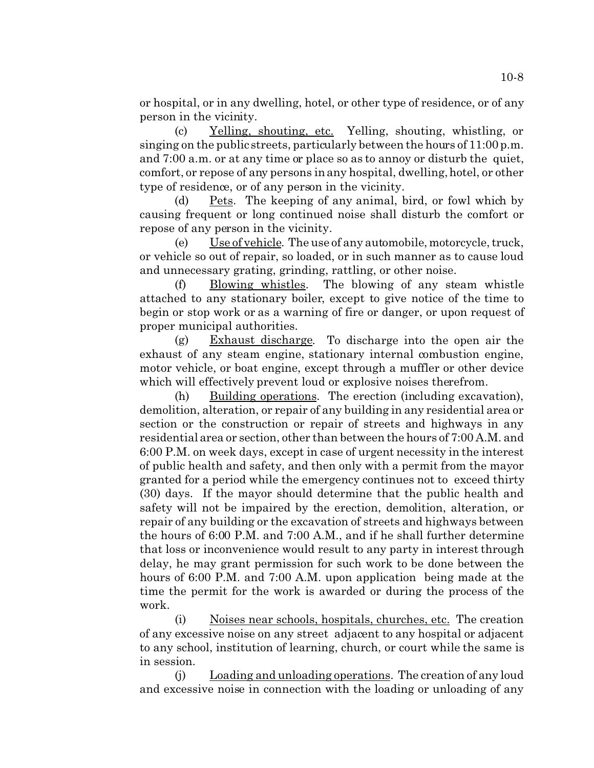or hospital, or in any dwelling, hotel, or other type of residence, or of any person in the vicinity.

(c) Yelling, shouting, etc. Yelling, shouting, whistling, or singing on the public streets, particularly between the hours of 11:00 p.m. and 7:00 a.m. or at any time or place so as to annoy or disturb the quiet, comfort, or repose of any persons in any hospital, dwelling, hotel, or other type of residence, or of any person in the vicinity.

(d) Pets. The keeping of any animal, bird, or fowl which by causing frequent or long continued noise shall disturb the comfort or repose of any person in the vicinity.

(e) Use of vehicle. The use of any automobile, motorcycle, truck, or vehicle so out of repair, so loaded, or in such manner as to cause loud and unnecessary grating, grinding, rattling, or other noise.

(f) Blowing whistles. The blowing of any steam whistle attached to any stationary boiler, except to give notice of the time to begin or stop work or as a warning of fire or danger, or upon request of proper municipal authorities.

(g) Exhaust discharge. To discharge into the open air the exhaust of any steam engine, stationary internal combustion engine, motor vehicle, or boat engine, except through a muffler or other device which will effectively prevent loud or explosive noises therefrom.

(h) Building operations. The erection (including excavation), demolition, alteration, or repair of any building in any residential area or section or the construction or repair of streets and highways in any residential area or section, other than between the hours of 7:00 A.M. and 6:00 P.M. on week days, except in case of urgent necessity in the interest of public health and safety, and then only with a permit from the mayor granted for a period while the emergency continues not to exceed thirty (30) days. If the mayor should determine that the public health and safety will not be impaired by the erection, demolition, alteration, or repair of any building or the excavation of streets and highways between the hours of 6:00 P.M. and 7:00 A.M., and if he shall further determine that loss or inconvenience would result to any party in interest through delay, he may grant permission for such work to be done between the hours of 6:00 P.M. and 7:00 A.M. upon application being made at the time the permit for the work is awarded or during the process of the work.

(i) Noises near schools, hospitals, churches, etc. The creation of any excessive noise on any street adjacent to any hospital or adjacent to any school, institution of learning, church, or court while the same is in session.

(j) Loading and unloading operations. The creation of any loud and excessive noise in connection with the loading or unloading of any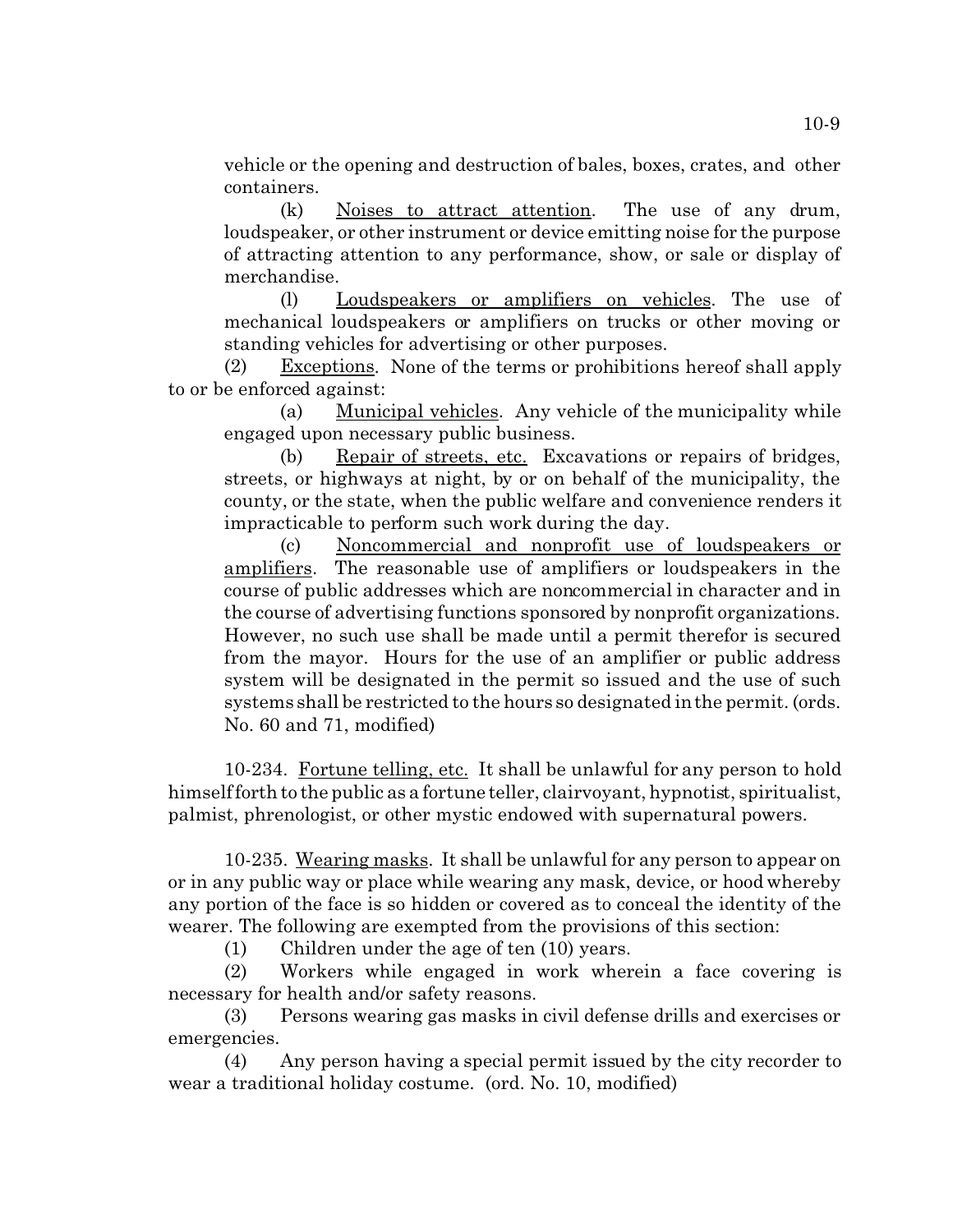vehicle or the opening and destruction of bales, boxes, crates, and other containers.

(k) Noises to attract attention. The use of any drum, loudspeaker, or other instrument or device emitting noise for the purpose of attracting attention to any performance, show, or sale or display of merchandise.

(l) Loudspeakers or amplifiers on vehicles. The use of mechanical loudspeakers or amplifiers on trucks or other moving or standing vehicles for advertising or other purposes.

(2) Exceptions. None of the terms or prohibitions hereof shall apply to or be enforced against:

(a) Municipal vehicles. Any vehicle of the municipality while engaged upon necessary public business.

(b) Repair of streets, etc. Excavations or repairs of bridges, streets, or highways at night, by or on behalf of the municipality, the county, or the state, when the public welfare and convenience renders it impracticable to perform such work during the day.

(c) Noncommercial and nonprofit use of loudspeakers or amplifiers. The reasonable use of amplifiers or loudspeakers in the course of public addresses which are noncommercial in character and in the course of advertising functions sponsored by nonprofit organizations. However, no such use shall be made until a permit therefor is secured from the mayor. Hours for the use of an amplifier or public address system will be designated in the permit so issued and the use of such systems shall be restricted to the hours so designated in the permit. (ords. No. 60 and 71, modified)

10-234. Fortune telling, etc. It shall be unlawful for any person to hold himself forth to the public as a fortune teller, clairvoyant, hypnotist, spiritualist, palmist, phrenologist, or other mystic endowed with supernatural powers.

10-235. Wearing masks. It shall be unlawful for any person to appear on or in any public way or place while wearing any mask, device, or hood whereby any portion of the face is so hidden or covered as to conceal the identity of the wearer. The following are exempted from the provisions of this section:

(1) Children under the age of ten (10) years.

(2) Workers while engaged in work wherein a face covering is necessary for health and/or safety reasons.

(3) Persons wearing gas masks in civil defense drills and exercises or emergencies.

(4) Any person having a special permit issued by the city recorder to wear a traditional holiday costume. (ord. No. 10, modified)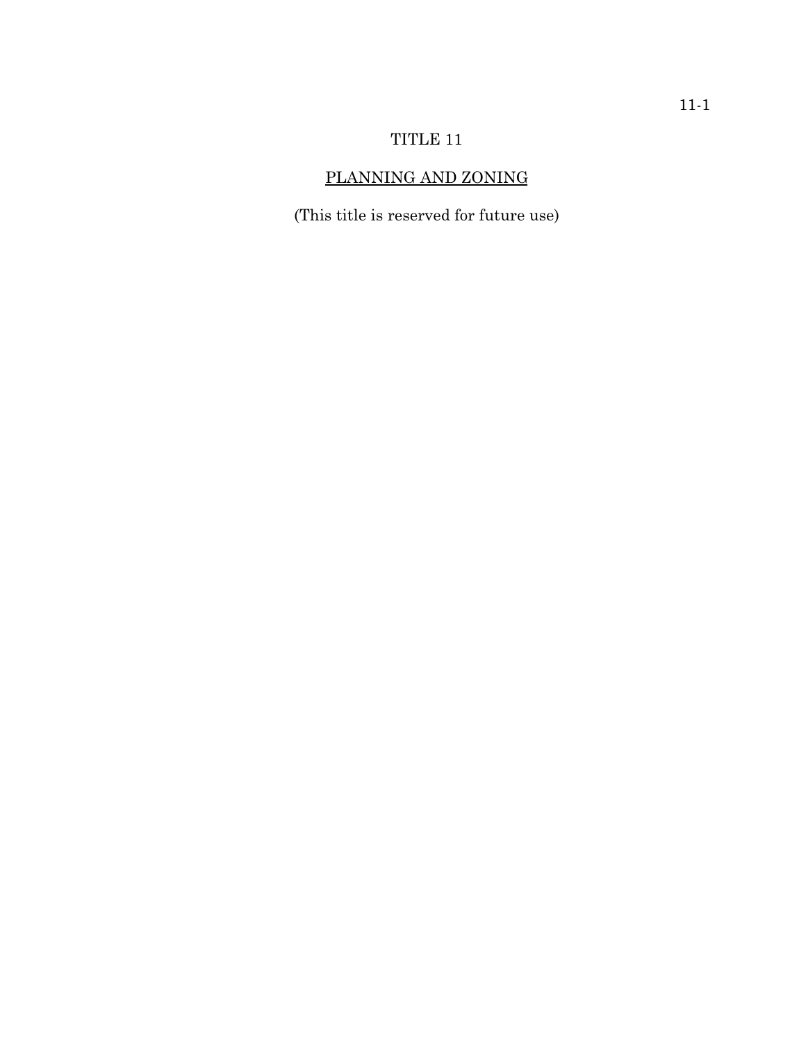# TITLE 11

## PLANNING AND ZONING

(This title is reserved for future use)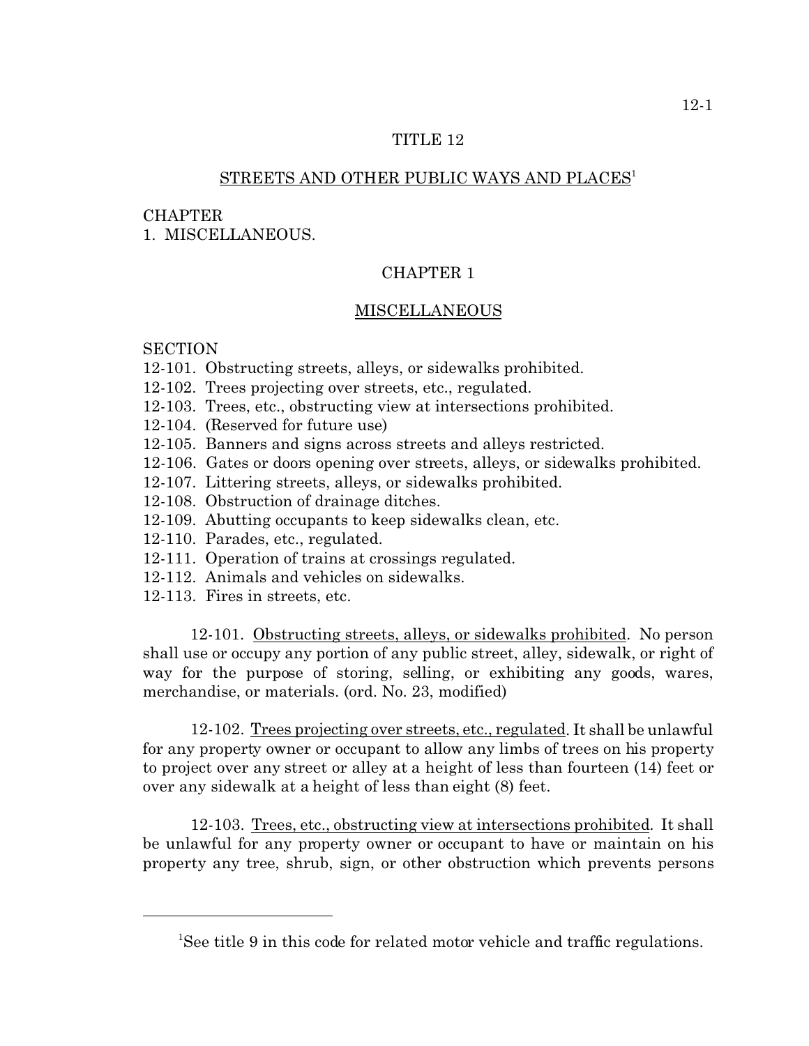# TITLE 12

## STREETS AND OTHER PUBLIC WAYS AND PLACES[1]

CHAPTER
1. MISCELLANEOUS.

## CHAPTER 1

## MISCELLANEOUS

SECTION
12-101. Obstructing streets, alleys, or sidewalks prohibited.
12-102. Trees projecting over streets, etc., regulated.
12-103. Trees, etc., obstructing view at intersections prohibited.
12-104. (Reserved for future use)
12-105. Banners and signs across streets and alleys restricted.
12-106. Gates or doors opening over streets, alleys, or sidewalks prohibited.
12-107. Littering streets, alleys, or sidewalks prohibited.
12-108. Obstruction of drainage ditches.
12-109. Abutting occupants to keep sidewalks clean, etc.
12-110. Parades, etc., regulated.
12-111. Operation of trains at crossings regulated.
12-112. Animals and vehicles on sidewalks.
12-113. Fires in streets, etc.

12-101. Obstructing streets, alleys, or sidewalks prohibited. No person shall use or occupy any portion of any public street, alley, sidewalk, or right of way for the purpose of storing, selling, or exhibiting any goods, wares, merchandise, or materials. (ord. No. 23, modified)

12-102. Trees projecting over streets, etc., regulated. It shall be unlawful for any property owner or occupant to allow any limbs of trees on his property to project over any street or alley at a height of less than fourteen (14) feet or over any sidewalk at a height of less than eight (8) feet.

12-103. Trees, etc., obstructing view at intersections prohibited. It shall be unlawful for any property owner or occupant to have or maintain on his property any tree, shrub, sign, or other obstruction which prevents persons

---

[1] See title 9 in this code for related motor vehicle and traffic regulations.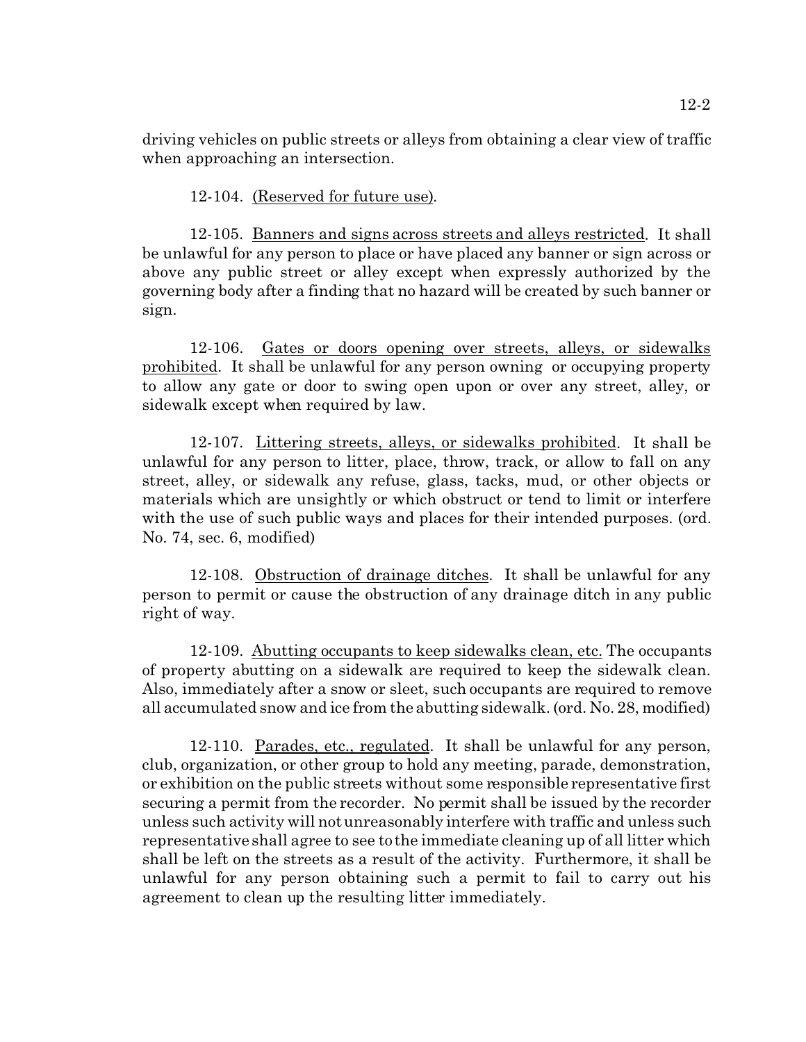driving vehicles on public streets or alleys from obtaining a clear view of traffic when approaching an intersection.

12-104. <u>(Reserved for future use)</u>.

12-105. <u>Banners and signs across streets and alleys restricted</u>. It shall be unlawful for any person to place or have placed any banner or sign across or above any public street or alley except when expressly authorized by the governing body after a finding that no hazard will be created by such banner or sign.

12-106. <u>Gates or doors opening over streets, alleys, or sidewalks prohibited</u>. It shall be unlawful for any person owning or occupying property to allow any gate or door to swing open upon or over any street, alley, or sidewalk except when required by law.

12-107. <u>Littering streets, alleys, or sidewalks prohibited</u>. It shall be unlawful for any person to litter, place, throw, track, or allow to fall on any street, alley, or sidewalk any refuse, glass, tacks, mud, or other objects or materials which are unsightly or which obstruct or tend to limit or interfere with the use of such public ways and places for their intended purposes. (ord. No. 74, sec. 6, modified)

12-108. <u>Obstruction of drainage ditches</u>. It shall be unlawful for any person to permit or cause the obstruction of any drainage ditch in any public right of way.

12-109. <u>Abutting occupants to keep sidewalks clean, etc.</u> The occupants of property abutting on a sidewalk are required to keep the sidewalk clean. Also, immediately after a snow or sleet, such occupants are required to remove all accumulated snow and ice from the abutting sidewalk. (ord. No. 28, modified)

12-110. <u>Parades, etc., regulated</u>. It shall be unlawful for any person, club, organization, or other group to hold any meeting, parade, demonstration, or exhibition on the public streets without some responsible representative first securing a permit from the recorder. No permit shall be issued by the recorder unless such activity will not unreasonably interfere with traffic and unless such representative shall agree to see to the immediate cleaning up of all litter which shall be left on the streets as a result of the activity. Furthermore, it shall be unlawful for any person obtaining such a permit to fail to carry out his agreement to clean up the resulting litter immediately.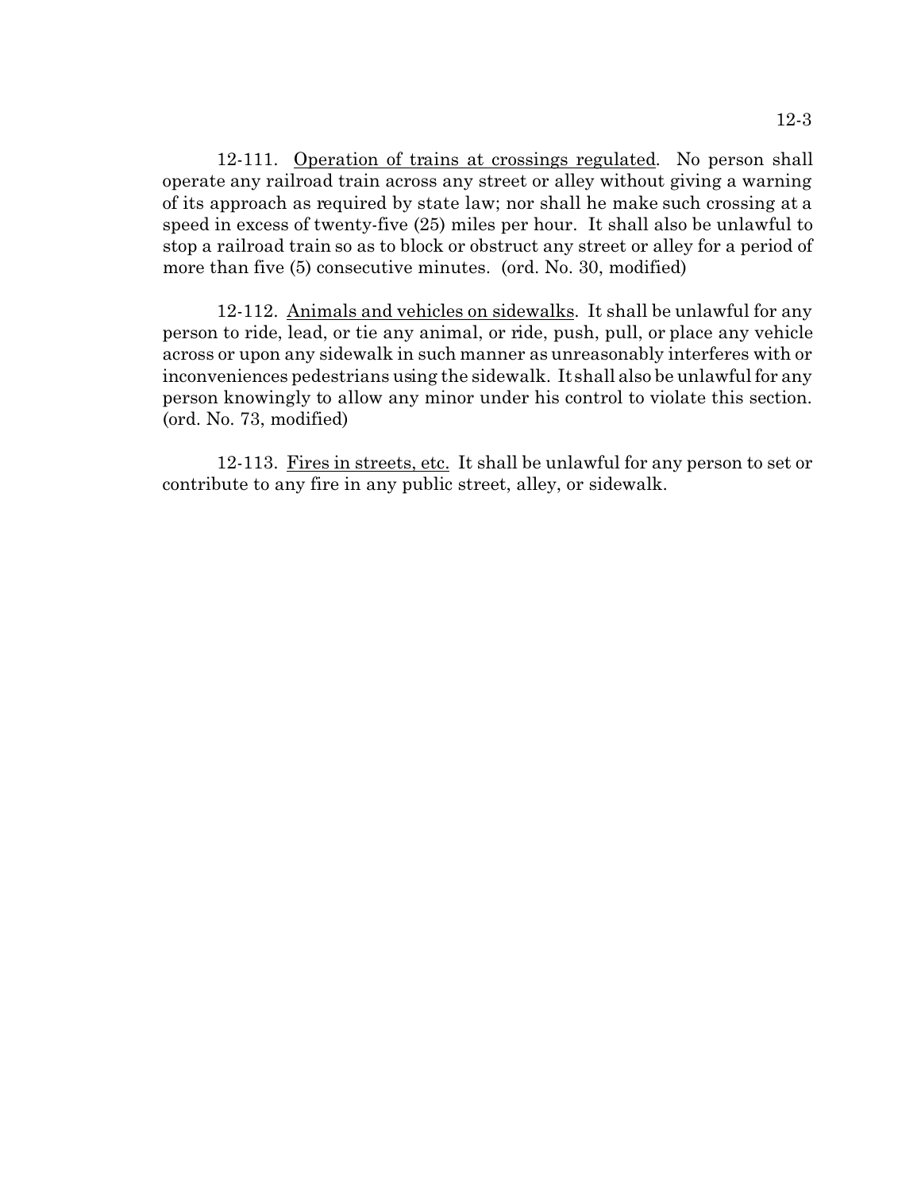12-111. Operation of trains at crossings regulated. No person shall operate any railroad train across any street or alley without giving a warning of its approach as required by state law; nor shall he make such crossing at a speed in excess of twenty-five (25) miles per hour. It shall also be unlawful to stop a railroad train so as to block or obstruct any street or alley for a period of more than five (5) consecutive minutes. (ord. No. 30, modified)

12-112. Animals and vehicles on sidewalks. It shall be unlawful for any person to ride, lead, or tie any animal, or ride, push, pull, or place any vehicle across or upon any sidewalk in such manner as unreasonably interferes with or inconveniences pedestrians using the sidewalk. It shall also be unlawful for any person knowingly to allow any minor under his control to violate this section. (ord. No. 73, modified)

12-113. Fires in streets, etc. It shall be unlawful for any person to set or contribute to any fire in any public street, alley, or sidewalk.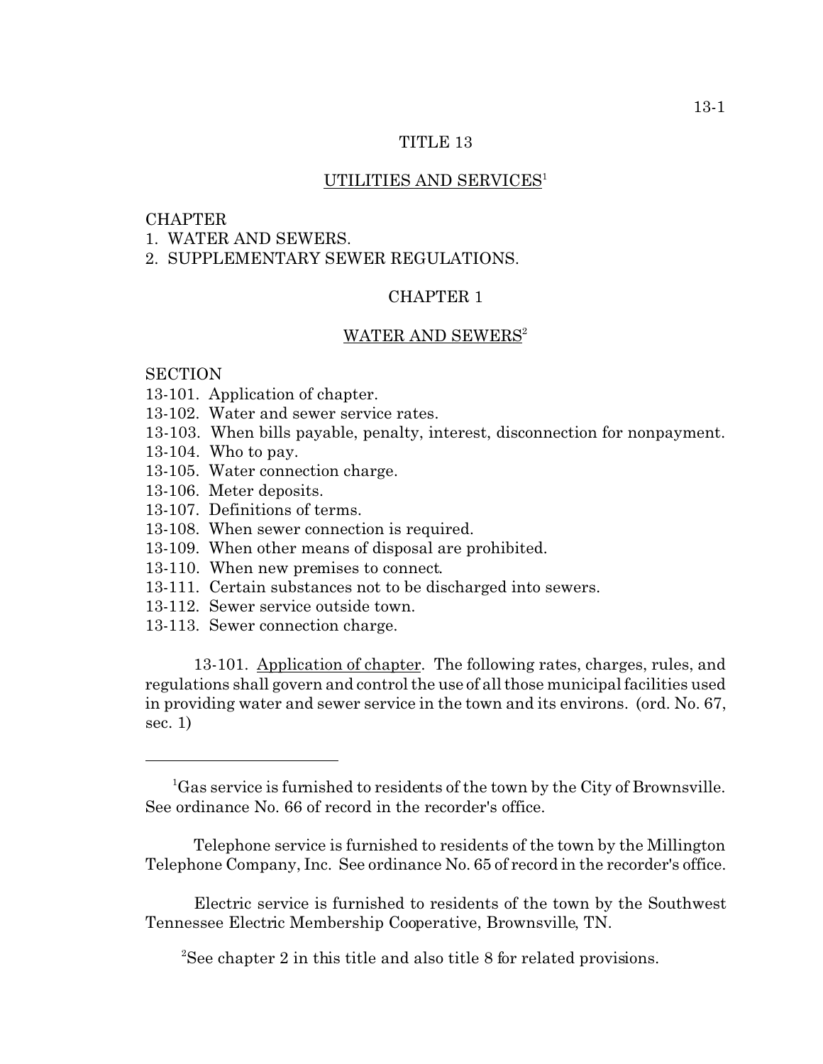# TITLE 13

## UTILITIES AND SERVICES[1]

CHAPTER

1. WATER AND SEWERS.
2. SUPPLEMENTARY SEWER REGULATIONS.

## CHAPTER 1

## WATER AND SEWERS[2]

SECTION

13-101. Application of chapter.
13-102. Water and sewer service rates.
13-103. When bills payable, penalty, interest, disconnection for nonpayment.
13-104. Who to pay.
13-105. Water connection charge.
13-106. Meter deposits.
13-107. Definitions of terms.
13-108. When sewer connection is required.
13-109. When other means of disposal are prohibited.
13-110. When new premises to connect.
13-111. Certain substances not to be discharged into sewers.
13-112. Sewer service outside town.
13-113. Sewer connection charge.

13-101. Application of chapter. The following rates, charges, rules, and regulations shall govern and control the use of all those municipal facilities used in providing water and sewer service in the town and its environs. (ord. No. 67, sec. 1)

---

[1]Gas service is furnished to residents of the town by the City of Brownsville. See ordinance No. 66 of record in the recorder's office.

Telephone service is furnished to residents of the town by the Millington Telephone Company, Inc. See ordinance No. 65 of record in the recorder's office.

Electric service is furnished to residents of the town by the Southwest Tennessee Electric Membership Cooperative, Brownsville, TN.

[2]See chapter 2 in this title and also title 8 for related provisions.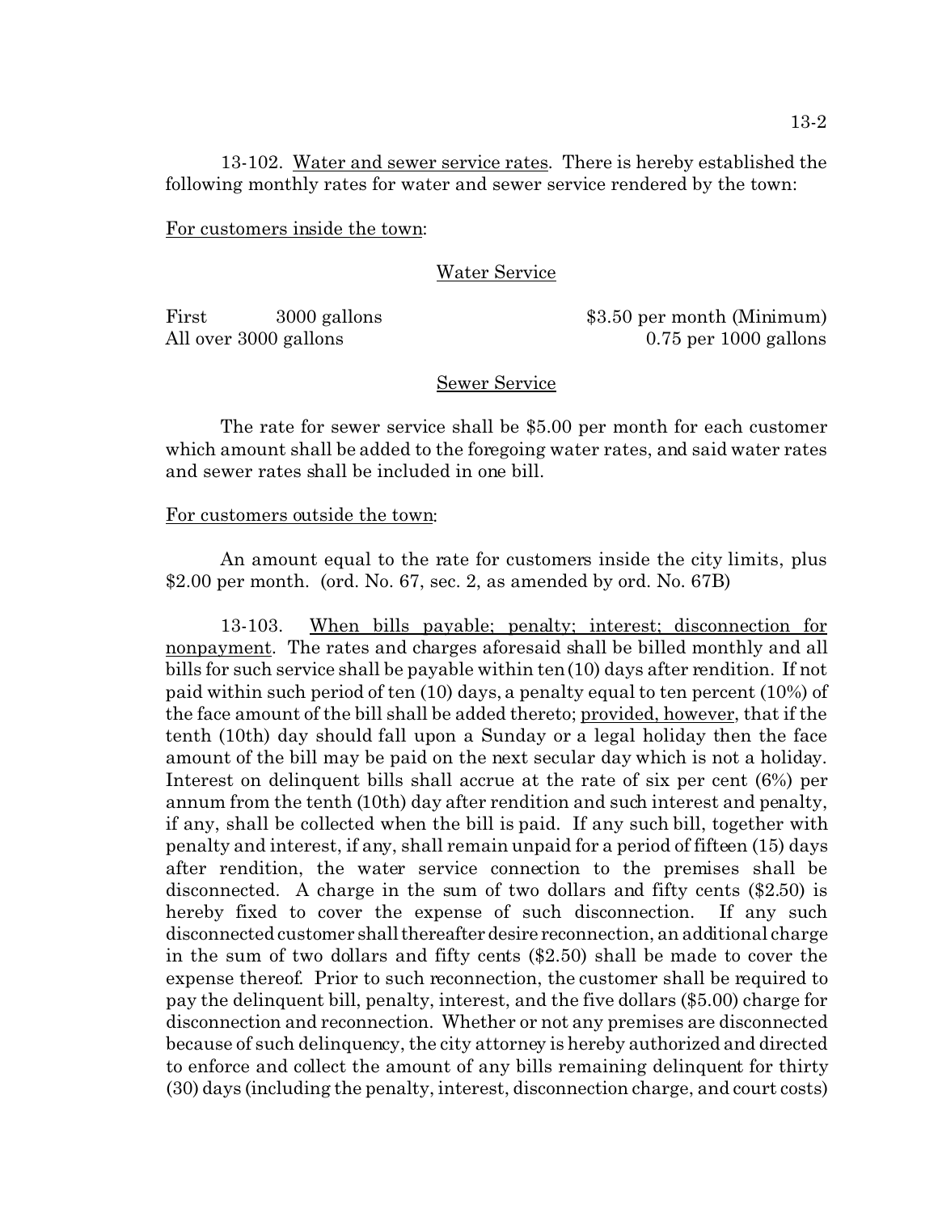13-102. Water and sewer service rates. There is hereby established the following monthly rates for water and sewer service rendered by the town:

For customers inside the town:

Water Service

| | |
|---|---|
| First 3000 gallons | $3.50 per month (Minimum) |
| All over 3000 gallons | 0.75 per 1000 gallons |

Sewer Service

The rate for sewer service shall be $5.00 per month for each customer which amount shall be added to the foregoing water rates, and said water rates and sewer rates shall be included in one bill.

For customers outside the town:

An amount equal to the rate for customers inside the city limits, plus $2.00 per month. (ord. No. 67, sec. 2, as amended by ord. No. 67B)

13-103. When bills payable; penalty; interest; disconnection for nonpayment. The rates and charges aforesaid shall be billed monthly and all bills for such service shall be payable within ten (10) days after rendition. If not paid within such period of ten (10) days, a penalty equal to ten percent (10%) of the face amount of the bill shall be added thereto; provided, however, that if the tenth (10th) day should fall upon a Sunday or a legal holiday then the face amount of the bill may be paid on the next secular day which is not a holiday. Interest on delinquent bills shall accrue at the rate of six per cent (6%) per annum from the tenth (10th) day after rendition and such interest and penalty, if any, shall be collected when the bill is paid. If any such bill, together with penalty and interest, if any, shall remain unpaid for a period of fifteen (15) days after rendition, the water service connection to the premises shall be disconnected. A charge in the sum of two dollars and fifty cents ($2.50) is hereby fixed to cover the expense of such disconnection. If any such disconnected customer shall thereafter desire reconnection, an additional charge in the sum of two dollars and fifty cents ($2.50) shall be made to cover the expense thereof. Prior to such reconnection, the customer shall be required to pay the delinquent bill, penalty, interest, and the five dollars ($5.00) charge for disconnection and reconnection. Whether or not any premises are disconnected because of such delinquency, the city attorney is hereby authorized and directed to enforce and collect the amount of any bills remaining delinquent for thirty (30) days (including the penalty, interest, disconnection charge, and court costs)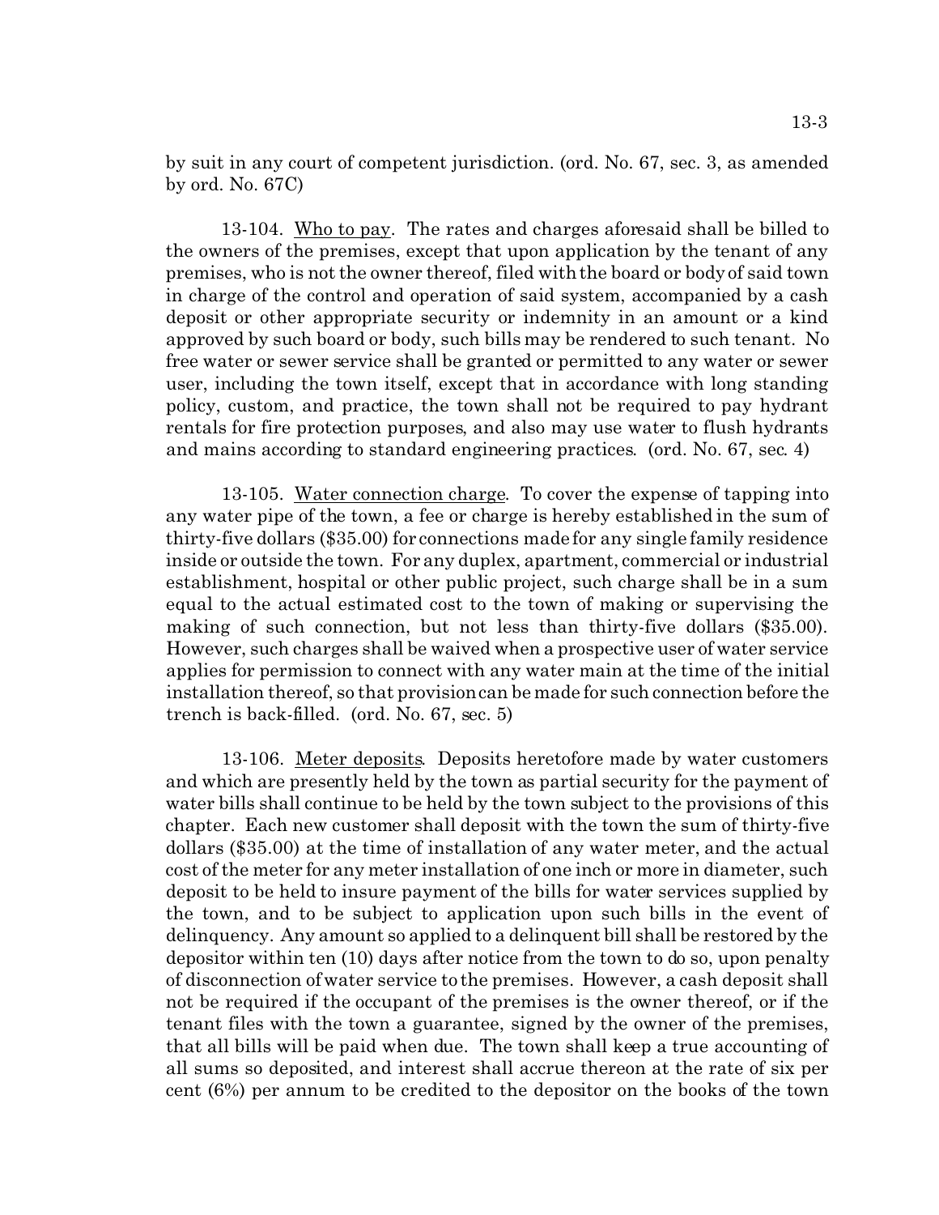by suit in any court of competent jurisdiction. (ord. No. 67, sec. 3, as amended by ord. No. 67C)

13-104. Who to pay. The rates and charges aforesaid shall be billed to the owners of the premises, except that upon application by the tenant of any premises, who is not the owner thereof, filed with the board or body of said town in charge of the control and operation of said system, accompanied by a cash deposit or other appropriate security or indemnity in an amount or a kind approved by such board or body, such bills may be rendered to such tenant. No free water or sewer service shall be granted or permitted to any water or sewer user, including the town itself, except that in accordance with long standing policy, custom, and practice, the town shall not be required to pay hydrant rentals for fire protection purposes, and also may use water to flush hydrants and mains according to standard engineering practices. (ord. No. 67, sec. 4)

13-105. Water connection charge. To cover the expense of tapping into any water pipe of the town, a fee or charge is hereby established in the sum of thirty-five dollars ($35.00) for connections made for any single family residence inside or outside the town. For any duplex, apartment, commercial or industrial establishment, hospital or other public project, such charge shall be in a sum equal to the actual estimated cost to the town of making or supervising the making of such connection, but not less than thirty-five dollars ($35.00). However, such charges shall be waived when a prospective user of water service applies for permission to connect with any water main at the time of the initial installation thereof, so that provision can be made for such connection before the trench is back-filled. (ord. No. 67, sec. 5)

13-106. Meter deposits. Deposits heretofore made by water customers and which are presently held by the town as partial security for the payment of water bills shall continue to be held by the town subject to the provisions of this chapter. Each new customer shall deposit with the town the sum of thirty-five dollars ($35.00) at the time of installation of any water meter, and the actual cost of the meter for any meter installation of one inch or more in diameter, such deposit to be held to insure payment of the bills for water services supplied by the town, and to be subject to application upon such bills in the event of delinquency. Any amount so applied to a delinquent bill shall be restored by the depositor within ten (10) days after notice from the town to do so, upon penalty of disconnection of water service to the premises. However, a cash deposit shall not be required if the occupant of the premises is the owner thereof, or if the tenant files with the town a guarantee, signed by the owner of the premises, that all bills will be paid when due. The town shall keep a true accounting of all sums so deposited, and interest shall accrue thereon at the rate of six per cent (6%) per annum to be credited to the depositor on the books of the town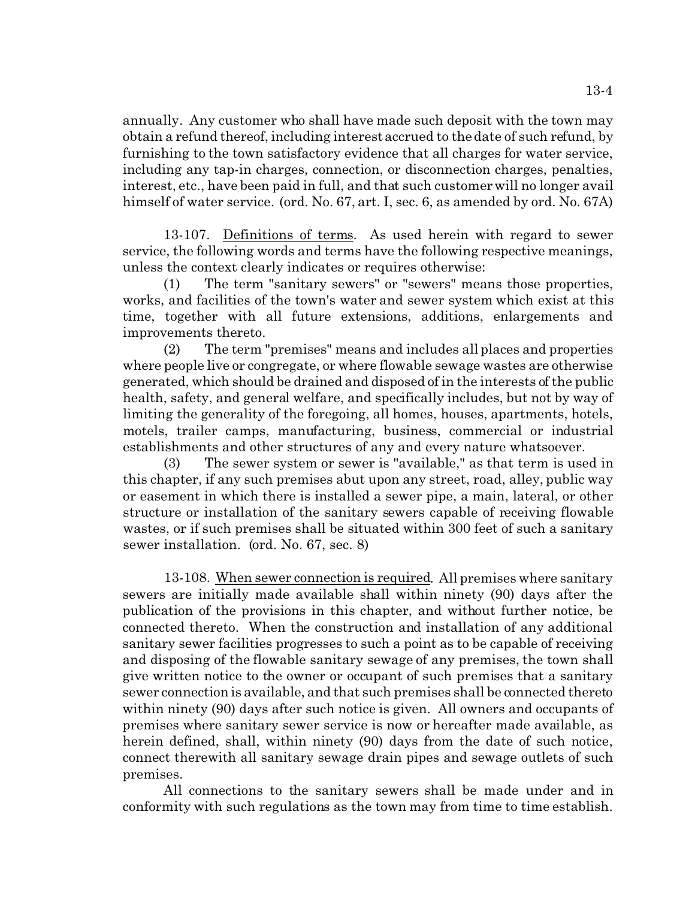annually. Any customer who shall have made such deposit with the town may obtain a refund thereof, including interest accrued to the date of such refund, by furnishing to the town satisfactory evidence that all charges for water service, including any tap-in charges, connection, or disconnection charges, penalties, interest, etc., have been paid in full, and that such customer will no longer avail himself of water service. (ord. No. 67, art. I, sec. 6, as amended by ord. No. 67A)

13-107. Definitions of terms. As used herein with regard to sewer service, the following words and terms have the following respective meanings, unless the context clearly indicates or requires otherwise:

(1) The term "sanitary sewers" or "sewers" means those properties, works, and facilities of the town's water and sewer system which exist at this time, together with all future extensions, additions, enlargements and improvements thereto.

(2) The term "premises" means and includes all places and properties where people live or congregate, or where flowable sewage wastes are otherwise generated, which should be drained and disposed of in the interests of the public health, safety, and general welfare, and specifically includes, but not by way of limiting the generality of the foregoing, all homes, houses, apartments, hotels, motels, trailer camps, manufacturing, business, commercial or industrial establishments and other structures of any and every nature whatsoever.

(3) The sewer system or sewer is "available," as that term is used in this chapter, if any such premises abut upon any street, road, alley, public way or easement in which there is installed a sewer pipe, a main, lateral, or other structure or installation of the sanitary sewers capable of receiving flowable wastes, or if such premises shall be situated within 300 feet of such a sanitary sewer installation. (ord. No. 67, sec. 8)

13-108. When sewer connection is required. All premises where sanitary sewers are initially made available shall within ninety (90) days after the publication of the provisions in this chapter, and without further notice, be connected thereto. When the construction and installation of any additional sanitary sewer facilities progresses to such a point as to be capable of receiving and disposing of the flowable sanitary sewage of any premises, the town shall give written notice to the owner or occupant of such premises that a sanitary sewer connection is available, and that such premises shall be connected thereto within ninety (90) days after such notice is given. All owners and occupants of premises where sanitary sewer service is now or hereafter made available, as herein defined, shall, within ninety (90) days from the date of such notice, connect therewith all sanitary sewage drain pipes and sewage outlets of such premises.

All connections to the sanitary sewers shall be made under and in conformity with such regulations as the town may from time to time establish.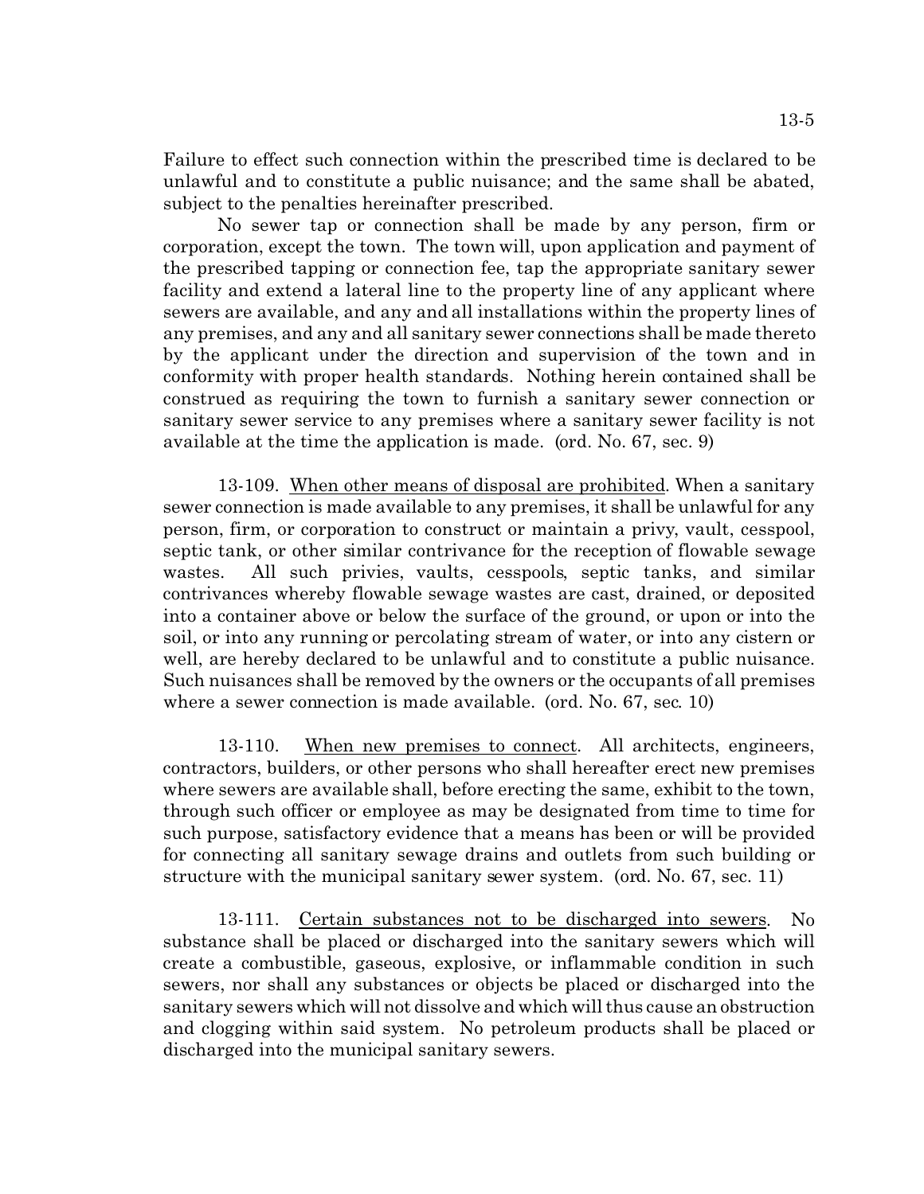Failure to effect such connection within the prescribed time is declared to be unlawful and to constitute a public nuisance; and the same shall be abated, subject to the penalties hereinafter prescribed.

No sewer tap or connection shall be made by any person, firm or corporation, except the town. The town will, upon application and payment of the prescribed tapping or connection fee, tap the appropriate sanitary sewer facility and extend a lateral line to the property line of any applicant where sewers are available, and any and all installations within the property lines of any premises, and any and all sanitary sewer connections shall be made thereto by the applicant under the direction and supervision of the town and in conformity with proper health standards. Nothing herein contained shall be construed as requiring the town to furnish a sanitary sewer connection or sanitary sewer service to any premises where a sanitary sewer facility is not available at the time the application is made. (ord. No. 67, sec. 9)

13-109. When other means of disposal are prohibited. When a sanitary sewer connection is made available to any premises, it shall be unlawful for any person, firm, or corporation to construct or maintain a privy, vault, cesspool, septic tank, or other similar contrivance for the reception of flowable sewage wastes. All such privies, vaults, cesspools, septic tanks, and similar contrivances whereby flowable sewage wastes are cast, drained, or deposited into a container above or below the surface of the ground, or upon or into the soil, or into any running or percolating stream of water, or into any cistern or well, are hereby declared to be unlawful and to constitute a public nuisance. Such nuisances shall be removed by the owners or the occupants of all premises where a sewer connection is made available. (ord. No. 67, sec. 10)

13-110. When new premises to connect. All architects, engineers, contractors, builders, or other persons who shall hereafter erect new premises where sewers are available shall, before erecting the same, exhibit to the town, through such officer or employee as may be designated from time to time for such purpose, satisfactory evidence that a means has been or will be provided for connecting all sanitary sewage drains and outlets from such building or structure with the municipal sanitary sewer system. (ord. No. 67, sec. 11)

13-111. Certain substances not to be discharged into sewers. No substance shall be placed or discharged into the sanitary sewers which will create a combustible, gaseous, explosive, or inflammable condition in such sewers, nor shall any substances or objects be placed or discharged into the sanitary sewers which will not dissolve and which will thus cause an obstruction and clogging within said system. No petroleum products shall be placed or discharged into the municipal sanitary sewers.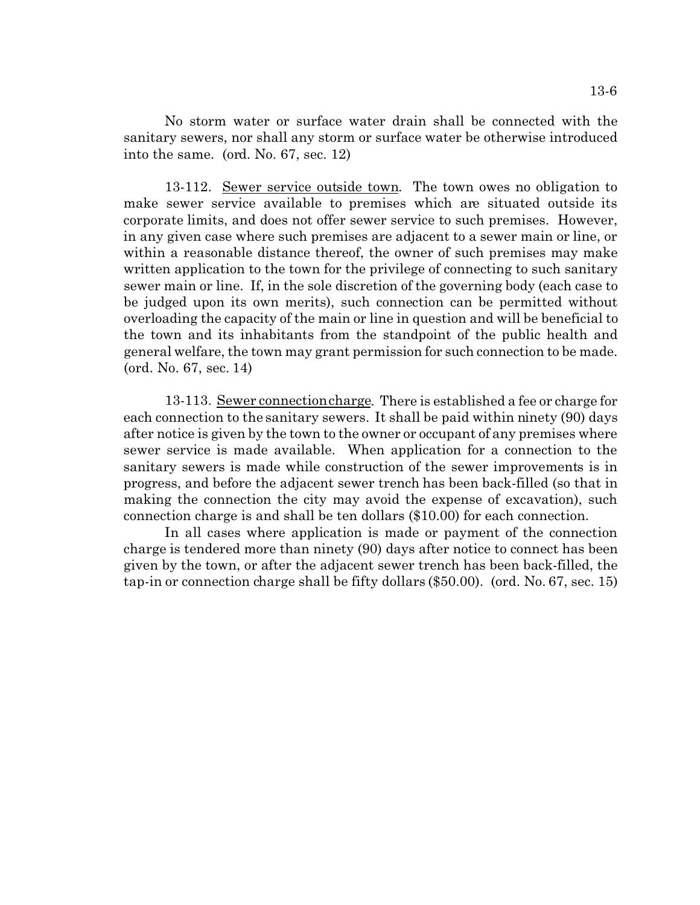No storm water or surface water drain shall be connected with the sanitary sewers, nor shall any storm or surface water be otherwise introduced into the same. (ord. No. 67, sec. 12)

13-112. Sewer service outside town. The town owes no obligation to make sewer service available to premises which are situated outside its corporate limits, and does not offer sewer service to such premises. However, in any given case where such premises are adjacent to a sewer main or line, or within a reasonable distance thereof, the owner of such premises may make written application to the town for the privilege of connecting to such sanitary sewer main or line. If, in the sole discretion of the governing body (each case to be judged upon its own merits), such connection can be permitted without overloading the capacity of the main or line in question and will be beneficial to the town and its inhabitants from the standpoint of the public health and general welfare, the town may grant permission for such connection to be made. (ord. No. 67, sec. 14)

13-113. Sewer connection charge. There is established a fee or charge for each connection to the sanitary sewers. It shall be paid within ninety (90) days after notice is given by the town to the owner or occupant of any premises where sewer service is made available. When application for a connection to the sanitary sewers is made while construction of the sewer improvements is in progress, and before the adjacent sewer trench has been back-filled (so that in making the connection the city may avoid the expense of excavation), such connection charge is and shall be ten dollars ($10.00) for each connection.

In all cases where application is made or payment of the connection charge is tendered more than ninety (90) days after notice to connect has been given by the town, or after the adjacent sewer trench has been back-filled, the tap-in or connection charge shall be fifty dollars ($50.00). (ord. No. 67, sec. 15)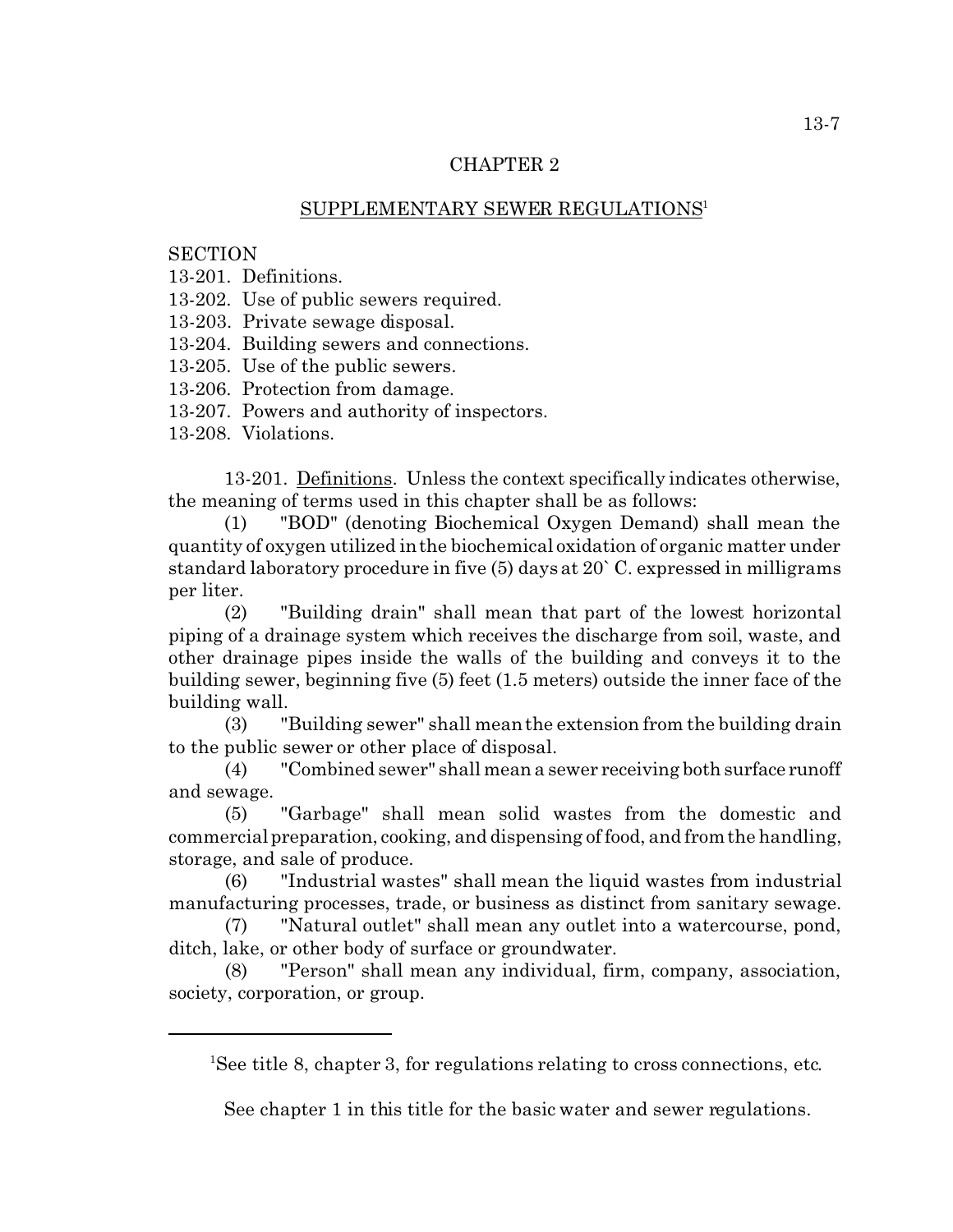## CHAPTER 2

## SUPPLEMENTARY SEWER REGULATIONS[1]

SECTION
13-201. Definitions.
13-202. Use of public sewers required.
13-203. Private sewage disposal.
13-204. Building sewers and connections.
13-205. Use of the public sewers.
13-206. Protection from damage.
13-207. Powers and authority of inspectors.
13-208. Violations.

13-201. Definitions. Unless the context specifically indicates otherwise, the meaning of terms used in this chapter shall be as follows:

(1) "BOD" (denoting Biochemical Oxygen Demand) shall mean the quantity of oxygen utilized in the biochemical oxidation of organic matter under standard laboratory procedure in five (5) days at 20` C. expressed in milligrams per liter.

(2) "Building drain" shall mean that part of the lowest horizontal piping of a drainage system which receives the discharge from soil, waste, and other drainage pipes inside the walls of the building and conveys it to the building sewer, beginning five (5) feet (1.5 meters) outside the inner face of the building wall.

(3) "Building sewer" shall mean the extension from the building drain to the public sewer or other place of disposal.

(4) "Combined sewer" shall mean a sewer receiving both surface runoff and sewage.

(5) "Garbage" shall mean solid wastes from the domestic and commercial preparation, cooking, and dispensing of food, and from the handling, storage, and sale of produce.

(6) "Industrial wastes" shall mean the liquid wastes from industrial manufacturing processes, trade, or business as distinct from sanitary sewage.

(7) "Natural outlet" shall mean any outlet into a watercourse, pond, ditch, lake, or other body of surface or groundwater.

(8) "Person" shall mean any individual, firm, company, association, society, corporation, or group.

---

[1]See title 8, chapter 3, for regulations relating to cross connections, etc.

See chapter 1 in this title for the basic water and sewer regulations.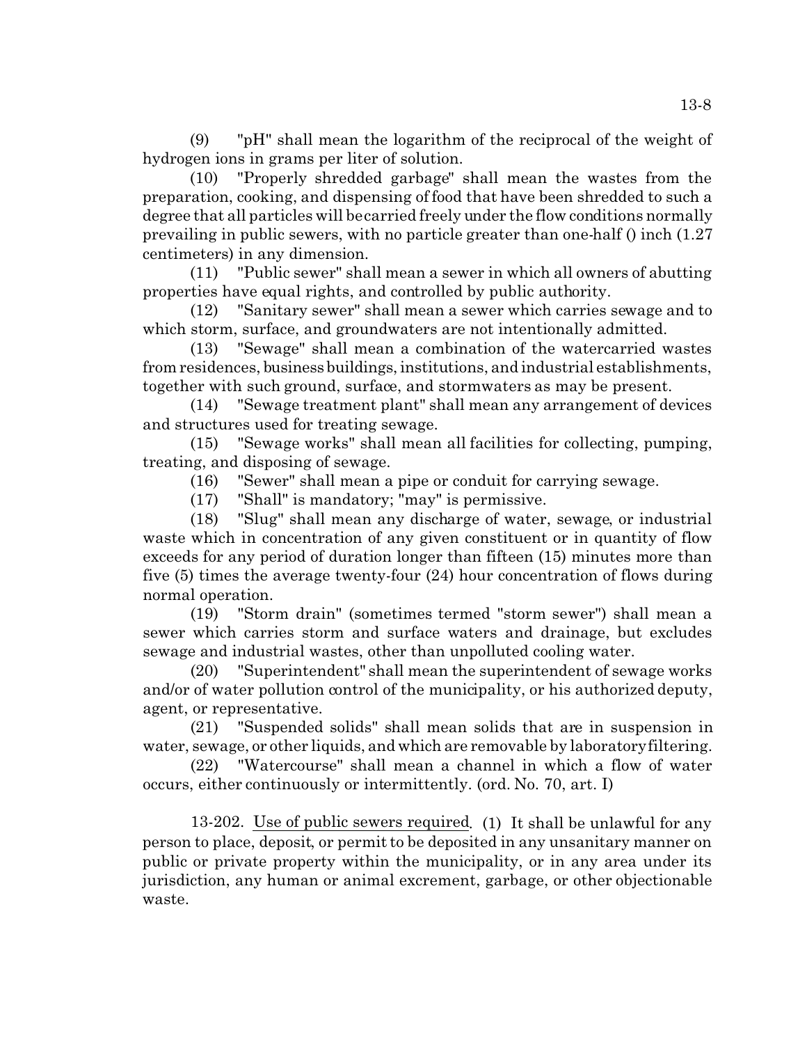(9) "pH" shall mean the logarithm of the reciprocal of the weight of hydrogen ions in grams per liter of solution.

(10) "Properly shredded garbage" shall mean the wastes from the preparation, cooking, and dispensing of food that have been shredded to such a degree that all particles will be carried freely under the flow conditions normally prevailing in public sewers, with no particle greater than one-half () inch (1.27 centimeters) in any dimension.

(11) "Public sewer" shall mean a sewer in which all owners of abutting properties have equal rights, and controlled by public authority.

(12) "Sanitary sewer" shall mean a sewer which carries sewage and to which storm, surface, and groundwaters are not intentionally admitted.

(13) "Sewage" shall mean a combination of the watercarried wastes from residences, business buildings, institutions, and industrial establishments, together with such ground, surface, and stormwaters as may be present.

(14) "Sewage treatment plant" shall mean any arrangement of devices and structures used for treating sewage.

(15) "Sewage works" shall mean all facilities for collecting, pumping, treating, and disposing of sewage.

(16) "Sewer" shall mean a pipe or conduit for carrying sewage.

(17) "Shall" is mandatory; "may" is permissive.

(18) "Slug" shall mean any discharge of water, sewage, or industrial waste which in concentration of any given constituent or in quantity of flow exceeds for any period of duration longer than fifteen (15) minutes more than five (5) times the average twenty-four (24) hour concentration of flows during normal operation.

(19) "Storm drain" (sometimes termed "storm sewer") shall mean a sewer which carries storm and surface waters and drainage, but excludes sewage and industrial wastes, other than unpolluted cooling water.

(20) "Superintendent" shall mean the superintendent of sewage works and/or of water pollution control of the municipality, or his authorized deputy, agent, or representative.

(21) "Suspended solids" shall mean solids that are in suspension in water, sewage, or other liquids, and which are removable by laboratory filtering.

(22) "Watercourse" shall mean a channel in which a flow of water occurs, either continuously or intermittently. (ord. No. 70, art. I)

13-202. Use of public sewers required. (1) It shall be unlawful for any person to place, deposit, or permit to be deposited in any unsanitary manner on public or private property within the municipality, or in any area under its jurisdiction, any human or animal excrement, garbage, or other objectionable waste.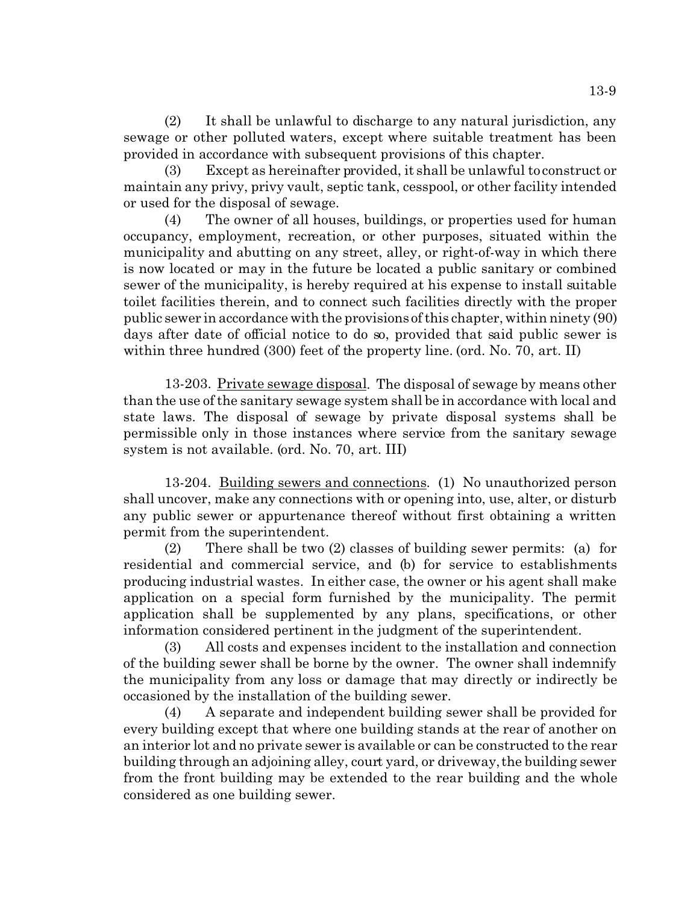(2) It shall be unlawful to discharge to any natural jurisdiction, any sewage or other polluted waters, except where suitable treatment has been provided in accordance with subsequent provisions of this chapter.

(3) Except as hereinafter provided, it shall be unlawful to construct or maintain any privy, privy vault, septic tank, cesspool, or other facility intended or used for the disposal of sewage.

(4) The owner of all houses, buildings, or properties used for human occupancy, employment, recreation, or other purposes, situated within the municipality and abutting on any street, alley, or right-of-way in which there is now located or may in the future be located a public sanitary or combined sewer of the municipality, is hereby required at his expense to install suitable toilet facilities therein, and to connect such facilities directly with the proper public sewer in accordance with the provisions of this chapter, within ninety (90) days after date of official notice to do so, provided that said public sewer is within three hundred (300) feet of the property line. (ord. No. 70, art. II)

13-203. Private sewage disposal. The disposal of sewage by means other than the use of the sanitary sewage system shall be in accordance with local and state laws. The disposal of sewage by private disposal systems shall be permissible only in those instances where service from the sanitary sewage system is not available. (ord. No. 70, art. III)

13-204. Building sewers and connections. (1) No unauthorized person shall uncover, make any connections with or opening into, use, alter, or disturb any public sewer or appurtenance thereof without first obtaining a written permit from the superintendent.

(2) There shall be two (2) classes of building sewer permits: (a) for residential and commercial service, and (b) for service to establishments producing industrial wastes. In either case, the owner or his agent shall make application on a special form furnished by the municipality. The permit application shall be supplemented by any plans, specifications, or other information considered pertinent in the judgment of the superintendent.

(3) All costs and expenses incident to the installation and connection of the building sewer shall be borne by the owner. The owner shall indemnify the municipality from any loss or damage that may directly or indirectly be occasioned by the installation of the building sewer.

(4) A separate and independent building sewer shall be provided for every building except that where one building stands at the rear of another on an interior lot and no private sewer is available or can be constructed to the rear building through an adjoining alley, court yard, or driveway, the building sewer from the front building may be extended to the rear building and the whole considered as one building sewer.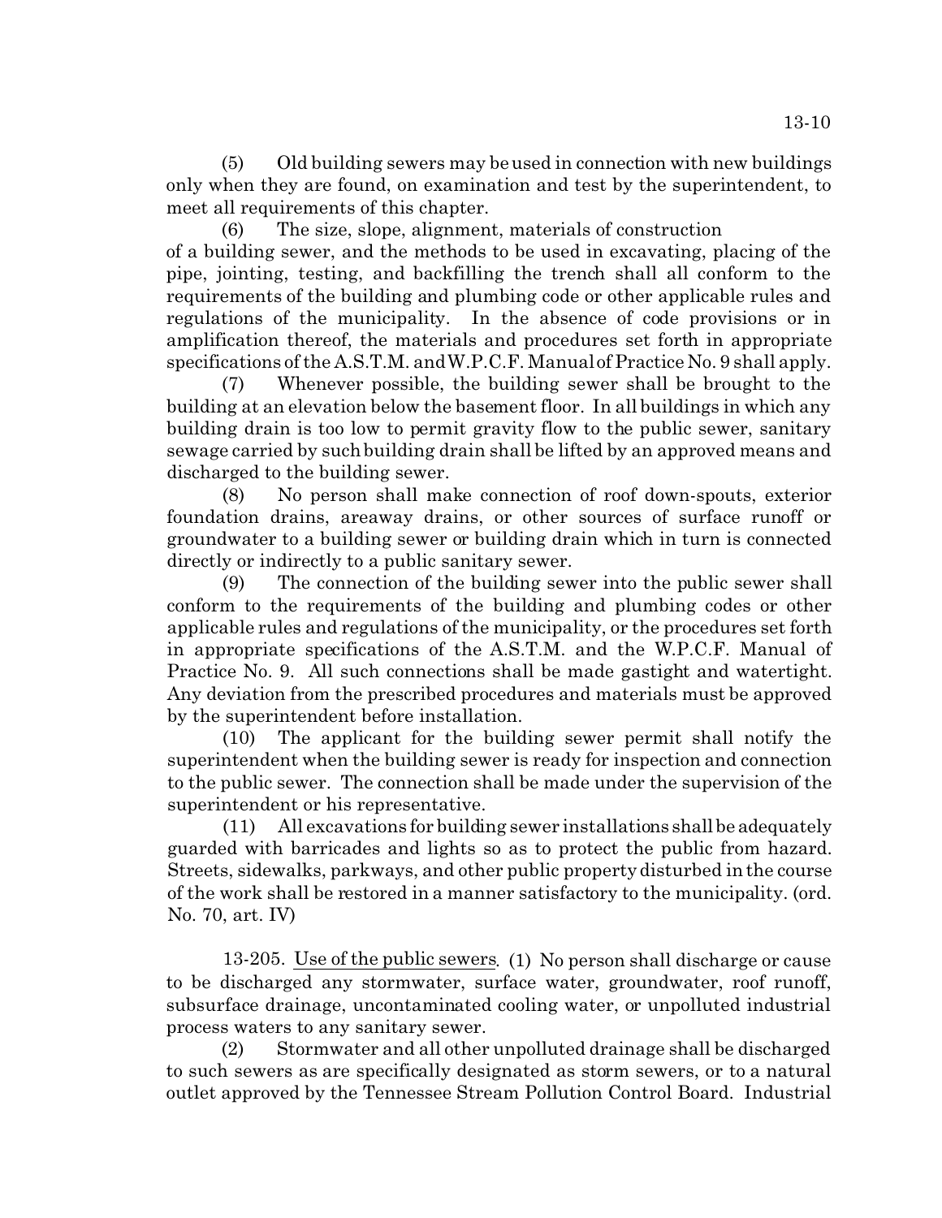(5) Old building sewers may be used in connection with new buildings only when they are found, on examination and test by the superintendent, to meet all requirements of this chapter.

(6) The size, slope, alignment, materials of construction of a building sewer, and the methods to be used in excavating, placing of the pipe, jointing, testing, and backfilling the trench shall all conform to the requirements of the building and plumbing code or other applicable rules and regulations of the municipality. In the absence of code provisions or in amplification thereof, the materials and procedures set forth in appropriate specifications of the A.S.T.M. and W.P.C.F. Manual of Practice No. 9 shall apply.

(7) Whenever possible, the building sewer shall be brought to the building at an elevation below the basement floor. In all buildings in which any building drain is too low to permit gravity flow to the public sewer, sanitary sewage carried by such building drain shall be lifted by an approved means and discharged to the building sewer.

(8) No person shall make connection of roof down-spouts, exterior foundation drains, areaway drains, or other sources of surface runoff or groundwater to a building sewer or building drain which in turn is connected directly or indirectly to a public sanitary sewer.

(9) The connection of the building sewer into the public sewer shall conform to the requirements of the building and plumbing codes or other applicable rules and regulations of the municipality, or the procedures set forth in appropriate specifications of the A.S.T.M. and the W.P.C.F. Manual of Practice No. 9. All such connections shall be made gastight and watertight. Any deviation from the prescribed procedures and materials must be approved by the superintendent before installation.

(10) The applicant for the building sewer permit shall notify the superintendent when the building sewer is ready for inspection and connection to the public sewer. The connection shall be made under the supervision of the superintendent or his representative.

(11) All excavations for building sewer installations shall be adequately guarded with barricades and lights so as to protect the public from hazard. Streets, sidewalks, parkways, and other public property disturbed in the course of the work shall be restored in a manner satisfactory to the municipality. (ord. No. 70, art. IV)

13-205. Use of the public sewers. (1) No person shall discharge or cause to be discharged any stormwater, surface water, groundwater, roof runoff, subsurface drainage, uncontaminated cooling water, or unpolluted industrial process waters to any sanitary sewer.

(2) Stormwater and all other unpolluted drainage shall be discharged to such sewers as are specifically designated as storm sewers, or to a natural outlet approved by the Tennessee Stream Pollution Control Board. Industrial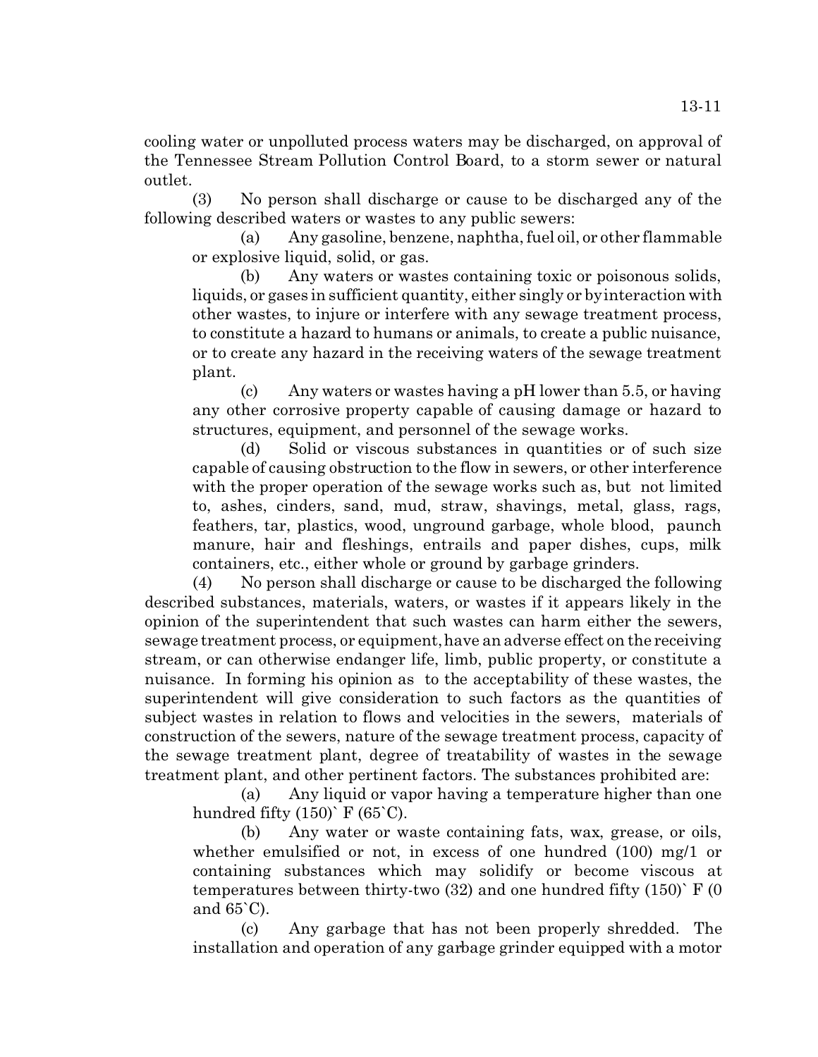cooling water or unpolluted process waters may be discharged, on approval of the Tennessee Stream Pollution Control Board, to a storm sewer or natural outlet.

(3) No person shall discharge or cause to be discharged any of the following described waters or wastes to any public sewers:

(a) Any gasoline, benzene, naphtha, fuel oil, or other flammable or explosive liquid, solid, or gas.

(b) Any waters or wastes containing toxic or poisonous solids, liquids, or gases in sufficient quantity, either singly or by interaction with other wastes, to injure or interfere with any sewage treatment process, to constitute a hazard to humans or animals, to create a public nuisance, or to create any hazard in the receiving waters of the sewage treatment plant.

(c) Any waters or wastes having a pH lower than 5.5, or having any other corrosive property capable of causing damage or hazard to structures, equipment, and personnel of the sewage works.

(d) Solid or viscous substances in quantities or of such size capable of causing obstruction to the flow in sewers, or other interference with the proper operation of the sewage works such as, but not limited to, ashes, cinders, sand, mud, straw, shavings, metal, glass, rags, feathers, tar, plastics, wood, unground garbage, whole blood, paunch manure, hair and fleshings, entrails and paper dishes, cups, milk containers, etc., either whole or ground by garbage grinders.

(4) No person shall discharge or cause to be discharged the following described substances, materials, waters, or wastes if it appears likely in the opinion of the superintendent that such wastes can harm either the sewers, sewage treatment process, or equipment, have an adverse effect on the receiving stream, or can otherwise endanger life, limb, public property, or constitute a nuisance. In forming his opinion as to the acceptability of these wastes, the superintendent will give consideration to such factors as the quantities of subject wastes in relation to flows and velocities in the sewers, materials of construction of the sewers, nature of the sewage treatment process, capacity of the sewage treatment plant, degree of treatability of wastes in the sewage treatment plant, and other pertinent factors. The substances prohibited are:

(a) Any liquid or vapor having a temperature higher than one hundred fifty (150)` F (65`C).

(b) Any water or waste containing fats, wax, grease, or oils, whether emulsified or not, in excess of one hundred (100) mg/1 or containing substances which may solidify or become viscous at temperatures between thirty-two (32) and one hundred fifty (150)` F (0 and 65`C).

(c) Any garbage that has not been properly shredded. The installation and operation of any garbage grinder equipped with a motor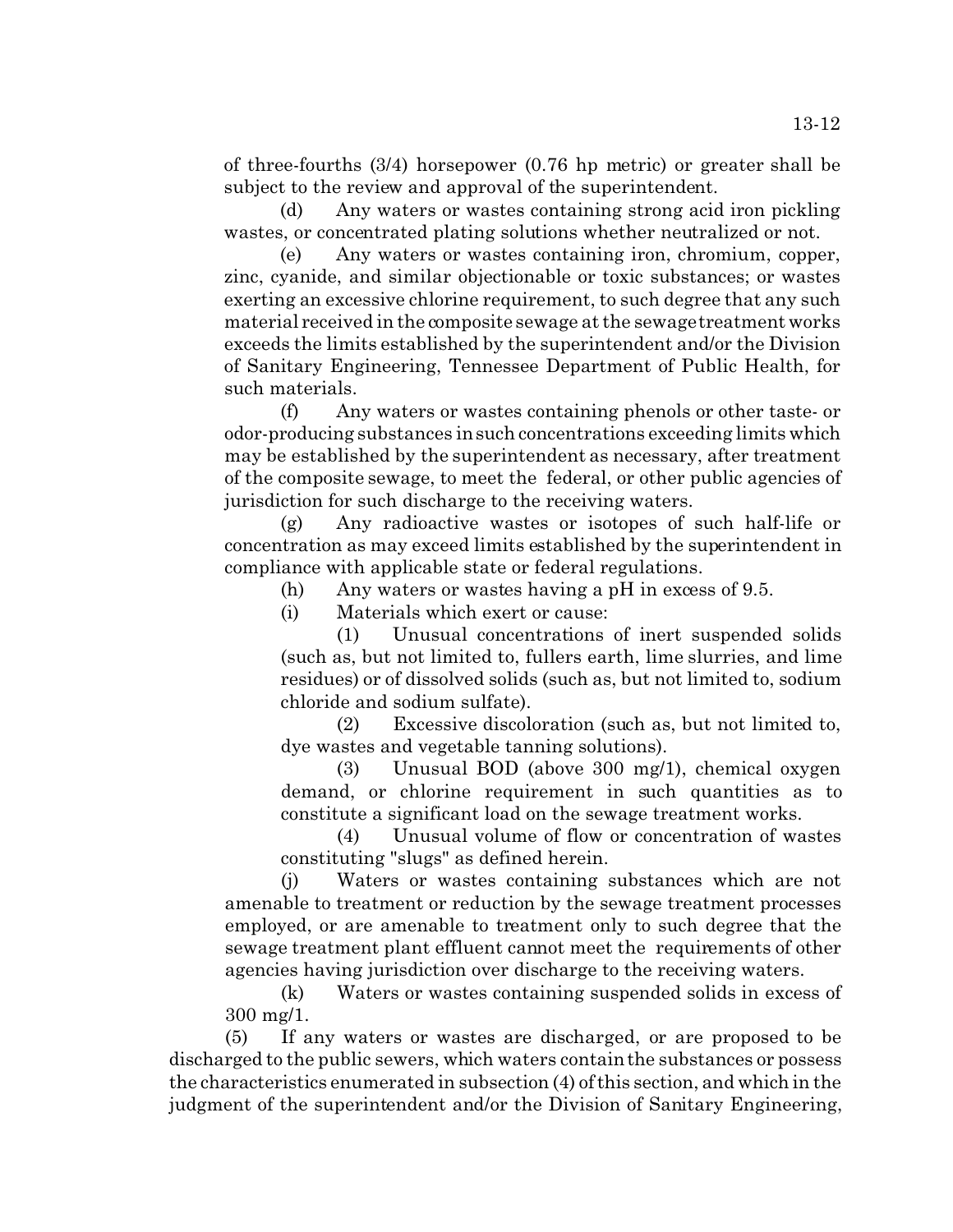of three-fourths (3/4) horsepower (0.76 hp metric) or greater shall be subject to the review and approval of the superintendent.

(d) Any waters or wastes containing strong acid iron pickling wastes, or concentrated plating solutions whether neutralized or not.

(e) Any waters or wastes containing iron, chromium, copper, zinc, cyanide, and similar objectionable or toxic substances; or wastes exerting an excessive chlorine requirement, to such degree that any such material received in the composite sewage at the sewage treatment works exceeds the limits established by the superintendent and/or the Division of Sanitary Engineering, Tennessee Department of Public Health, for such materials.

(f) Any waters or wastes containing phenols or other taste- or odor-producing substances in such concentrations exceeding limits which may be established by the superintendent as necessary, after treatment of the composite sewage, to meet the federal, or other public agencies of jurisdiction for such discharge to the receiving waters.

(g) Any radioactive wastes or isotopes of such half-life or concentration as may exceed limits established by the superintendent in compliance with applicable state or federal regulations.

(h) Any waters or wastes having a pH in excess of 9.5.

(i) Materials which exert or cause:

(1) Unusual concentrations of inert suspended solids (such as, but not limited to, fullers earth, lime slurries, and lime residues) or of dissolved solids (such as, but not limited to, sodium chloride and sodium sulfate).

(2) Excessive discoloration (such as, but not limited to, dye wastes and vegetable tanning solutions).

(3) Unusual BOD (above 300 mg/1), chemical oxygen demand, or chlorine requirement in such quantities as to constitute a significant load on the sewage treatment works.

(4) Unusual volume of flow or concentration of wastes constituting "slugs" as defined herein.

(j) Waters or wastes containing substances which are not amenable to treatment or reduction by the sewage treatment processes employed, or are amenable to treatment only to such degree that the sewage treatment plant effluent cannot meet the requirements of other agencies having jurisdiction over discharge to the receiving waters.

(k) Waters or wastes containing suspended solids in excess of 300 mg/1.

(5) If any waters or wastes are discharged, or are proposed to be discharged to the public sewers, which waters contain the substances or possess the characteristics enumerated in subsection (4) of this section, and which in the judgment of the superintendent and/or the Division of Sanitary Engineering,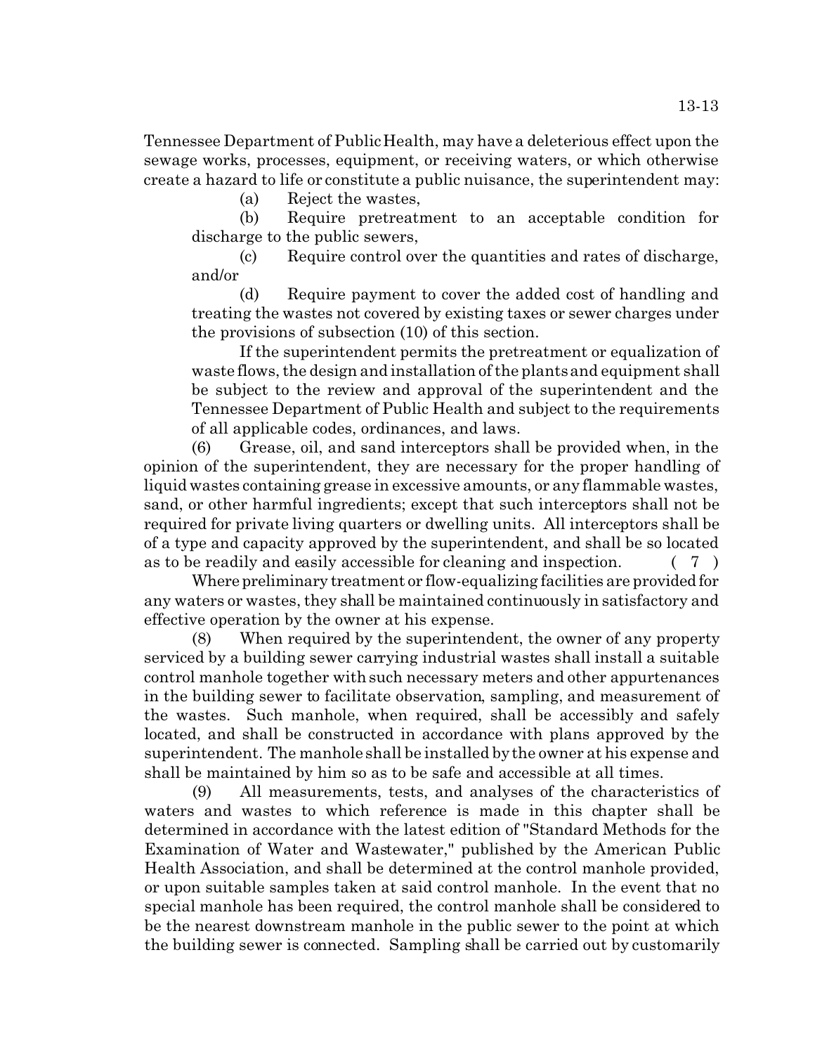Tennessee Department of Public Health, may have a deleterious effect upon the sewage works, processes, equipment, or receiving waters, or which otherwise create a hazard to life or constitute a public nuisance, the superintendent may:

(a) Reject the wastes,

(b) Require pretreatment to an acceptable condition for discharge to the public sewers,

(c) Require control over the quantities and rates of discharge, and/or

(d) Require payment to cover the added cost of handling and treating the wastes not covered by existing taxes or sewer charges under the provisions of subsection (10) of this section.

If the superintendent permits the pretreatment or equalization of waste flows, the design and installation of the plants and equipment shall be subject to the review and approval of the superintendent and the Tennessee Department of Public Health and subject to the requirements of all applicable codes, ordinances, and laws.

(6) Grease, oil, and sand interceptors shall be provided when, in the opinion of the superintendent, they are necessary for the proper handling of liquid wastes containing grease in excessive amounts, or any flammable wastes, sand, or other harmful ingredients; except that such interceptors shall not be required for private living quarters or dwelling units. All interceptors shall be of a type and capacity approved by the superintendent, and shall be so located as to be readily and easily accessible for cleaning and inspection. ( 7 )

Where preliminary treatment or flow-equalizing facilities are provided for any waters or wastes, they shall be maintained continuously in satisfactory and effective operation by the owner at his expense.

(8) When required by the superintendent, the owner of any property serviced by a building sewer carrying industrial wastes shall install a suitable control manhole together with such necessary meters and other appurtenances in the building sewer to facilitate observation, sampling, and measurement of the wastes. Such manhole, when required, shall be accessibly and safely located, and shall be constructed in accordance with plans approved by the superintendent. The manhole shall be installed by the owner at his expense and shall be maintained by him so as to be safe and accessible at all times.

(9) All measurements, tests, and analyses of the characteristics of waters and wastes to which reference is made in this chapter shall be determined in accordance with the latest edition of "Standard Methods for the Examination of Water and Wastewater," published by the American Public Health Association, and shall be determined at the control manhole provided, or upon suitable samples taken at said control manhole. In the event that no special manhole has been required, the control manhole shall be considered to be the nearest downstream manhole in the public sewer to the point at which the building sewer is connected. Sampling shall be carried out by customarily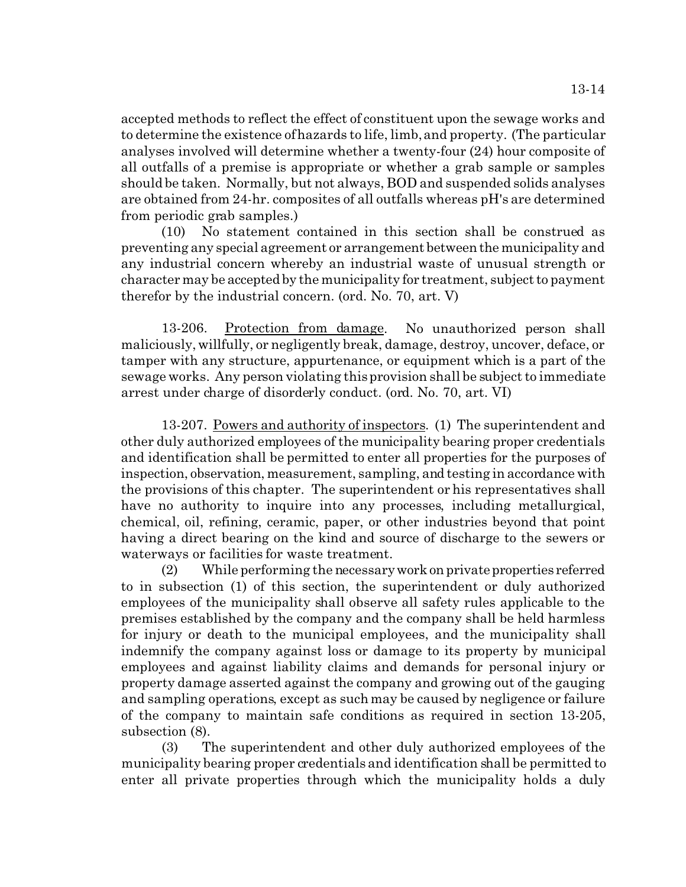accepted methods to reflect the effect of constituent upon the sewage works and to determine the existence of hazards to life, limb, and property. (The particular analyses involved will determine whether a twenty-four (24) hour composite of all outfalls of a premise is appropriate or whether a grab sample or samples should be taken. Normally, but not always, BOD and suspended solids analyses are obtained from 24-hr. composites of all outfalls whereas pH's are determined from periodic grab samples.)

(10) No statement contained in this section shall be construed as preventing any special agreement or arrangement between the municipality and any industrial concern whereby an industrial waste of unusual strength or character may be accepted by the municipality for treatment, subject to payment therefor by the industrial concern. (ord. No. 70, art. V)

13-206. Protection from damage. No unauthorized person shall maliciously, willfully, or negligently break, damage, destroy, uncover, deface, or tamper with any structure, appurtenance, or equipment which is a part of the sewage works. Any person violating this provision shall be subject to immediate arrest under charge of disorderly conduct. (ord. No. 70, art. VI)

13-207. Powers and authority of inspectors. (1) The superintendent and other duly authorized employees of the municipality bearing proper credentials and identification shall be permitted to enter all properties for the purposes of inspection, observation, measurement, sampling, and testing in accordance with the provisions of this chapter. The superintendent or his representatives shall have no authority to inquire into any processes, including metallurgical, chemical, oil, refining, ceramic, paper, or other industries beyond that point having a direct bearing on the kind and source of discharge to the sewers or waterways or facilities for waste treatment.

(2) While performing the necessary work on private properties referred to in subsection (1) of this section, the superintendent or duly authorized employees of the municipality shall observe all safety rules applicable to the premises established by the company and the company shall be held harmless for injury or death to the municipal employees, and the municipality shall indemnify the company against loss or damage to its property by municipal employees and against liability claims and demands for personal injury or property damage asserted against the company and growing out of the gauging and sampling operations, except as such may be caused by negligence or failure of the company to maintain safe conditions as required in section 13-205, subsection (8).

(3) The superintendent and other duly authorized employees of the municipality bearing proper credentials and identification shall be permitted to enter all private properties through which the municipality holds a duly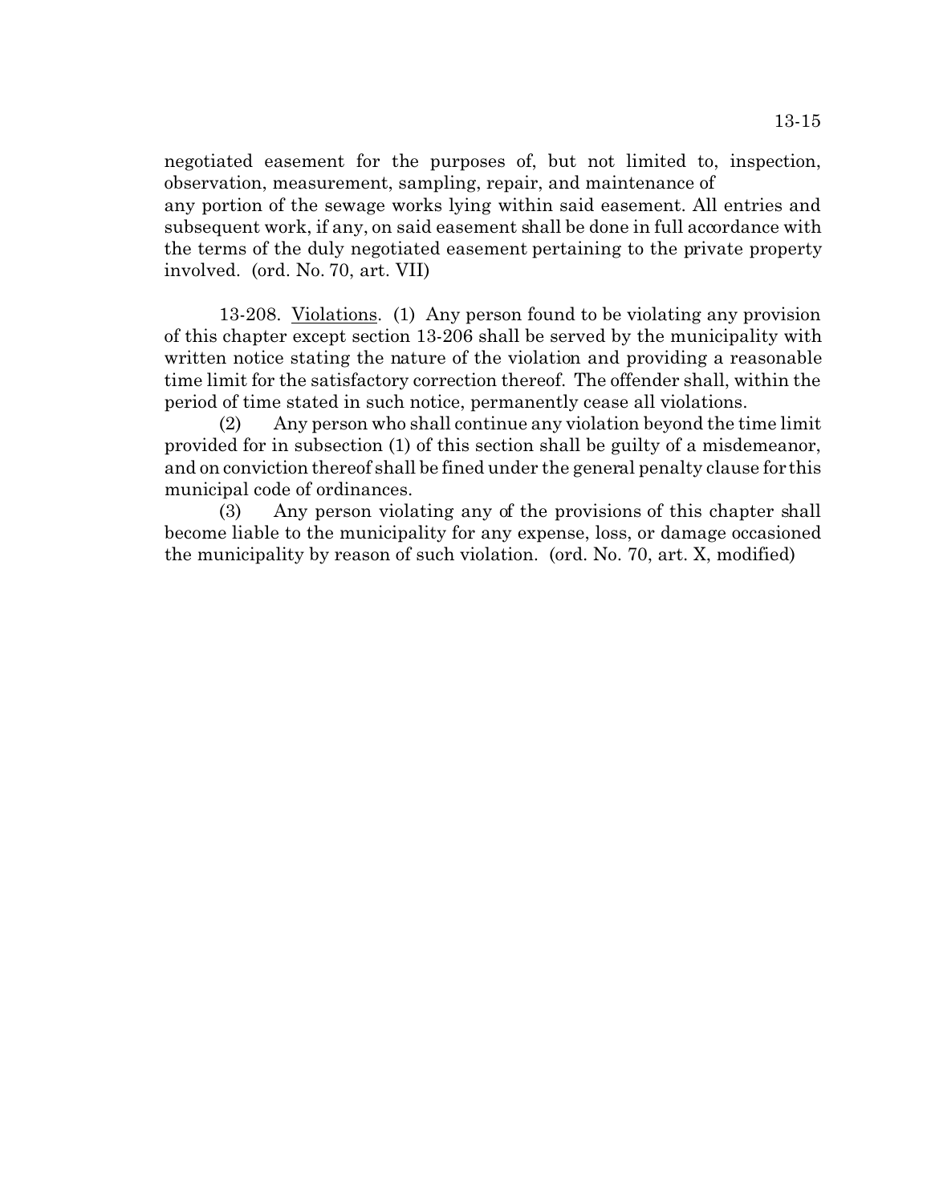negotiated easement for the purposes of, but not limited to, inspection, observation, measurement, sampling, repair, and maintenance of any portion of the sewage works lying within said easement. All entries and subsequent work, if any, on said easement shall be done in full accordance with the terms of the duly negotiated easement pertaining to the private property involved. (ord. No. 70, art. VII)

13-208. Violations. (1) Any person found to be violating any provision of this chapter except section 13-206 shall be served by the municipality with written notice stating the nature of the violation and providing a reasonable time limit for the satisfactory correction thereof. The offender shall, within the period of time stated in such notice, permanently cease all violations.

(2) Any person who shall continue any violation beyond the time limit provided for in subsection (1) of this section shall be guilty of a misdemeanor, and on conviction thereof shall be fined under the general penalty clause for this municipal code of ordinances.

(3) Any person violating any of the provisions of this chapter shall become liable to the municipality for any expense, loss, or damage occasioned the municipality by reason of such violation. (ord. No. 70, art. X, modified)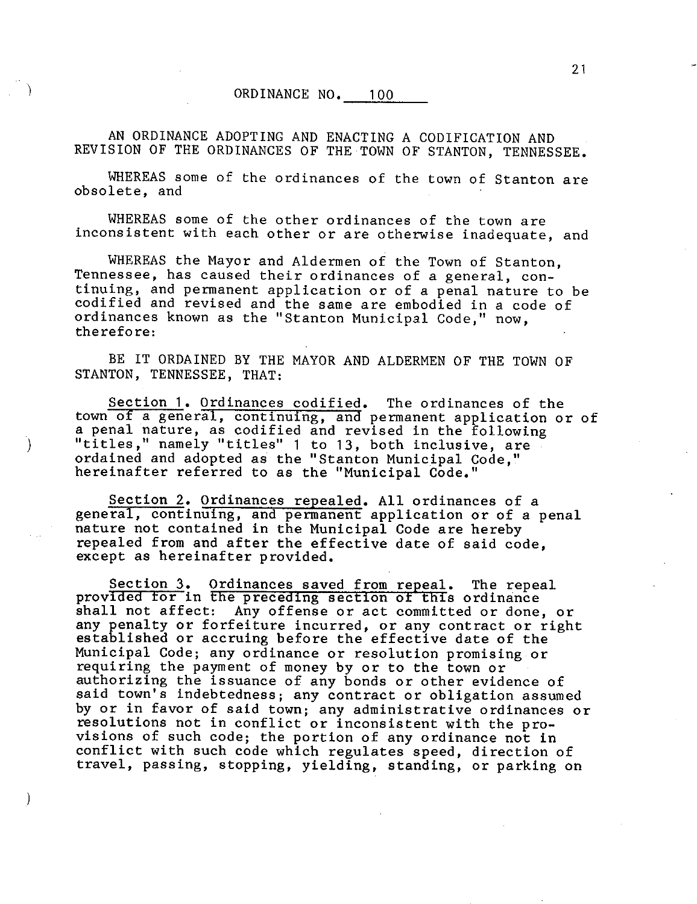# ORDINANCE NO. 100

AN ORDINANCE ADOPTING AND ENACTING A CODIFICATION AND REVISION OF THE ORDINANCES OF THE TOWN OF STANTON, TENNESSEE.

WHEREAS some of the ordinances of the town of Stanton are obsolete, and

WHEREAS some of the other ordinances of the town are inconsistent with each other or are otherwise inadequate, and

WHEREAS the Mayor and Aldermen of the Town of Stanton, Tennessee, has caused their ordinances of a general, continuing, and permanent application or of a penal nature to be codified and revised and the same are embodied in a code of ordinances known as the "Stanton Municipal Code," now, therefore:

BE IT ORDAINED BY THE MAYOR AND ALDERMEN OF THE TOWN OF STANTON, TENNESSEE, THAT:

Section 1. Ordinances codified. The ordinances of the town of a general, continuing, and permanent application or of a penal nature, as codified and revised in the following "titles," namely "titles" 1 to 13, both inclusive, are ordained and adopted as the "Stanton Municipal Code," hereinafter referred to as the "Municipal Code."

Section 2. Ordinances repealed. All ordinances of a general, continuing, and permanent application or of a penal nature not contained in the Municipal Code are hereby repealed from and after the effective date of said code, except as hereinafter provided.

Section 3. Ordinances saved from repeal. The repeal provided for in the preceding section of this ordinance shall not affect: Any offense or act committed or done, or any penalty or forfeiture incurred, or any contract or right established or accruing before the effective date of the Municipal Code; any ordinance or resolution promising or requiring the payment of money by or to the town or authorizing the issuance of any bonds or other evidence of said town's indebtedness; any contract or obligation assumed by or in favor of said town; any administrative ordinances or resolutions not in conflict or inconsistent with the provisions of such code; the portion of any ordinance not in conflict with such code which regulates speed, direction of travel, passing, stopping, yielding, standing, or parking on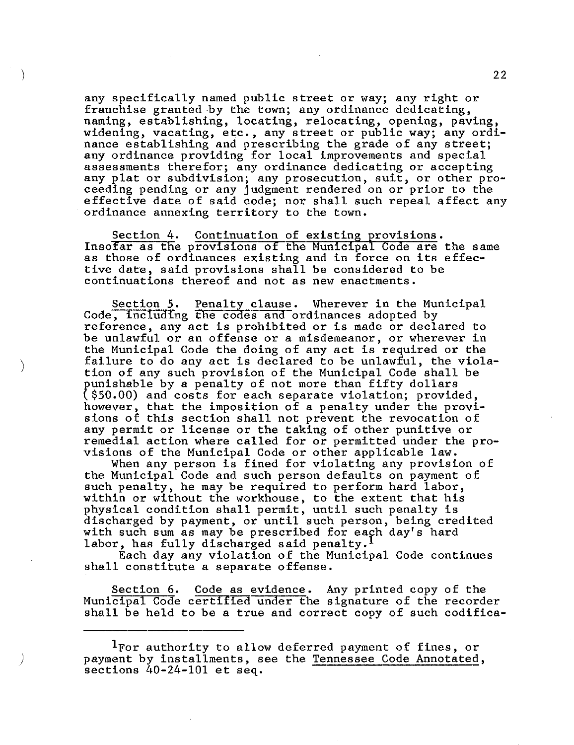any specifically named public street or way; any right or franchise granted by the town; any ordinance dedicating, naming, establishing, locating, relocating, opening, paving, widening, vacating, etc., any street or public way; any ordinance establishing and prescribing the grade of any street; any ordinance providing for local improvements and special assessments therefor; any ordinance dedicating or accepting any plat or subdivision; any prosecution, suit, or other proceeding pending or any judgment rendered on or prior to the effective date of said code; nor shall such repeal affect any ordinance annexing territory to the town.

Section 4. Continuation of existing provisions. Insofar as the provisions of the Municipal Code are the same as those of ordinances existing and in force on its effective date, said provisions shall be considered to be continuations thereof and not as new enactments.

Section 5. Penalty clause. Wherever in the Municipal Code, including the codes and ordinances adopted by reference, any act is prohibited or is made or declared to be unlawful or an offense or a misdemeanor, or wherever in the Municipal Code the doing of any act is required or the failure to do any act is declared to be unlawful, the violation of any such provision of the Municipal Code shall be punishable by a penalty of not more than fifty dollars ($50.00) and costs for each separate violation; provided, however, that the imposition of a penalty under the provisions of this section shall not prevent the revocation of any permit or license or the taking of other punitive or remedial action where called for or permitted under the provisions of the Municipal Code or other applicable law.

When any person is fined for violating any provision of the Municipal Code and such person defaults on payment of such penalty, he may be required to perform hard labor, within or without the workhouse, to the extent that his physical condition shall permit, until such penalty is discharged by payment, or until such person, being credited with such sum as may be prescribed for each day's hard labor, has fully discharged said penalty.[1]

Each day any violation of the Municipal Code continues shall constitute a separate offense.

Section 6. Code as evidence. Any printed copy of the Municipal Code certified under the signature of the recorder shall be held to be a true and correct copy of such codifica-

---

[1]For authority to allow deferred payment of fines, or payment by installments, see the Tennessee Code Annotated, sections 40-24-101 et seq.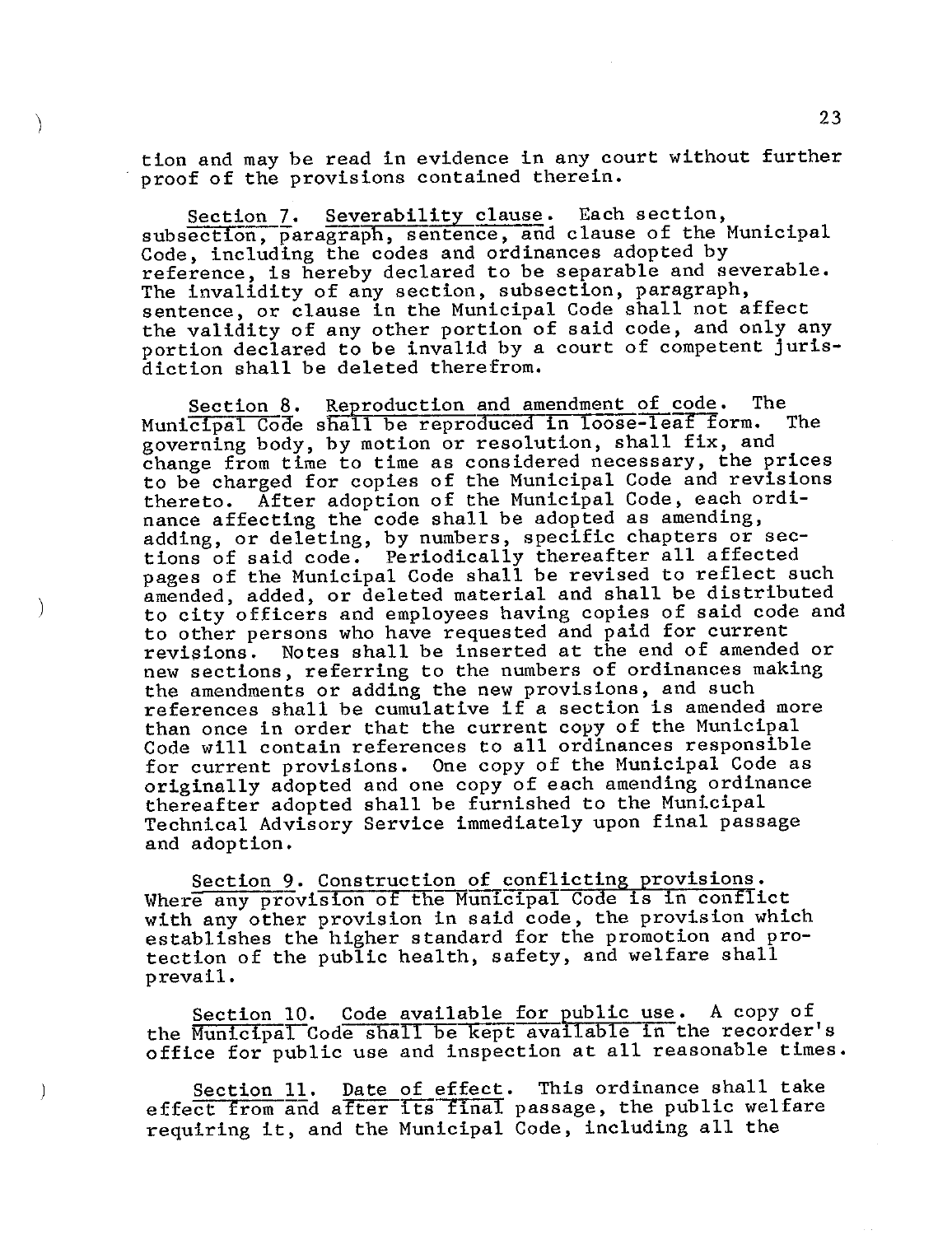tion and may be read in evidence in any court without further proof of the provisions contained therein.

Section 7. Severability clause. Each section, subsection, paragraph, sentence, and clause of the Municipal Code, including the codes and ordinances adopted by reference, is hereby declared to be separable and severable. The invalidity of any section, subsection, paragraph, sentence, or clause in the Municipal Code shall not affect the validity of any other portion of said code, and only any portion declared to be invalid by a court of competent jurisdiction shall be deleted therefrom.

Section 8. Reproduction and amendment of code. The Municipal Code shall be reproduced in loose-leaf form. The governing body, by motion or resolution, shall fix, and change from time to time as considered necessary, the prices to be charged for copies of the Municipal Code and revisions thereto. After adoption of the Municipal Code, each ordinance affecting the code shall be adopted as amending, adding, or deleting, by numbers, specific chapters or sections of said code. Periodically thereafter all affected pages of the Municipal Code shall be revised to reflect such amended, added, or deleted material and shall be distributed to city officers and employees having copies of said code and to other persons who have requested and paid for current revisions. Notes shall be inserted at the end of amended or new sections, referring to the numbers of ordinances making the amendments or adding the new provisions, and such references shall be cumulative if a section is amended more than once in order that the current copy of the Municipal Code will contain references to all ordinances responsible for current provisions. One copy of the Municipal Code as originally adopted and one copy of each amending ordinance thereafter adopted shall be furnished to the Municipal Technical Advisory Service immediately upon final passage and adoption.

Section 9. Construction of conflicting provisions. Where any provision of the Municipal Code is in conflict with any other provision in said code, the provision which establishes the higher standard for the promotion and protection of the public health, safety, and welfare shall prevail.

Section 10. Code available for public use. A copy of the Municipal Code shall be kept available in the recorder's office for public use and inspection at all reasonable times.

Section 11. Date of effect. This ordinance shall take effect from and after its final passage, the public welfare requiring it, and the Municipal Code, including all the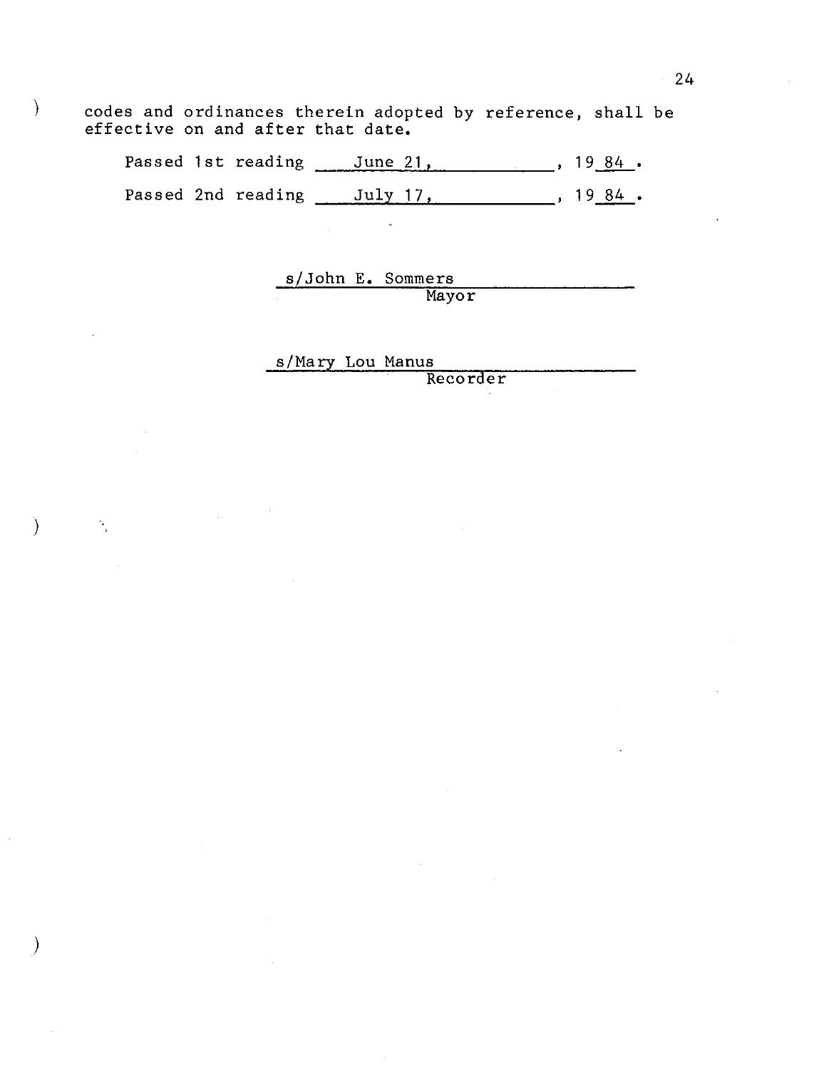codes and ordinances therein adopted by reference, shall be effective on and after that date.

Passed 1st reading June 21, , 19 84 .

Passed 2nd reading July 17, , 19 84 .

s/John E. Sommers
Mayor

s/Mary Lou Manus
Recorder